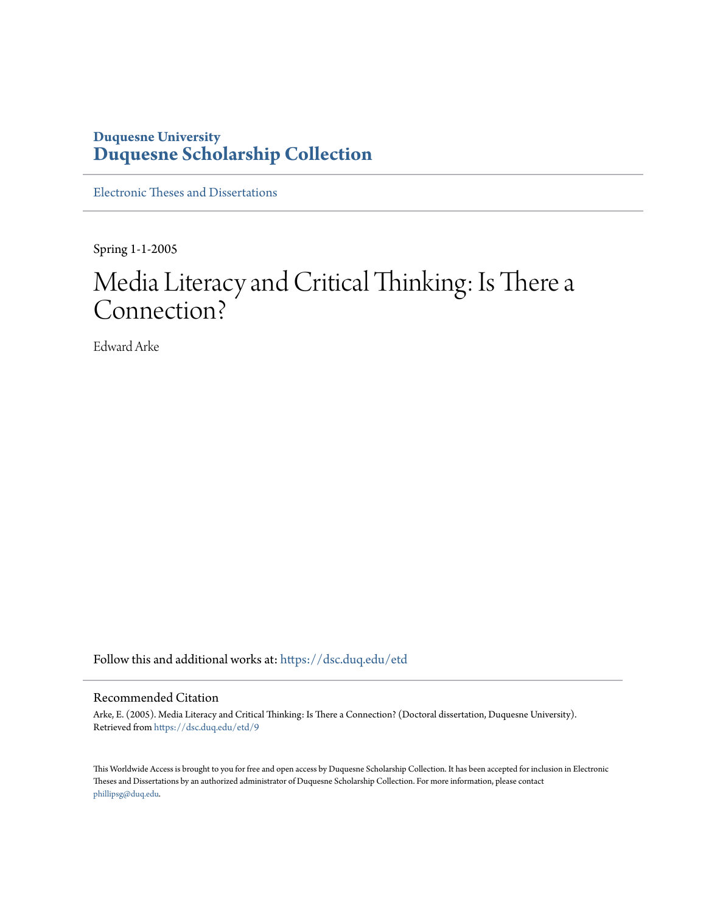**Duquesne University**
**Duquesne Scholarship Collection**

Electronic Theses and Dissertations

Spring 1-1-2005

# Media Literacy and Critical Thinking: Is There a Connection?

Edward Arke

Follow this and additional works at: https://dsc.duq.edu/etd

## Recommended Citation

Arke, E. (2005). Media Literacy and Critical Thinking: Is There a Connection? (Doctoral dissertation, Duquesne University). Retrieved from https://dsc.duq.edu/etd/9

This Worldwide Access is brought to you for free and open access by Duquesne Scholarship Collection. It has been accepted for inclusion in Electronic Theses and Dissertations by an authorized administrator of Duquesne Scholarship Collection. For more information, please contact phillipsg@duq.edu.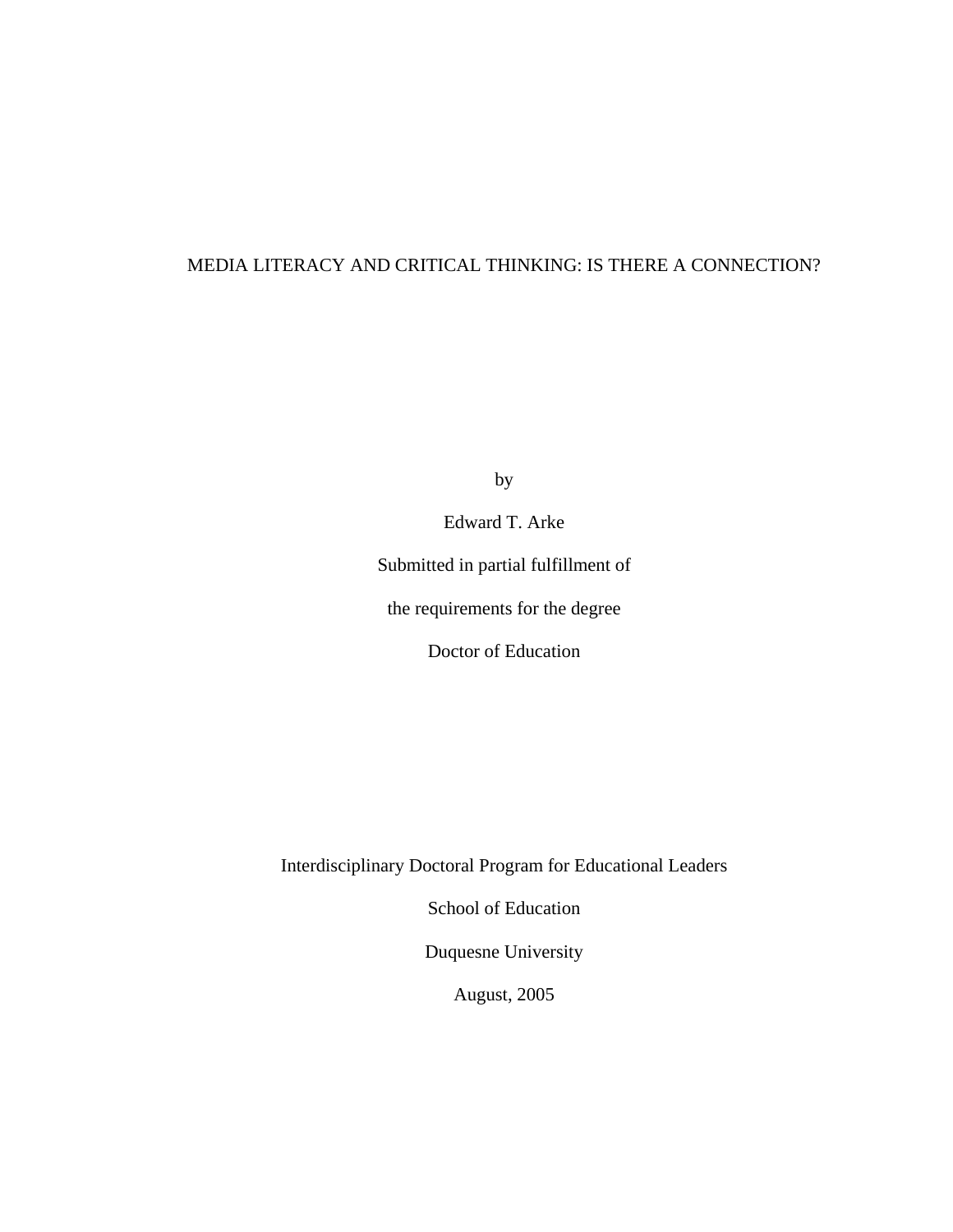# MEDIA LITERACY AND CRITICAL THINKING: IS THERE A CONNECTION?

by

Edward T. Arke

Submitted in partial fulfillment of

the requirements for the degree

Doctor of Education

Interdisciplinary Doctoral Program for Educational Leaders

School of Education

Duquesne University

August, 2005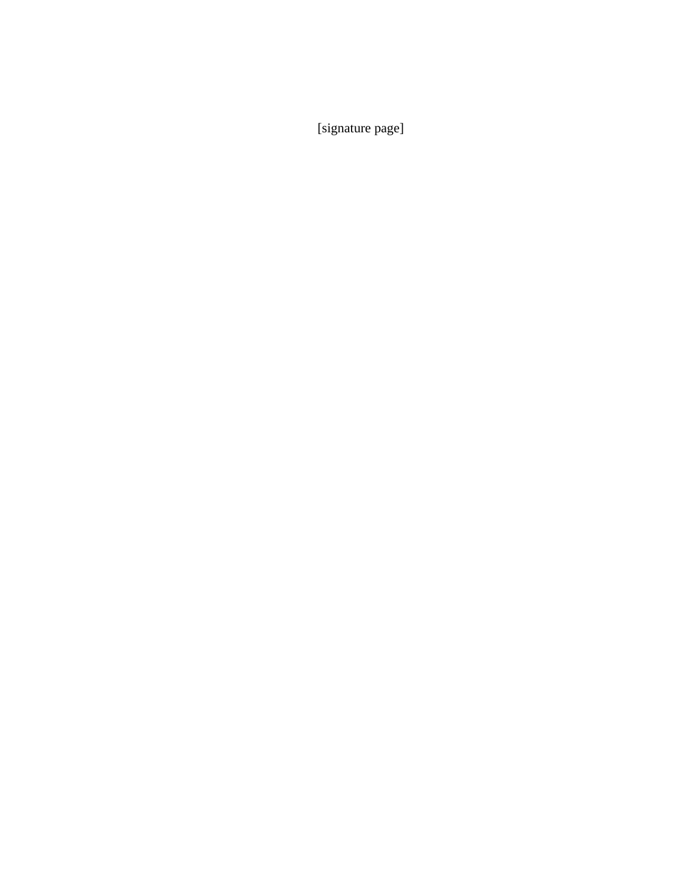[signature page]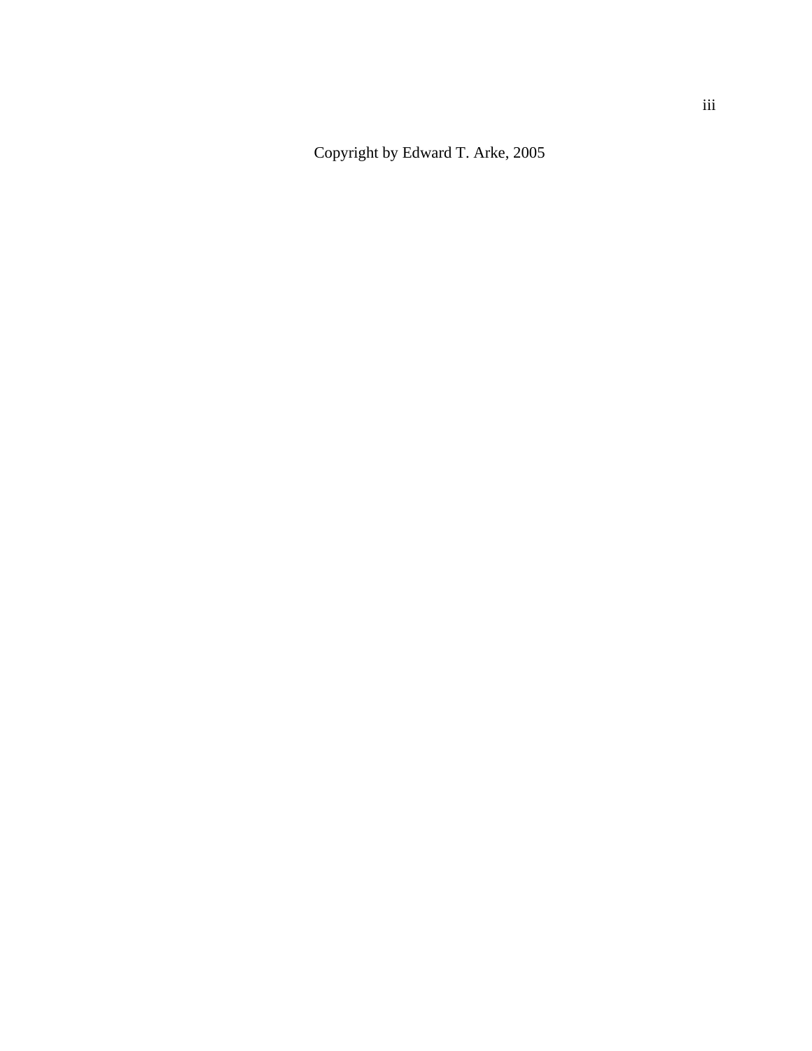Copyright by Edward T. Arke, 2005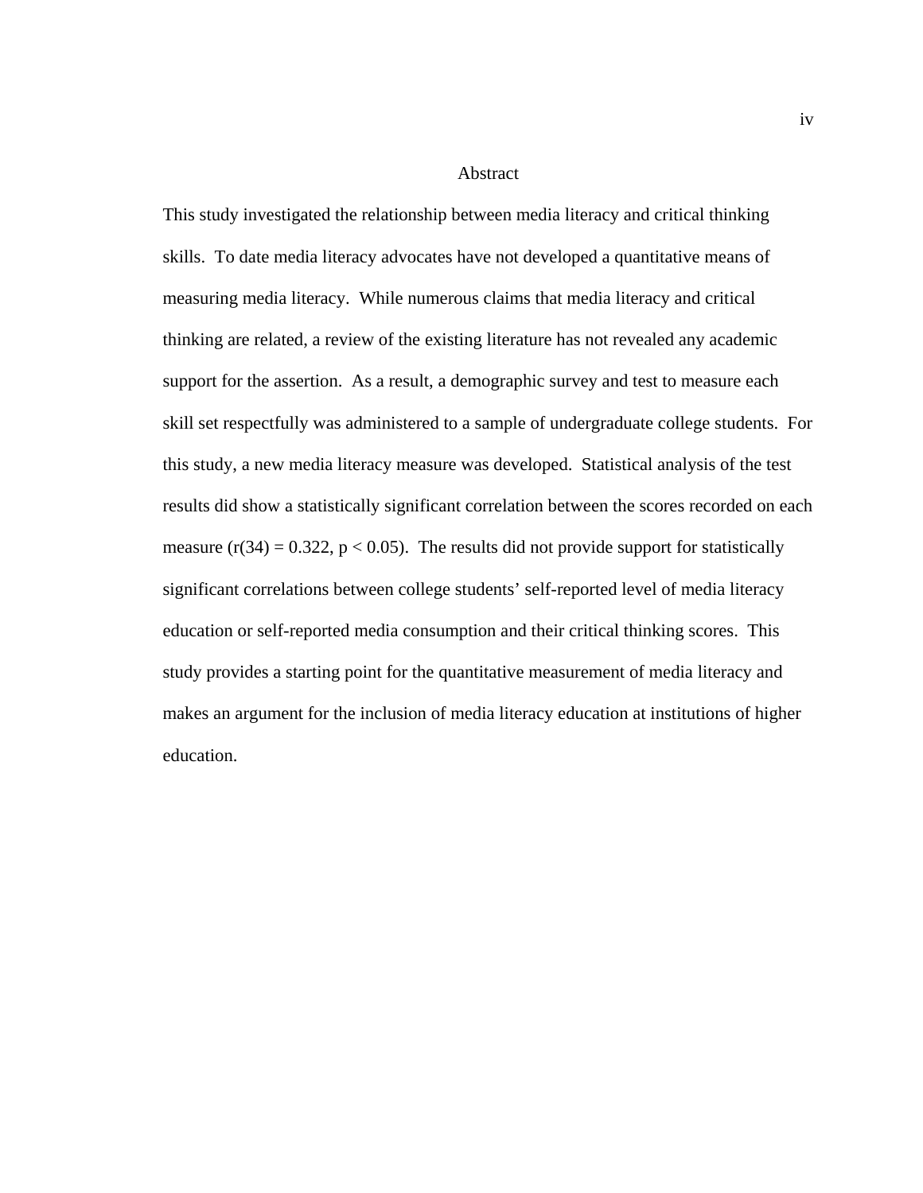# Abstract

This study investigated the relationship between media literacy and critical thinking skills. To date media literacy advocates have not developed a quantitative means of measuring media literacy. While numerous claims that media literacy and critical thinking are related, a review of the existing literature has not revealed any academic support for the assertion. As a result, a demographic survey and test to measure each skill set respectfully was administered to a sample of undergraduate college students. For this study, a new media literacy measure was developed. Statistical analysis of the test results did show a statistically significant correlation between the scores recorded on each measure ($r(34) = 0.322$, $p < 0.05$). The results did not provide support for statistically significant correlations between college students' self-reported level of media literacy education or self-reported media consumption and their critical thinking scores. This study provides a starting point for the quantitative measurement of media literacy and makes an argument for the inclusion of media literacy education at institutions of higher education.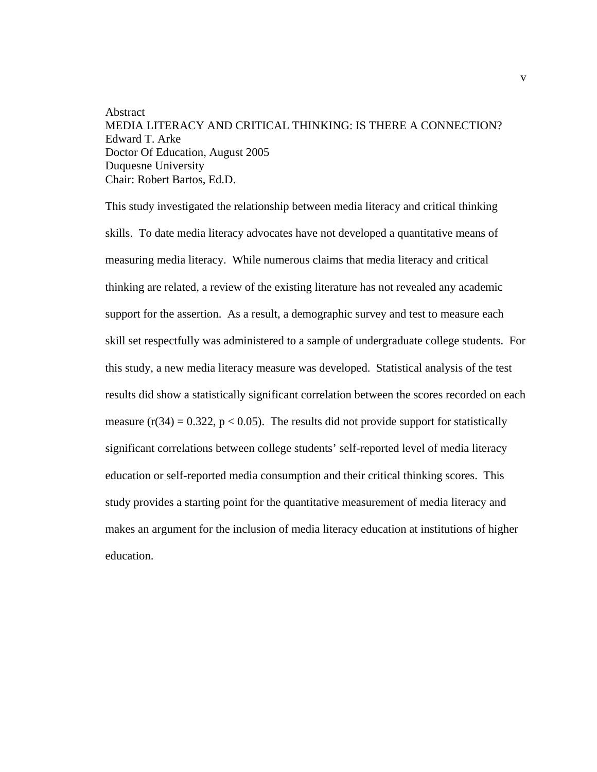# Abstract

MEDIA LITERACY AND CRITICAL THINKING: IS THERE A CONNECTION?
Edward T. Arke
Doctor Of Education, August 2005
Duquesne University
Chair: Robert Bartos, Ed.D.

This study investigated the relationship between media literacy and critical thinking skills. To date media literacy advocates have not developed a quantitative means of measuring media literacy. While numerous claims that media literacy and critical thinking are related, a review of the existing literature has not revealed any academic support for the assertion. As a result, a demographic survey and test to measure each skill set respectfully was administered to a sample of undergraduate college students. For this study, a new media literacy measure was developed. Statistical analysis of the test results did show a statistically significant correlation between the scores recorded on each measure ($r(34) = 0.322$, $p < 0.05$). The results did not provide support for statistically significant correlations between college students' self-reported level of media literacy education or self-reported media consumption and their critical thinking scores. This study provides a starting point for the quantitative measurement of media literacy and makes an argument for the inclusion of media literacy education at institutions of higher education.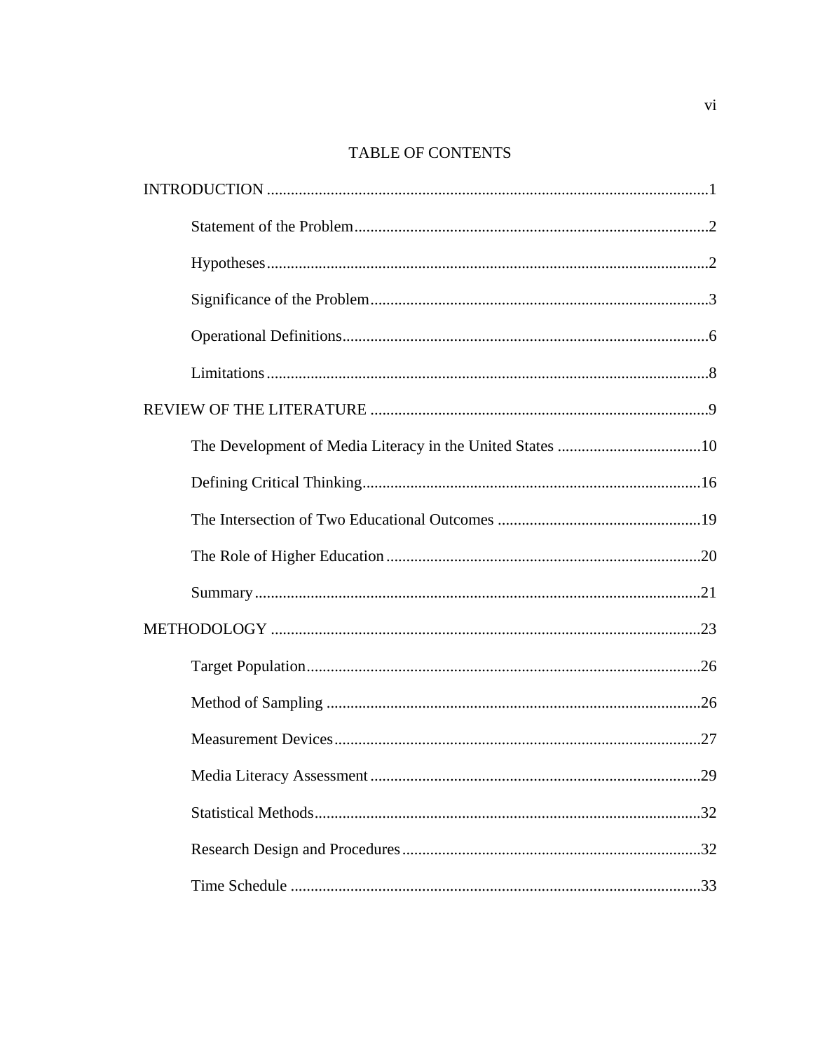# TABLE OF CONTENTS

INTRODUCTION ..... 1

- Statement of the Problem ..... 2
- Hypotheses ..... 2
- Significance of the Problem ..... 3
- Operational Definitions ..... 6
- Limitations ..... 8

REVIEW OF THE LITERATURE ..... 9

- The Development of Media Literacy in the United States ..... 10
- Defining Critical Thinking ..... 16
- The Intersection of Two Educational Outcomes ..... 19
- The Role of Higher Education ..... 20
- Summary ..... 21

METHODOLOGY ..... 23

- Target Population ..... 26
- Method of Sampling ..... 26
- Measurement Devices ..... 27
- Media Literacy Assessment ..... 29
- Statistical Methods ..... 32
- Research Design and Procedures ..... 32
- Time Schedule ..... 33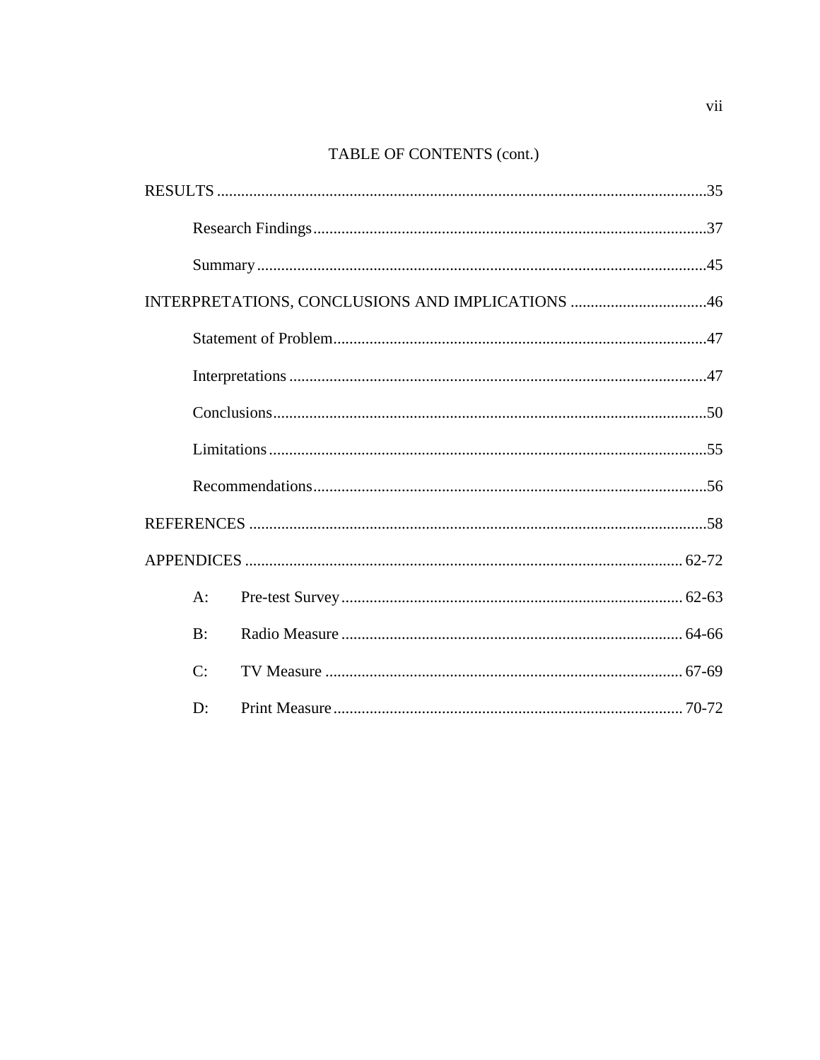## TABLE OF CONTENTS (cont.)

RESULTS ........................................................................................................................35

Research Findings ................................................................................................37

Summary ..............................................................................................................45

INTERPRETATIONS, CONCLUSIONS AND IMPLICATIONS .................................46

Statement of Problem ...........................................................................................47

Interpretations .......................................................................................................47

Conclusions ..........................................................................................................50

Limitations ............................................................................................................55

Recommendations ................................................................................................56

REFERENCES ................................................................................................................58

APPENDICES ............................................................................................................ 62-72

A: Pre-test Survey .................................................................................... 62-63

B: Radio Measure .................................................................................... 64-66

C: TV Measure ........................................................................................ 67-69

D: Print Measure ...................................................................................... 70-72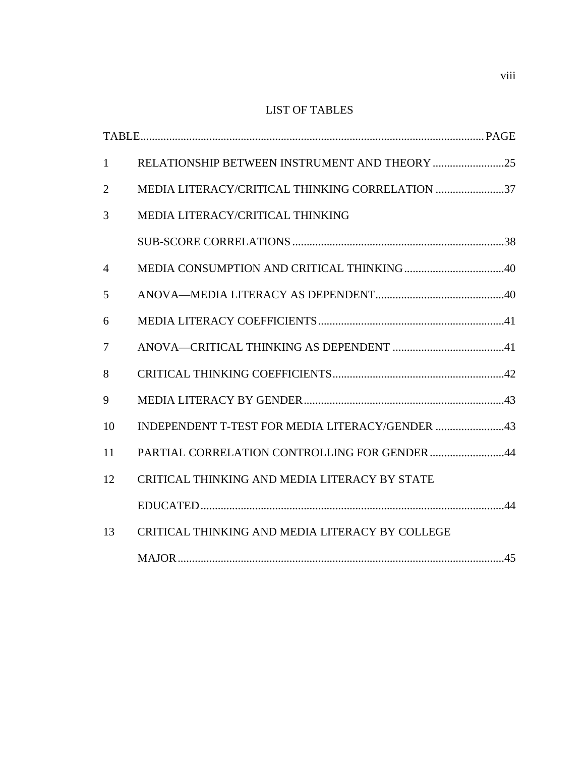## LIST OF TABLES

| TABLE | | PAGE |
|---|---|---|
| 1 | RELATIONSHIP BETWEEN INSTRUMENT AND THEORY | 25 |
| 2 | MEDIA LITERACY/CRITICAL THINKING CORRELATION | 37 |
| 3 | MEDIA LITERACY/CRITICAL THINKING SUB-SCORE CORRELATIONS | 38 |
| 4 | MEDIA CONSUMPTION AND CRITICAL THINKING | 40 |
| 5 | ANOVA—MEDIA LITERACY AS DEPENDENT | 40 |
| 6 | MEDIA LITERACY COEFFICIENTS | 41 |
| 7 | ANOVA—CRITICAL THINKING AS DEPENDENT | 41 |
| 8 | CRITICAL THINKING COEFFICIENTS | 42 |
| 9 | MEDIA LITERACY BY GENDER | 43 |
| 10 | INDEPENDENT T-TEST FOR MEDIA LITERACY/GENDER | 43 |
| 11 | PARTIAL CORRELATION CONTROLLING FOR GENDER | 44 |
| 12 | CRITICAL THINKING AND MEDIA LITERACY BY STATE EDUCATED | 44 |
| 13 | CRITICAL THINKING AND MEDIA LITERACY BY COLLEGE MAJOR | 45 |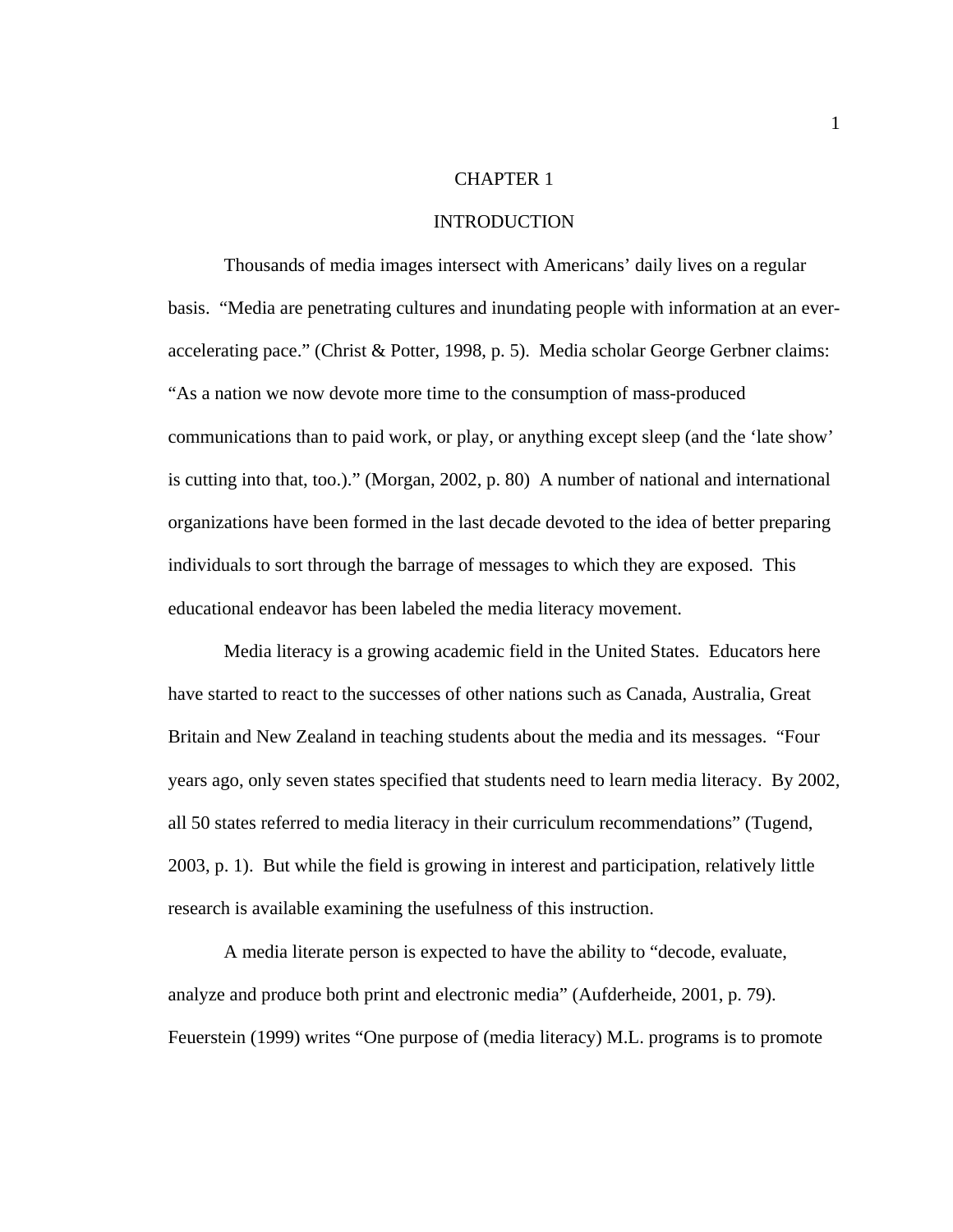# CHAPTER 1

# INTRODUCTION

Thousands of media images intersect with Americans' daily lives on a regular basis. "Media are penetrating cultures and inundating people with information at an ever-accelerating pace." (Christ & Potter, 1998, p. 5). Media scholar George Gerbner claims: "As a nation we now devote more time to the consumption of mass-produced communications than to paid work, or play, or anything except sleep (and the 'late show' is cutting into that, too.)." (Morgan, 2002, p. 80) A number of national and international organizations have been formed in the last decade devoted to the idea of better preparing individuals to sort through the barrage of messages to which they are exposed. This educational endeavor has been labeled the media literacy movement.

Media literacy is a growing academic field in the United States. Educators here have started to react to the successes of other nations such as Canada, Australia, Great Britain and New Zealand in teaching students about the media and its messages. "Four years ago, only seven states specified that students need to learn media literacy. By 2002, all 50 states referred to media literacy in their curriculum recommendations" (Tugend, 2003, p. 1). But while the field is growing in interest and participation, relatively little research is available examining the usefulness of this instruction.

A media literate person is expected to have the ability to "decode, evaluate, analyze and produce both print and electronic media" (Aufderheide, 2001, p. 79). Feuerstein (1999) writes "One purpose of (media literacy) M.L. programs is to promote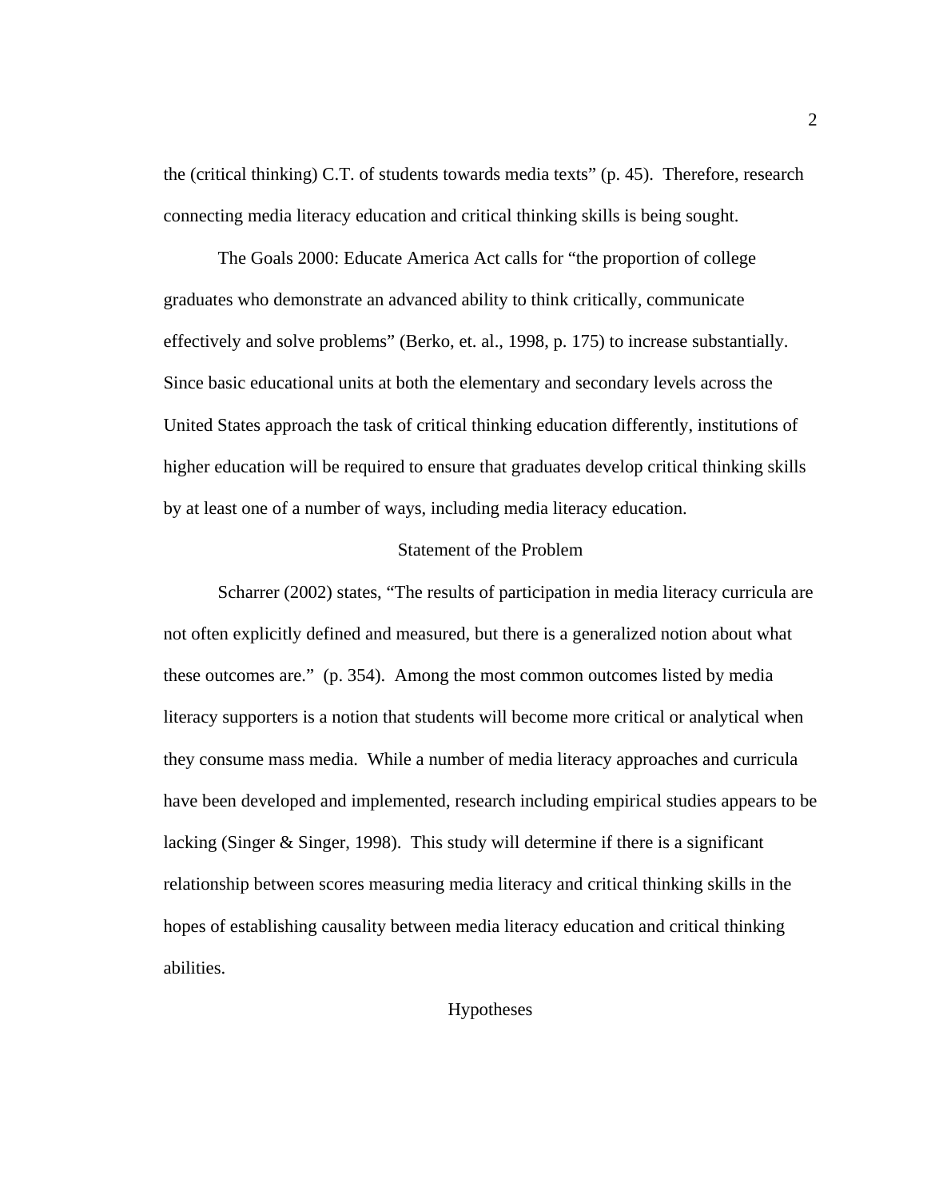the (critical thinking) C.T. of students towards media texts" (p. 45). Therefore, research connecting media literacy education and critical thinking skills is being sought.

The Goals 2000: Educate America Act calls for "the proportion of college graduates who demonstrate an advanced ability to think critically, communicate effectively and solve problems" (Berko, et. al., 1998, p. 175) to increase substantially. Since basic educational units at both the elementary and secondary levels across the United States approach the task of critical thinking education differently, institutions of higher education will be required to ensure that graduates develop critical thinking skills by at least one of a number of ways, including media literacy education.

## Statement of the Problem

Scharrer (2002) states, "The results of participation in media literacy curricula are not often explicitly defined and measured, but there is a generalized notion about what these outcomes are." (p. 354). Among the most common outcomes listed by media literacy supporters is a notion that students will become more critical or analytical when they consume mass media. While a number of media literacy approaches and curricula have been developed and implemented, research including empirical studies appears to be lacking (Singer & Singer, 1998). This study will determine if there is a significant relationship between scores measuring media literacy and critical thinking skills in the hopes of establishing causality between media literacy education and critical thinking abilities.

## Hypotheses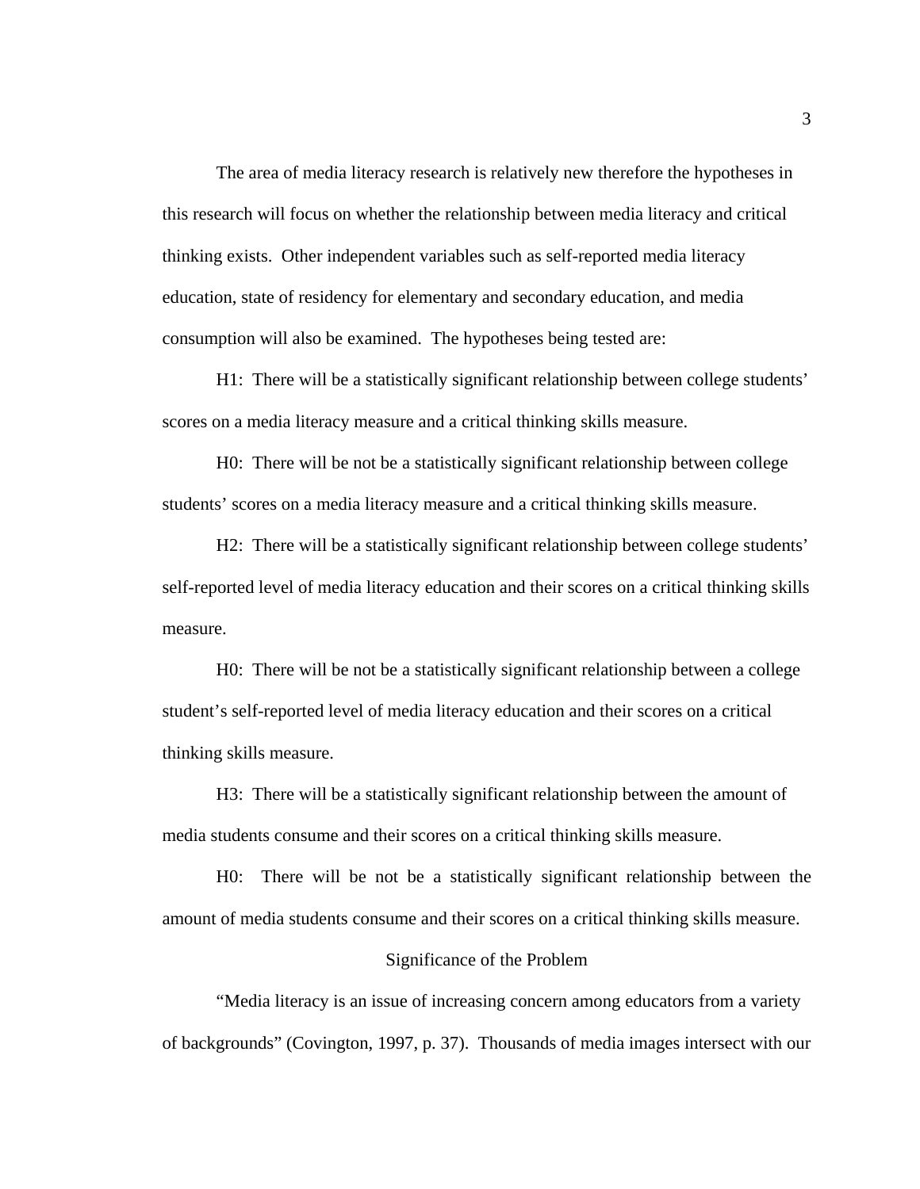The area of media literacy research is relatively new therefore the hypotheses in this research will focus on whether the relationship between media literacy and critical thinking exists. Other independent variables such as self-reported media literacy education, state of residency for elementary and secondary education, and media consumption will also be examined. The hypotheses being tested are:

H1: There will be a statistically significant relationship between college students' scores on a media literacy measure and a critical thinking skills measure.

H0: There will be not be a statistically significant relationship between college students' scores on a media literacy measure and a critical thinking skills measure.

H2: There will be a statistically significant relationship between college students' self-reported level of media literacy education and their scores on a critical thinking skills measure.

H0: There will be not be a statistically significant relationship between a college student's self-reported level of media literacy education and their scores on a critical thinking skills measure.

H3: There will be a statistically significant relationship between the amount of media students consume and their scores on a critical thinking skills measure.

H0: There will be not be a statistically significant relationship between the amount of media students consume and their scores on a critical thinking skills measure.

## Significance of the Problem

"Media literacy is an issue of increasing concern among educators from a variety of backgrounds" (Covington, 1997, p. 37). Thousands of media images intersect with our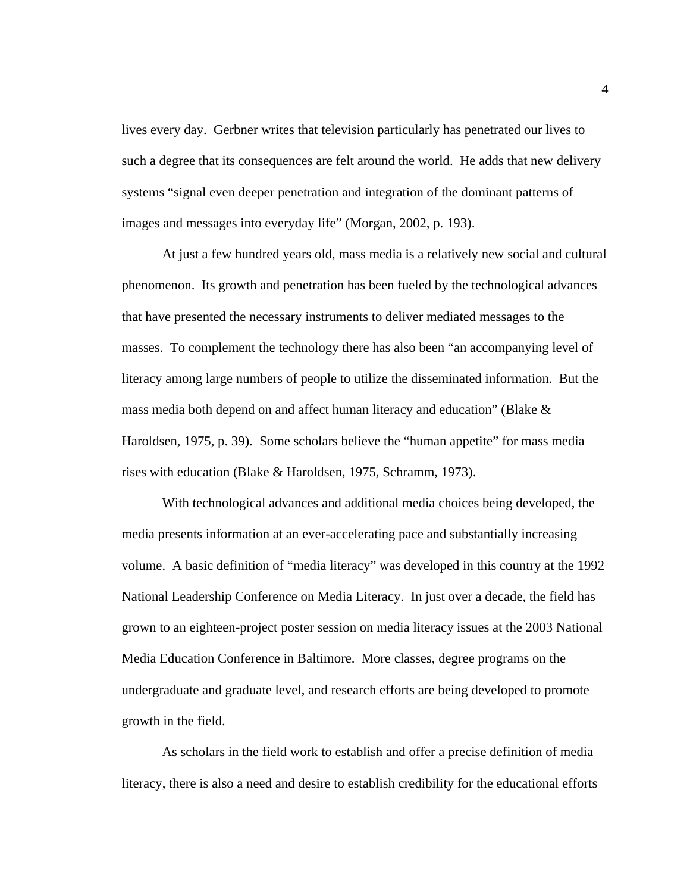lives every day. Gerbner writes that television particularly has penetrated our lives to such a degree that its consequences are felt around the world. He adds that new delivery systems "signal even deeper penetration and integration of the dominant patterns of images and messages into everyday life" (Morgan, 2002, p. 193).

At just a few hundred years old, mass media is a relatively new social and cultural phenomenon. Its growth and penetration has been fueled by the technological advances that have presented the necessary instruments to deliver mediated messages to the masses. To complement the technology there has also been "an accompanying level of literacy among large numbers of people to utilize the disseminated information. But the mass media both depend on and affect human literacy and education" (Blake & Haroldsen, 1975, p. 39). Some scholars believe the "human appetite" for mass media rises with education (Blake & Haroldsen, 1975, Schramm, 1973).

With technological advances and additional media choices being developed, the media presents information at an ever-accelerating pace and substantially increasing volume. A basic definition of "media literacy" was developed in this country at the 1992 National Leadership Conference on Media Literacy. In just over a decade, the field has grown to an eighteen-project poster session on media literacy issues at the 2003 National Media Education Conference in Baltimore. More classes, degree programs on the undergraduate and graduate level, and research efforts are being developed to promote growth in the field.

As scholars in the field work to establish and offer a precise definition of media literacy, there is also a need and desire to establish credibility for the educational efforts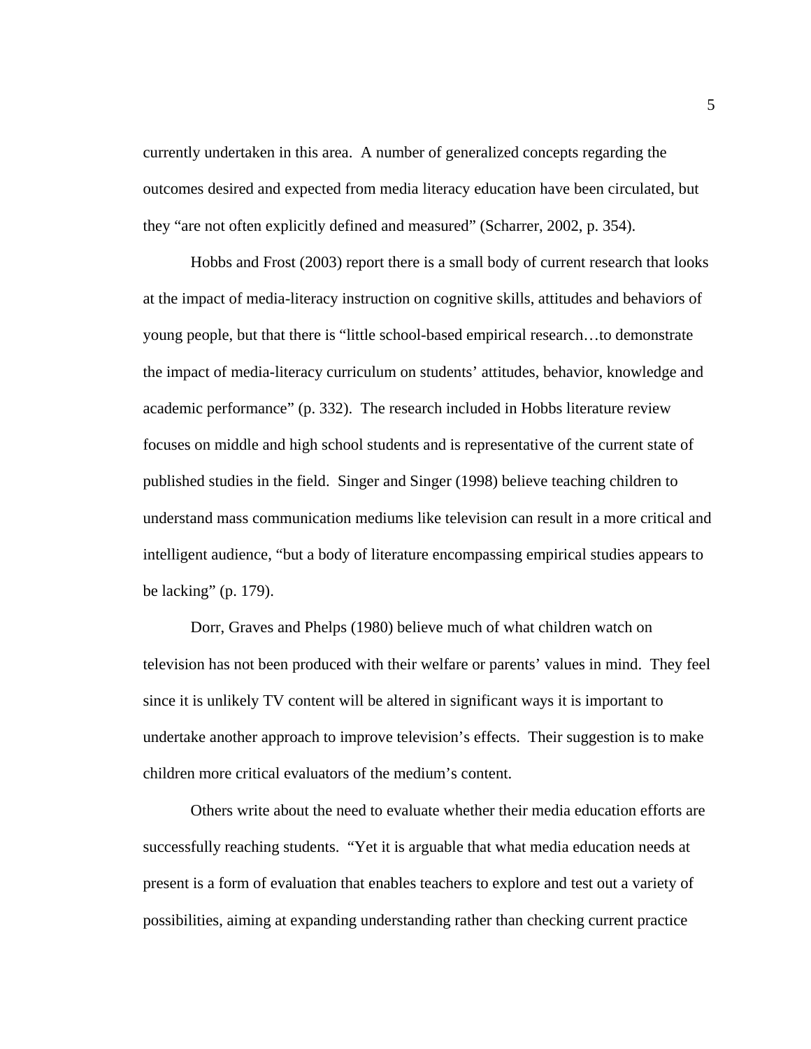currently undertaken in this area.  A number of generalized concepts regarding the outcomes desired and expected from media literacy education have been circulated, but they "are not often explicitly defined and measured" (Scharrer, 2002, p. 354).

Hobbs and Frost (2003) report there is a small body of current research that looks at the impact of media-literacy instruction on cognitive skills, attitudes and behaviors of young people, but that there is "little school-based empirical research…to demonstrate the impact of media-literacy curriculum on students' attitudes, behavior, knowledge and academic performance" (p. 332).  The research included in Hobbs literature review focuses on middle and high school students and is representative of the current state of published studies in the field.  Singer and Singer (1998) believe teaching children to understand mass communication mediums like television can result in a more critical and intelligent audience, "but a body of literature encompassing empirical studies appears to be lacking" (p. 179).

Dorr, Graves and Phelps (1980) believe much of what children watch on television has not been produced with their welfare or parents' values in mind.  They feel since it is unlikely TV content will be altered in significant ways it is important to undertake another approach to improve television's effects.  Their suggestion is to make children more critical evaluators of the medium's content.

Others write about the need to evaluate whether their media education efforts are successfully reaching students.  "Yet it is arguable that what media education needs at present is a form of evaluation that enables teachers to explore and test out a variety of possibilities, aiming at expanding understanding rather than checking current practice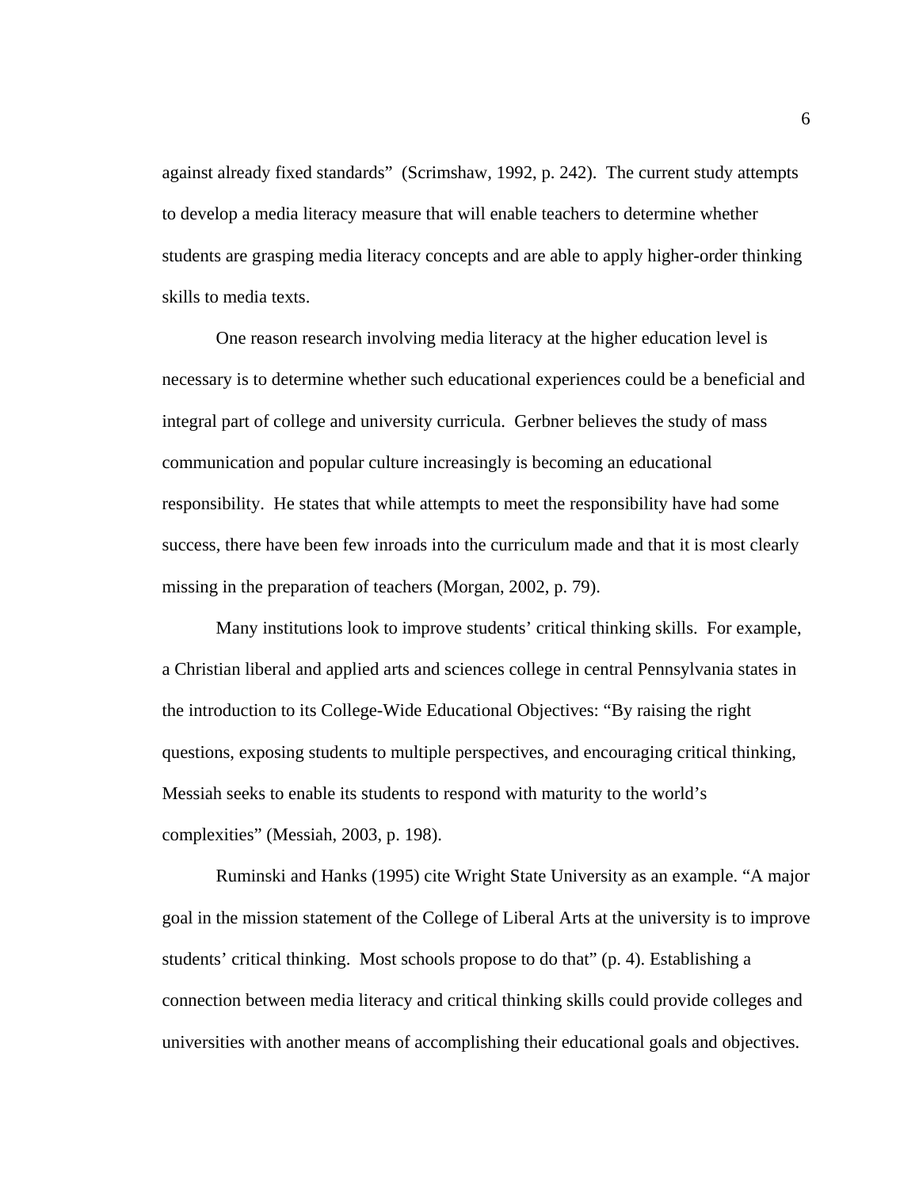against already fixed standards" (Scrimshaw, 1992, p. 242). The current study attempts to develop a media literacy measure that will enable teachers to determine whether students are grasping media literacy concepts and are able to apply higher-order thinking skills to media texts.

One reason research involving media literacy at the higher education level is necessary is to determine whether such educational experiences could be a beneficial and integral part of college and university curricula. Gerbner believes the study of mass communication and popular culture increasingly is becoming an educational responsibility. He states that while attempts to meet the responsibility have had some success, there have been few inroads into the curriculum made and that it is most clearly missing in the preparation of teachers (Morgan, 2002, p. 79).

Many institutions look to improve students' critical thinking skills. For example, a Christian liberal and applied arts and sciences college in central Pennsylvania states in the introduction to its College-Wide Educational Objectives: "By raising the right questions, exposing students to multiple perspectives, and encouraging critical thinking, Messiah seeks to enable its students to respond with maturity to the world's complexities" (Messiah, 2003, p. 198).

Ruminski and Hanks (1995) cite Wright State University as an example. "A major goal in the mission statement of the College of Liberal Arts at the university is to improve students' critical thinking. Most schools propose to do that" (p. 4). Establishing a connection between media literacy and critical thinking skills could provide colleges and universities with another means of accomplishing their educational goals and objectives.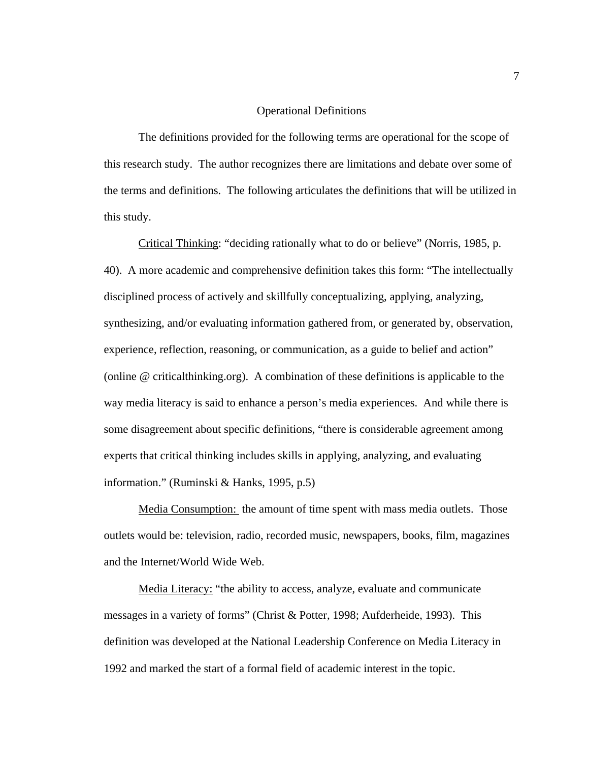## Operational Definitions

The definitions provided for the following terms are operational for the scope of this research study. The author recognizes there are limitations and debate over some of the terms and definitions. The following articulates the definitions that will be utilized in this study.

Critical Thinking: "deciding rationally what to do or believe" (Norris, 1985, p. 40). A more academic and comprehensive definition takes this form: "The intellectually disciplined process of actively and skillfully conceptualizing, applying, analyzing, synthesizing, and/or evaluating information gathered from, or generated by, observation, experience, reflection, reasoning, or communication, as a guide to belief and action" (online @ criticalthinking.org). A combination of these definitions is applicable to the way media literacy is said to enhance a person's media experiences. And while there is some disagreement about specific definitions, "there is considerable agreement among experts that critical thinking includes skills in applying, analyzing, and evaluating information." (Ruminski & Hanks, 1995, p.5)

Media Consumption: the amount of time spent with mass media outlets. Those outlets would be: television, radio, recorded music, newspapers, books, film, magazines and the Internet/World Wide Web.

Media Literacy: "the ability to access, analyze, evaluate and communicate messages in a variety of forms" (Christ & Potter, 1998; Aufderheide, 1993). This definition was developed at the National Leadership Conference on Media Literacy in 1992 and marked the start of a formal field of academic interest in the topic.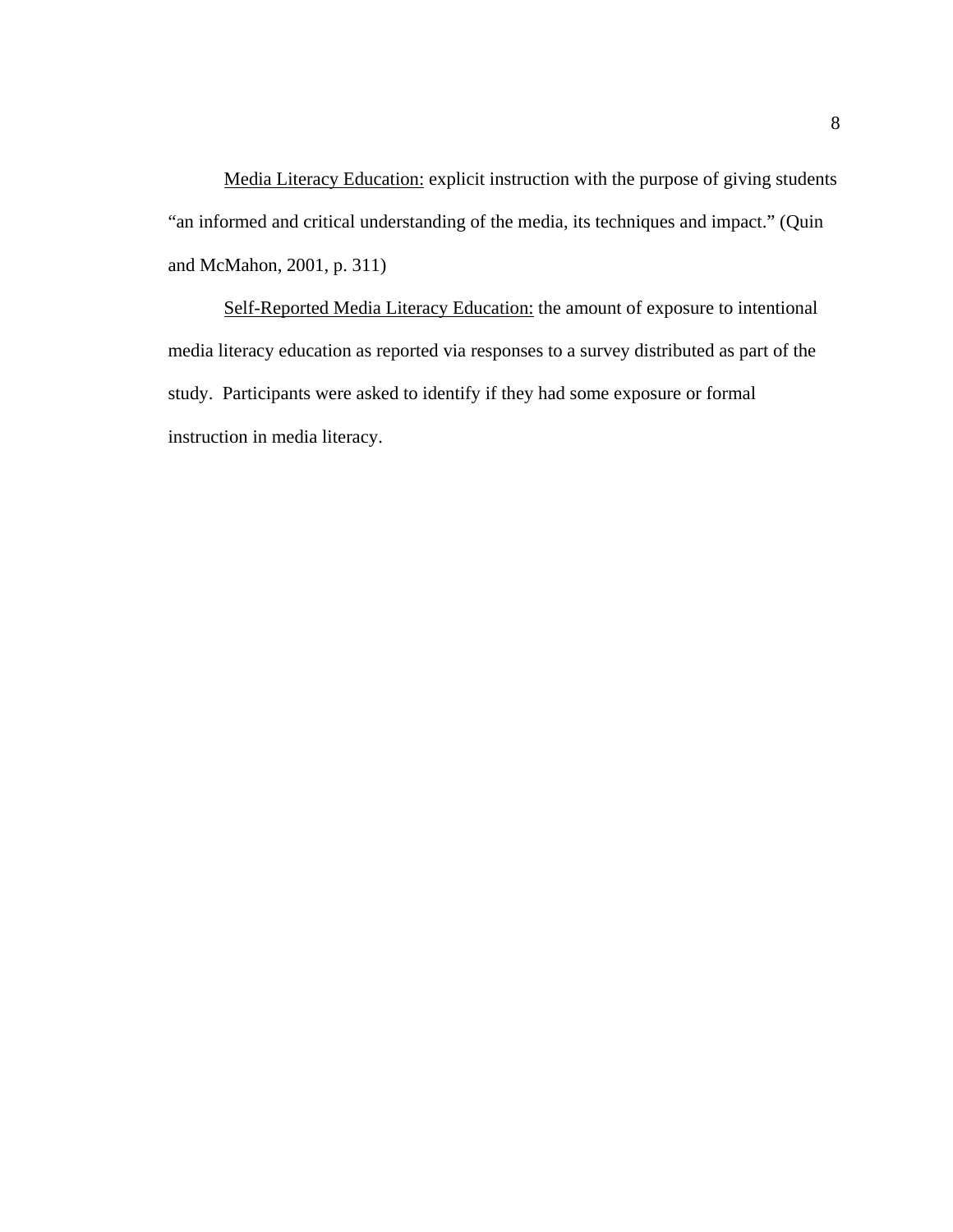Media Literacy Education: explicit instruction with the purpose of giving students "an informed and critical understanding of the media, its techniques and impact." (Quin and McMahon, 2001, p. 311)

Self-Reported Media Literacy Education: the amount of exposure to intentional media literacy education as reported via responses to a survey distributed as part of the study. Participants were asked to identify if they had some exposure or formal instruction in media literacy.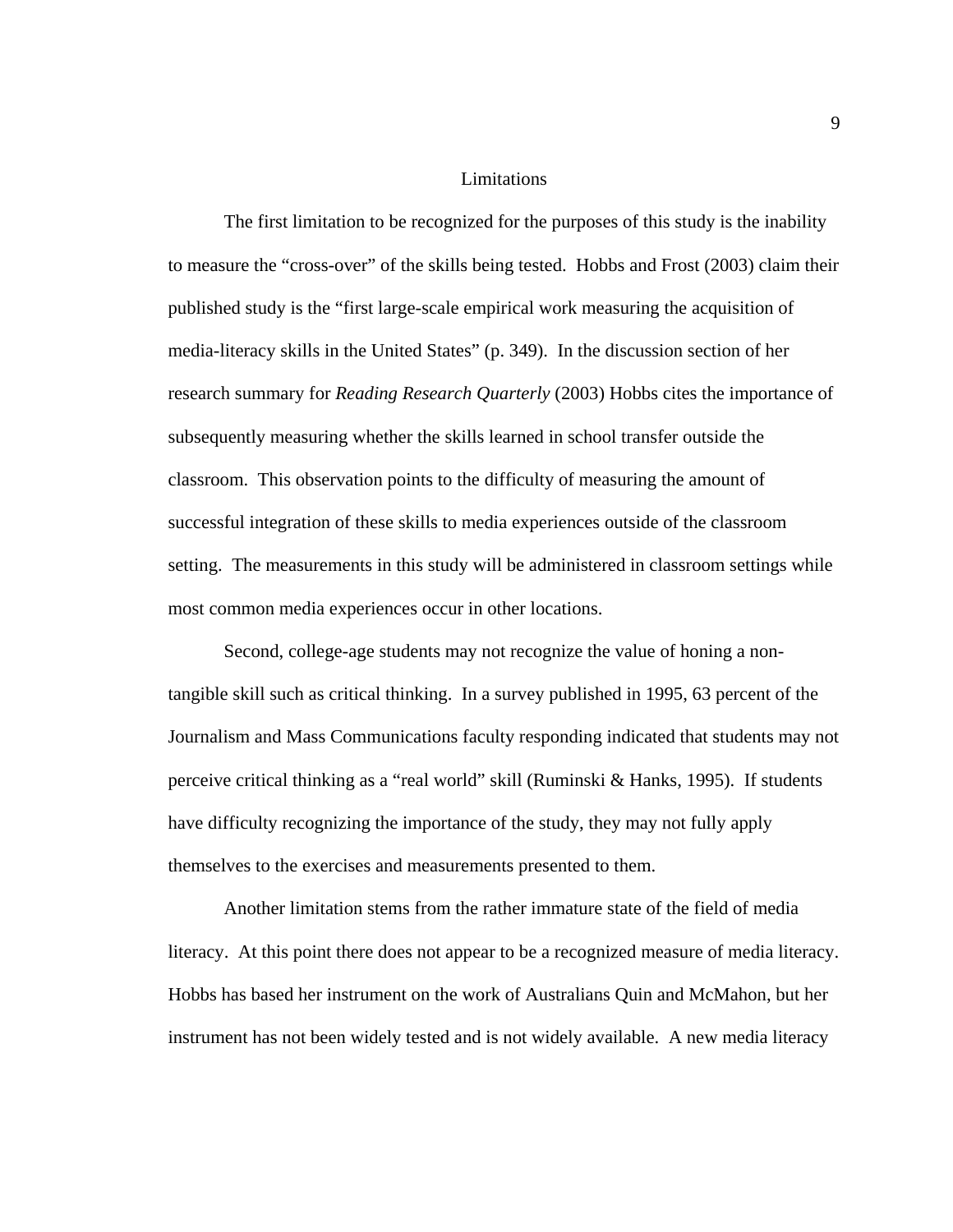## Limitations

The first limitation to be recognized for the purposes of this study is the inability to measure the "cross-over" of the skills being tested. Hobbs and Frost (2003) claim their published study is the "first large-scale empirical work measuring the acquisition of media-literacy skills in the United States" (p. 349). In the discussion section of her research summary for *Reading Research Quarterly* (2003) Hobbs cites the importance of subsequently measuring whether the skills learned in school transfer outside the classroom. This observation points to the difficulty of measuring the amount of successful integration of these skills to media experiences outside of the classroom setting. The measurements in this study will be administered in classroom settings while most common media experiences occur in other locations.

Second, college-age students may not recognize the value of honing a non-tangible skill such as critical thinking. In a survey published in 1995, 63 percent of the Journalism and Mass Communications faculty responding indicated that students may not perceive critical thinking as a "real world" skill (Ruminski & Hanks, 1995). If students have difficulty recognizing the importance of the study, they may not fully apply themselves to the exercises and measurements presented to them.

Another limitation stems from the rather immature state of the field of media literacy. At this point there does not appear to be a recognized measure of media literacy. Hobbs has based her instrument on the work of Australians Quin and McMahon, but her instrument has not been widely tested and is not widely available. A new media literacy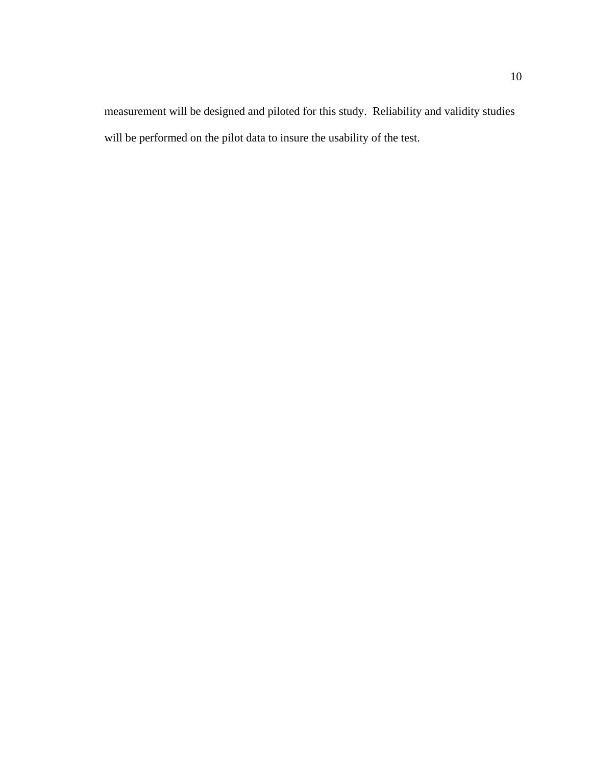measurement will be designed and piloted for this study. Reliability and validity studies will be performed on the pilot data to insure the usability of the test.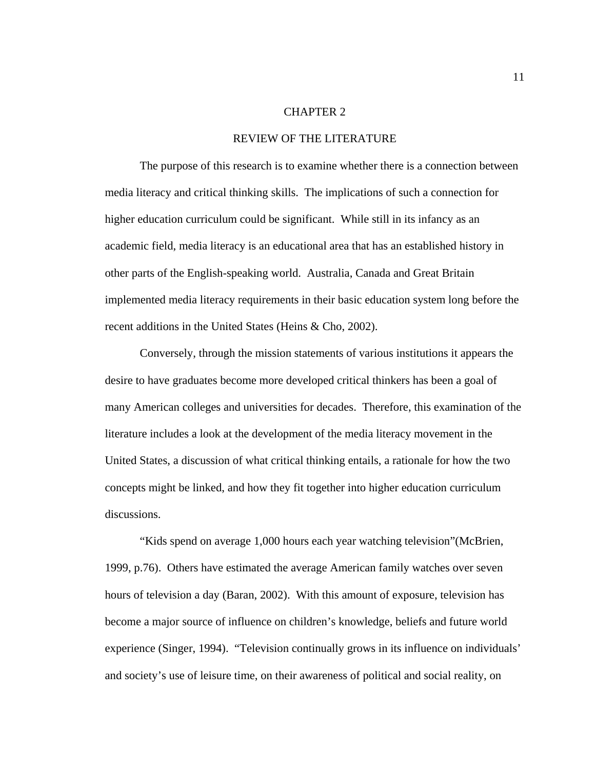# CHAPTER 2

## REVIEW OF THE LITERATURE

The purpose of this research is to examine whether there is a connection between media literacy and critical thinking skills. The implications of such a connection for higher education curriculum could be significant. While still in its infancy as an academic field, media literacy is an educational area that has an established history in other parts of the English-speaking world. Australia, Canada and Great Britain implemented media literacy requirements in their basic education system long before the recent additions in the United States (Heins & Cho, 2002).

Conversely, through the mission statements of various institutions it appears the desire to have graduates become more developed critical thinkers has been a goal of many American colleges and universities for decades. Therefore, this examination of the literature includes a look at the development of the media literacy movement in the United States, a discussion of what critical thinking entails, a rationale for how the two concepts might be linked, and how they fit together into higher education curriculum discussions.

"Kids spend on average 1,000 hours each year watching television"(McBrien, 1999, p.76). Others have estimated the average American family watches over seven hours of television a day (Baran, 2002). With this amount of exposure, television has become a major source of influence on children's knowledge, beliefs and future world experience (Singer, 1994). "Television continually grows in its influence on individuals' and society's use of leisure time, on their awareness of political and social reality, on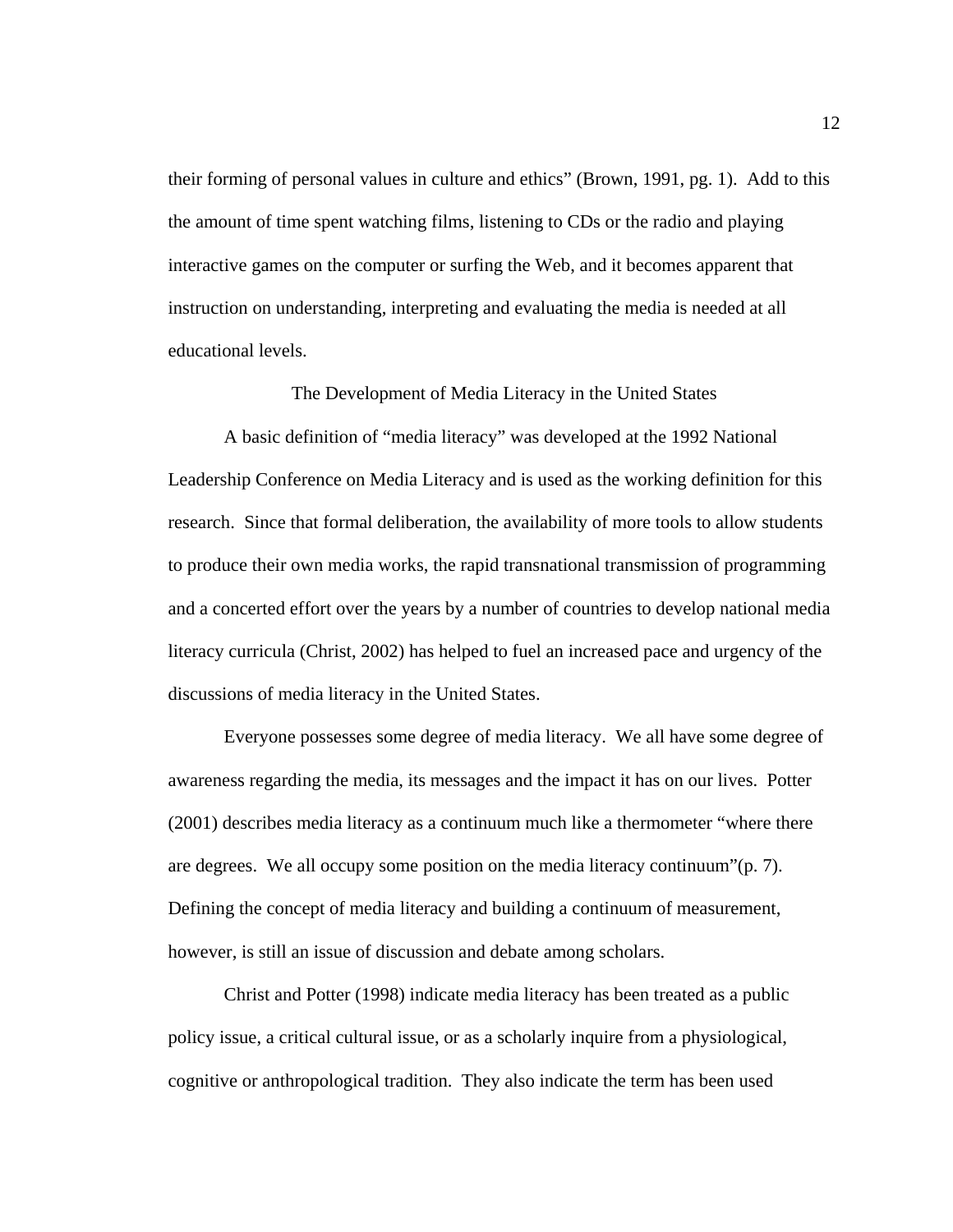their forming of personal values in culture and ethics" (Brown, 1991, pg. 1). Add to this the amount of time spent watching films, listening to CDs or the radio and playing interactive games on the computer or surfing the Web, and it becomes apparent that instruction on understanding, interpreting and evaluating the media is needed at all educational levels.

## The Development of Media Literacy in the United States

A basic definition of "media literacy" was developed at the 1992 National Leadership Conference on Media Literacy and is used as the working definition for this research. Since that formal deliberation, the availability of more tools to allow students to produce their own media works, the rapid transnational transmission of programming and a concerted effort over the years by a number of countries to develop national media literacy curricula (Christ, 2002) has helped to fuel an increased pace and urgency of the discussions of media literacy in the United States.

Everyone possesses some degree of media literacy. We all have some degree of awareness regarding the media, its messages and the impact it has on our lives. Potter (2001) describes media literacy as a continuum much like a thermometer "where there are degrees. We all occupy some position on the media literacy continuum"(p. 7). Defining the concept of media literacy and building a continuum of measurement, however, is still an issue of discussion and debate among scholars.

Christ and Potter (1998) indicate media literacy has been treated as a public policy issue, a critical cultural issue, or as a scholarly inquire from a physiological, cognitive or anthropological tradition. They also indicate the term has been used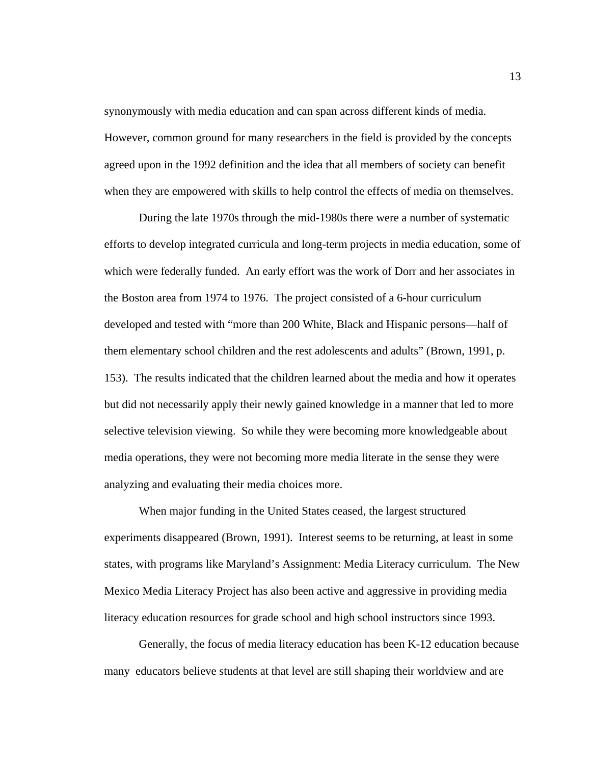synonymously with media education and can span across different kinds of media. However, common ground for many researchers in the field is provided by the concepts agreed upon in the 1992 definition and the idea that all members of society can benefit when they are empowered with skills to help control the effects of media on themselves.

During the late 1970s through the mid-1980s there were a number of systematic efforts to develop integrated curricula and long-term projects in media education, some of which were federally funded. An early effort was the work of Dorr and her associates in the Boston area from 1974 to 1976. The project consisted of a 6-hour curriculum developed and tested with "more than 200 White, Black and Hispanic persons—half of them elementary school children and the rest adolescents and adults" (Brown, 1991, p. 153). The results indicated that the children learned about the media and how it operates but did not necessarily apply their newly gained knowledge in a manner that led to more selective television viewing. So while they were becoming more knowledgeable about media operations, they were not becoming more media literate in the sense they were analyzing and evaluating their media choices more.

When major funding in the United States ceased, the largest structured experiments disappeared (Brown, 1991). Interest seems to be returning, at least in some states, with programs like Maryland's Assignment: Media Literacy curriculum. The New Mexico Media Literacy Project has also been active and aggressive in providing media literacy education resources for grade school and high school instructors since 1993.

Generally, the focus of media literacy education has been K-12 education because many educators believe students at that level are still shaping their worldview and are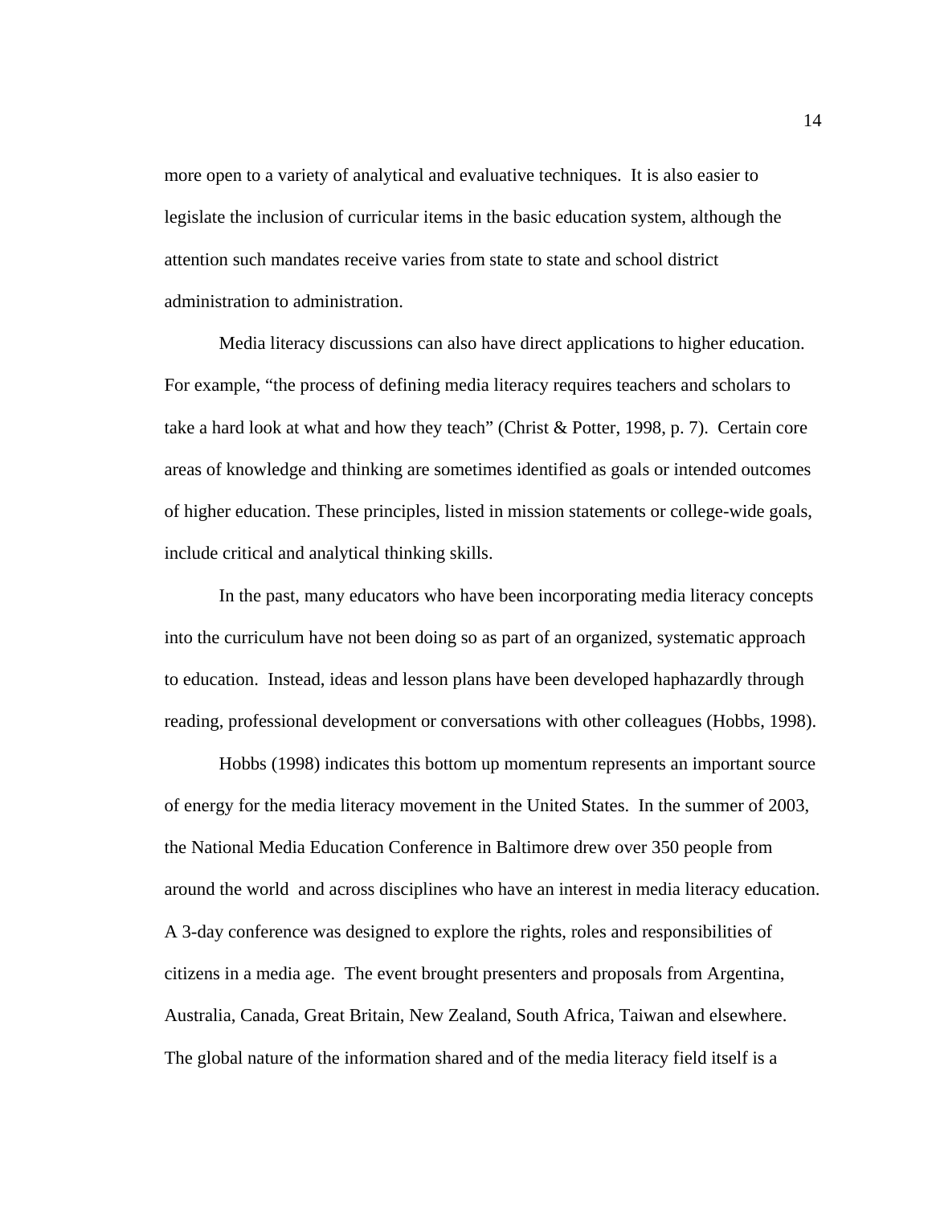more open to a variety of analytical and evaluative techniques. It is also easier to legislate the inclusion of curricular items in the basic education system, although the attention such mandates receive varies from state to state and school district administration to administration.

Media literacy discussions can also have direct applications to higher education. For example, "the process of defining media literacy requires teachers and scholars to take a hard look at what and how they teach" (Christ & Potter, 1998, p. 7). Certain core areas of knowledge and thinking are sometimes identified as goals or intended outcomes of higher education. These principles, listed in mission statements or college-wide goals, include critical and analytical thinking skills.

In the past, many educators who have been incorporating media literacy concepts into the curriculum have not been doing so as part of an organized, systematic approach to education. Instead, ideas and lesson plans have been developed haphazardly through reading, professional development or conversations with other colleagues (Hobbs, 1998).

Hobbs (1998) indicates this bottom up momentum represents an important source of energy for the media literacy movement in the United States. In the summer of 2003, the National Media Education Conference in Baltimore drew over 350 people from around the world and across disciplines who have an interest in media literacy education. A 3-day conference was designed to explore the rights, roles and responsibilities of citizens in a media age. The event brought presenters and proposals from Argentina, Australia, Canada, Great Britain, New Zealand, South Africa, Taiwan and elsewhere. The global nature of the information shared and of the media literacy field itself is a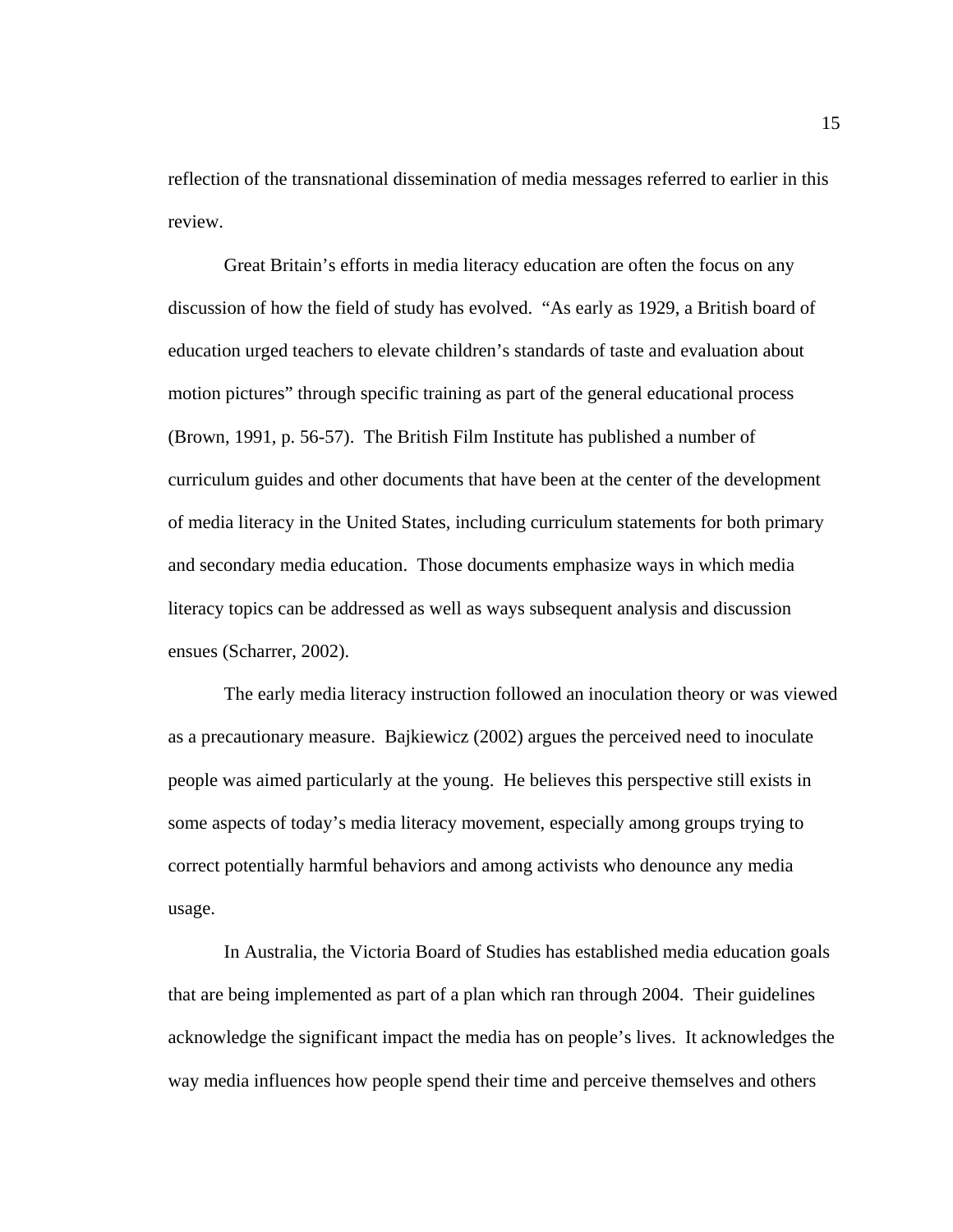reflection of the transnational dissemination of media messages referred to earlier in this review.

Great Britain's efforts in media literacy education are often the focus on any discussion of how the field of study has evolved. "As early as 1929, a British board of education urged teachers to elevate children's standards of taste and evaluation about motion pictures" through specific training as part of the general educational process (Brown, 1991, p. 56-57). The British Film Institute has published a number of curriculum guides and other documents that have been at the center of the development of media literacy in the United States, including curriculum statements for both primary and secondary media education. Those documents emphasize ways in which media literacy topics can be addressed as well as ways subsequent analysis and discussion ensues (Scharrer, 2002).

The early media literacy instruction followed an inoculation theory or was viewed as a precautionary measure. Bajkiewicz (2002) argues the perceived need to inoculate people was aimed particularly at the young. He believes this perspective still exists in some aspects of today's media literacy movement, especially among groups trying to correct potentially harmful behaviors and among activists who denounce any media usage.

In Australia, the Victoria Board of Studies has established media education goals that are being implemented as part of a plan which ran through 2004. Their guidelines acknowledge the significant impact the media has on people's lives. It acknowledges the way media influences how people spend their time and perceive themselves and others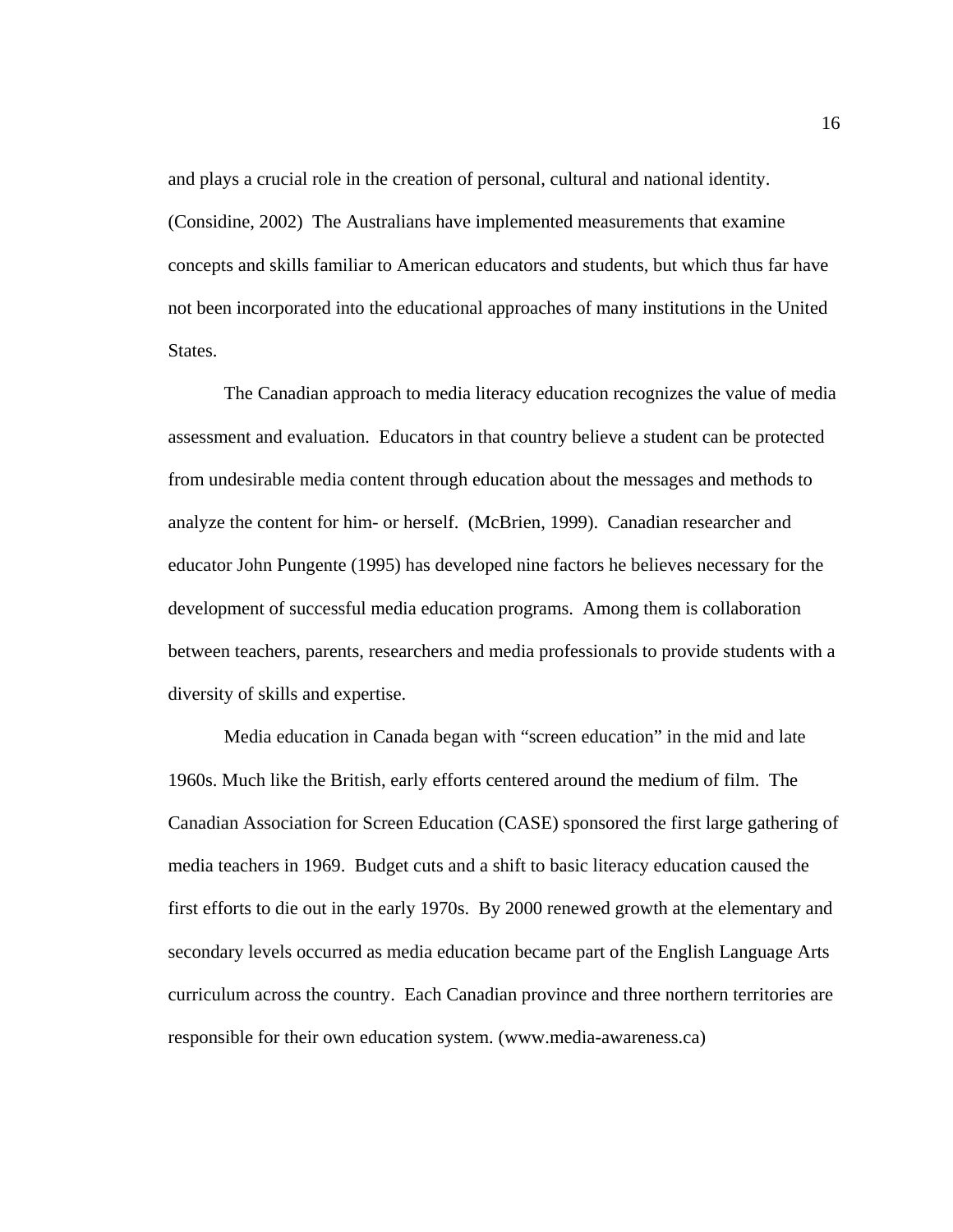and plays a crucial role in the creation of personal, cultural and national identity. (Considine, 2002) The Australians have implemented measurements that examine concepts and skills familiar to American educators and students, but which thus far have not been incorporated into the educational approaches of many institutions in the United States.

The Canadian approach to media literacy education recognizes the value of media assessment and evaluation. Educators in that country believe a student can be protected from undesirable media content through education about the messages and methods to analyze the content for him- or herself. (McBrien, 1999). Canadian researcher and educator John Pungente (1995) has developed nine factors he believes necessary for the development of successful media education programs. Among them is collaboration between teachers, parents, researchers and media professionals to provide students with a diversity of skills and expertise.

Media education in Canada began with “screen education” in the mid and late 1960s. Much like the British, early efforts centered around the medium of film. The Canadian Association for Screen Education (CASE) sponsored the first large gathering of media teachers in 1969. Budget cuts and a shift to basic literacy education caused the first efforts to die out in the early 1970s. By 2000 renewed growth at the elementary and secondary levels occurred as media education became part of the English Language Arts curriculum across the country. Each Canadian province and three northern territories are responsible for their own education system. (www.media-awareness.ca)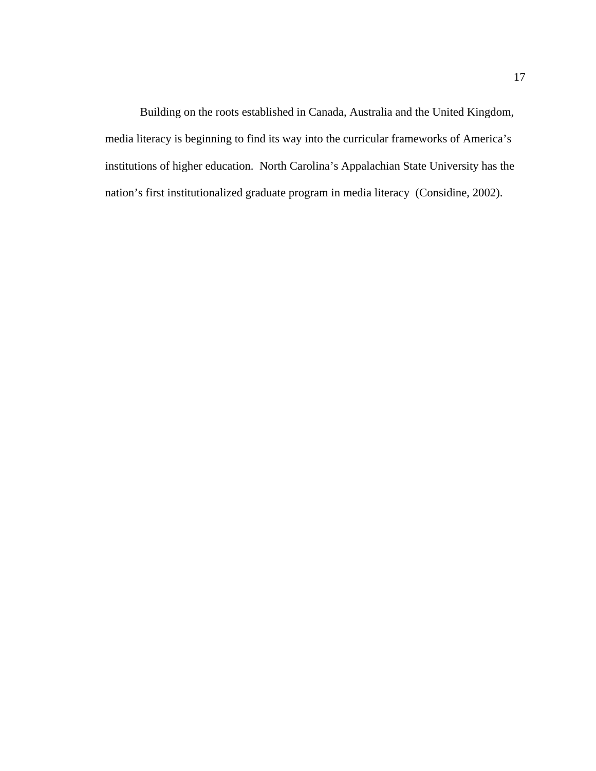Building on the roots established in Canada, Australia and the United Kingdom, media literacy is beginning to find its way into the curricular frameworks of America's institutions of higher education. North Carolina's Appalachian State University has the nation's first institutionalized graduate program in media literacy (Considine, 2002).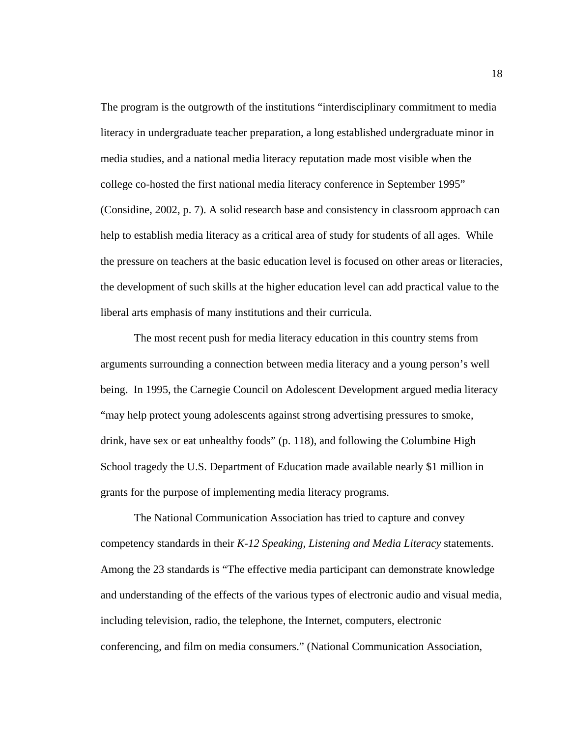The program is the outgrowth of the institutions “interdisciplinary commitment to media literacy in undergraduate teacher preparation, a long established undergraduate minor in media studies, and a national media literacy reputation made most visible when the college co-hosted the first national media literacy conference in September 1995” (Considine, 2002, p. 7). A solid research base and consistency in classroom approach can help to establish media literacy as a critical area of study for students of all ages. While the pressure on teachers at the basic education level is focused on other areas or literacies, the development of such skills at the higher education level can add practical value to the liberal arts emphasis of many institutions and their curricula.

The most recent push for media literacy education in this country stems from arguments surrounding a connection between media literacy and a young person’s well being. In 1995, the Carnegie Council on Adolescent Development argued media literacy “may help protect young adolescents against strong advertising pressures to smoke, drink, have sex or eat unhealthy foods” (p. 118), and following the Columbine High School tragedy the U.S. Department of Education made available nearly $1 million in grants for the purpose of implementing media literacy programs.

The National Communication Association has tried to capture and convey competency standards in their *K-12 Speaking, Listening and Media Literacy* statements. Among the 23 standards is “The effective media participant can demonstrate knowledge and understanding of the effects of the various types of electronic audio and visual media, including television, radio, the telephone, the Internet, computers, electronic conferencing, and film on media consumers.” (National Communication Association,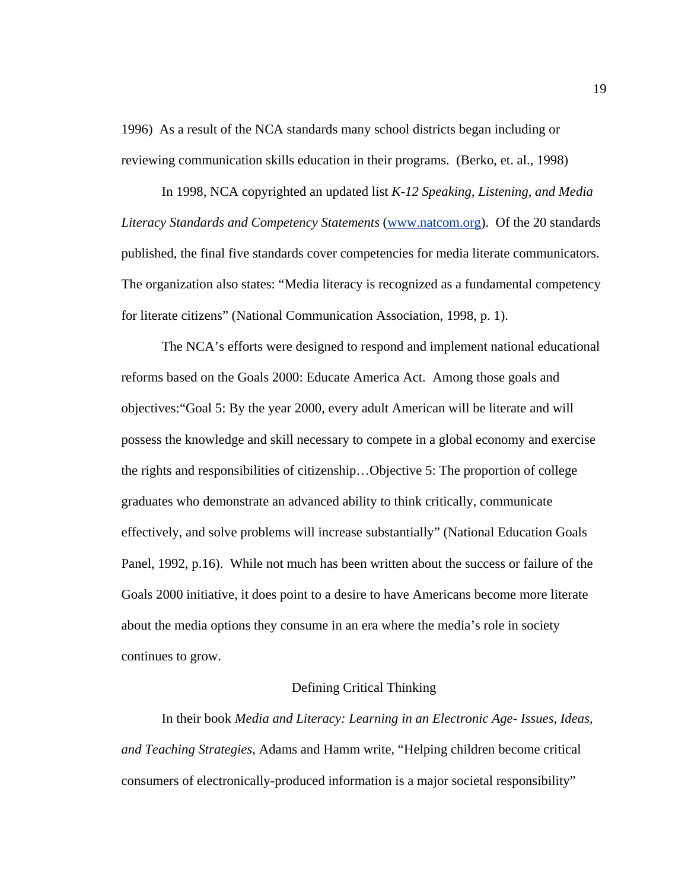1996) As a result of the NCA standards many school districts began including or reviewing communication skills education in their programs. (Berko, et. al., 1998)

In 1998, NCA copyrighted an updated list *K-12 Speaking, Listening, and Media Literacy Standards and Competency Statements* (www.natcom.org). Of the 20 standards published, the final five standards cover competencies for media literate communicators. The organization also states: "Media literacy is recognized as a fundamental competency for literate citizens" (National Communication Association, 1998, p. 1).

The NCA's efforts were designed to respond and implement national educational reforms based on the Goals 2000: Educate America Act. Among those goals and objectives:"Goal 5: By the year 2000, every adult American will be literate and will possess the knowledge and skill necessary to compete in a global economy and exercise the rights and responsibilities of citizenship…Objective 5: The proportion of college graduates who demonstrate an advanced ability to think critically, communicate effectively, and solve problems will increase substantially" (National Education Goals Panel, 1992, p.16). While not much has been written about the success or failure of the Goals 2000 initiative, it does point to a desire to have Americans become more literate about the media options they consume in an era where the media's role in society continues to grow.

## Defining Critical Thinking

In their book *Media and Literacy: Learning in an Electronic Age- Issues, Ideas, and Teaching Strategies*, Adams and Hamm write, "Helping children become critical consumers of electronically-produced information is a major societal responsibility"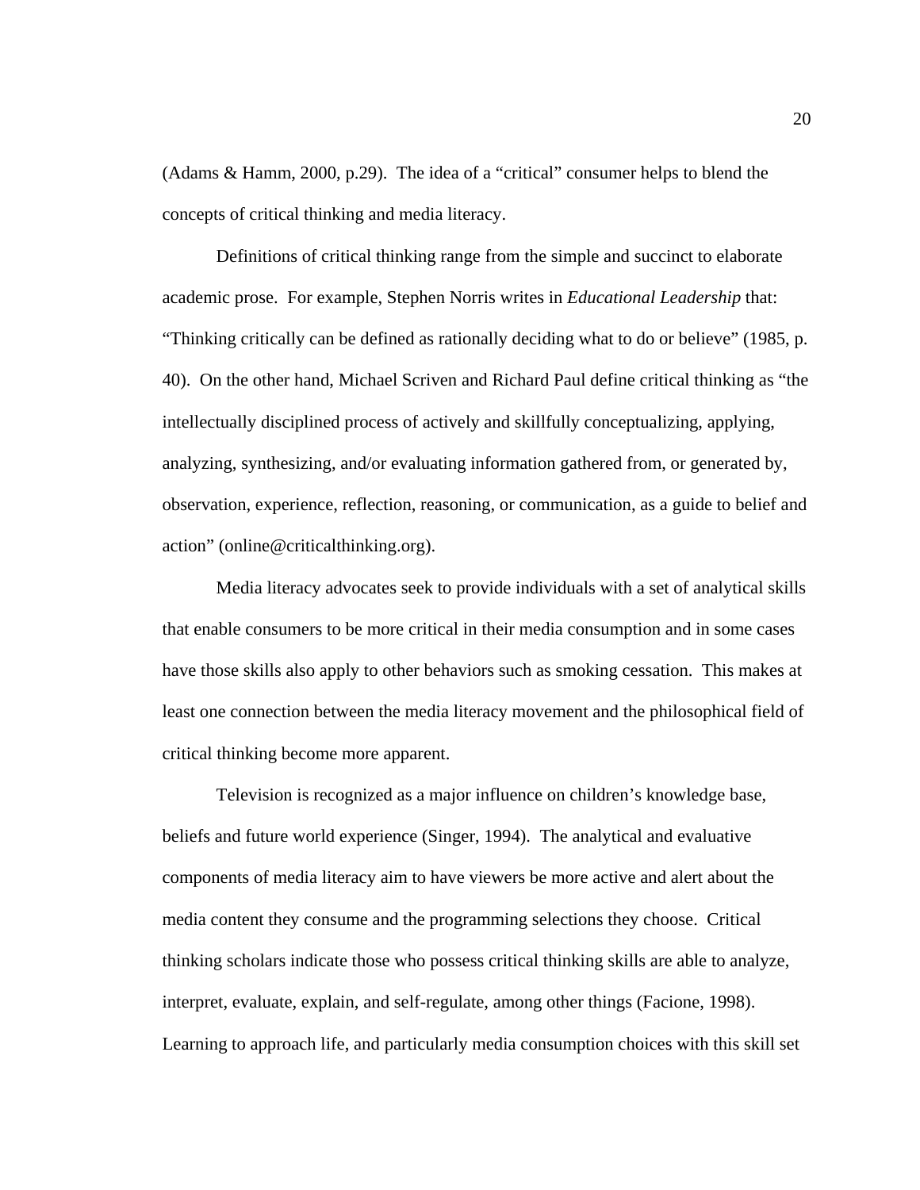(Adams & Hamm, 2000, p.29). The idea of a "critical" consumer helps to blend the concepts of critical thinking and media literacy.

Definitions of critical thinking range from the simple and succinct to elaborate academic prose. For example, Stephen Norris writes in *Educational Leadership* that: "Thinking critically can be defined as rationally deciding what to do or believe" (1985, p. 40). On the other hand, Michael Scriven and Richard Paul define critical thinking as "the intellectually disciplined process of actively and skillfully conceptualizing, applying, analyzing, synthesizing, and/or evaluating information gathered from, or generated by, observation, experience, reflection, reasoning, or communication, as a guide to belief and action" (online@criticalthinking.org).

Media literacy advocates seek to provide individuals with a set of analytical skills that enable consumers to be more critical in their media consumption and in some cases have those skills also apply to other behaviors such as smoking cessation. This makes at least one connection between the media literacy movement and the philosophical field of critical thinking become more apparent.

Television is recognized as a major influence on children's knowledge base, beliefs and future world experience (Singer, 1994). The analytical and evaluative components of media literacy aim to have viewers be more active and alert about the media content they consume and the programming selections they choose. Critical thinking scholars indicate those who possess critical thinking skills are able to analyze, interpret, evaluate, explain, and self-regulate, among other things (Facione, 1998). Learning to approach life, and particularly media consumption choices with this skill set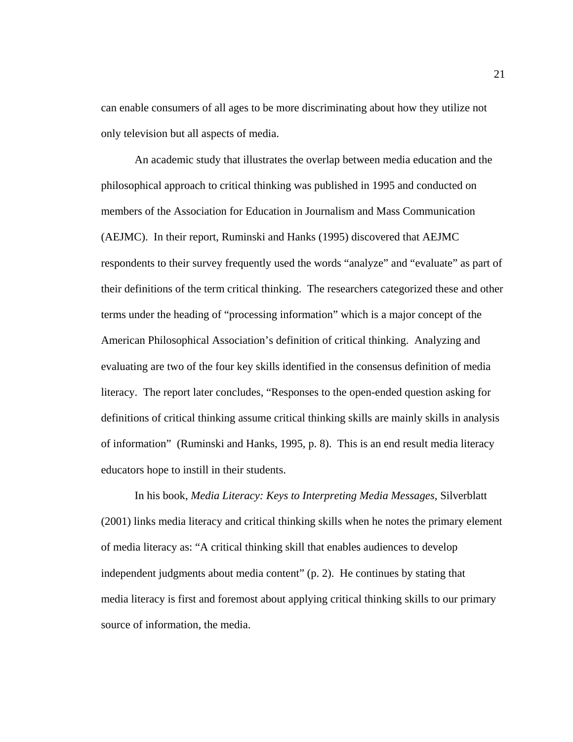can enable consumers of all ages to be more discriminating about how they utilize not only television but all aspects of media.

An academic study that illustrates the overlap between media education and the philosophical approach to critical thinking was published in 1995 and conducted on members of the Association for Education in Journalism and Mass Communication (AEJMC). In their report, Ruminski and Hanks (1995) discovered that AEJMC respondents to their survey frequently used the words "analyze" and "evaluate" as part of their definitions of the term critical thinking. The researchers categorized these and other terms under the heading of "processing information" which is a major concept of the American Philosophical Association's definition of critical thinking. Analyzing and evaluating are two of the four key skills identified in the consensus definition of media literacy. The report later concludes, "Responses to the open-ended question asking for definitions of critical thinking assume critical thinking skills are mainly skills in analysis of information" (Ruminski and Hanks, 1995, p. 8). This is an end result media literacy educators hope to instill in their students.

In his book, *Media Literacy: Keys to Interpreting Media Messages*, Silverblatt (2001) links media literacy and critical thinking skills when he notes the primary element of media literacy as: "A critical thinking skill that enables audiences to develop independent judgments about media content" (p. 2). He continues by stating that media literacy is first and foremost about applying critical thinking skills to our primary source of information, the media.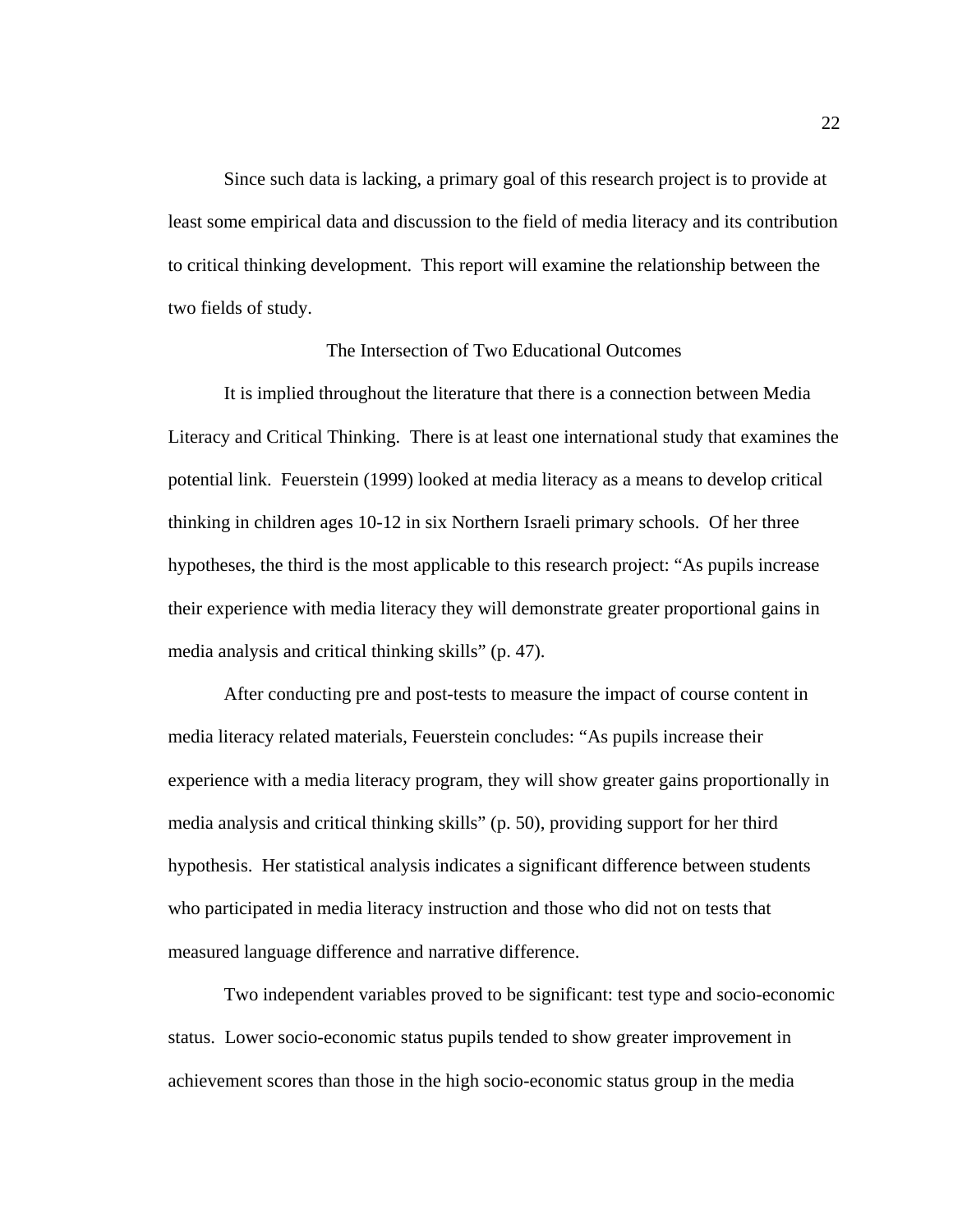Since such data is lacking, a primary goal of this research project is to provide at least some empirical data and discussion to the field of media literacy and its contribution to critical thinking development. This report will examine the relationship between the two fields of study.

## The Intersection of Two Educational Outcomes

It is implied throughout the literature that there is a connection between Media Literacy and Critical Thinking. There is at least one international study that examines the potential link. Feuerstein (1999) looked at media literacy as a means to develop critical thinking in children ages 10-12 in six Northern Israeli primary schools. Of her three hypotheses, the third is the most applicable to this research project: “As pupils increase their experience with media literacy they will demonstrate greater proportional gains in media analysis and critical thinking skills” (p. 47).

After conducting pre and post-tests to measure the impact of course content in media literacy related materials, Feuerstein concludes: “As pupils increase their experience with a media literacy program, they will show greater gains proportionally in media analysis and critical thinking skills” (p. 50), providing support for her third hypothesis. Her statistical analysis indicates a significant difference between students who participated in media literacy instruction and those who did not on tests that measured language difference and narrative difference.

Two independent variables proved to be significant: test type and socio-economic status. Lower socio-economic status pupils tended to show greater improvement in achievement scores than those in the high socio-economic status group in the media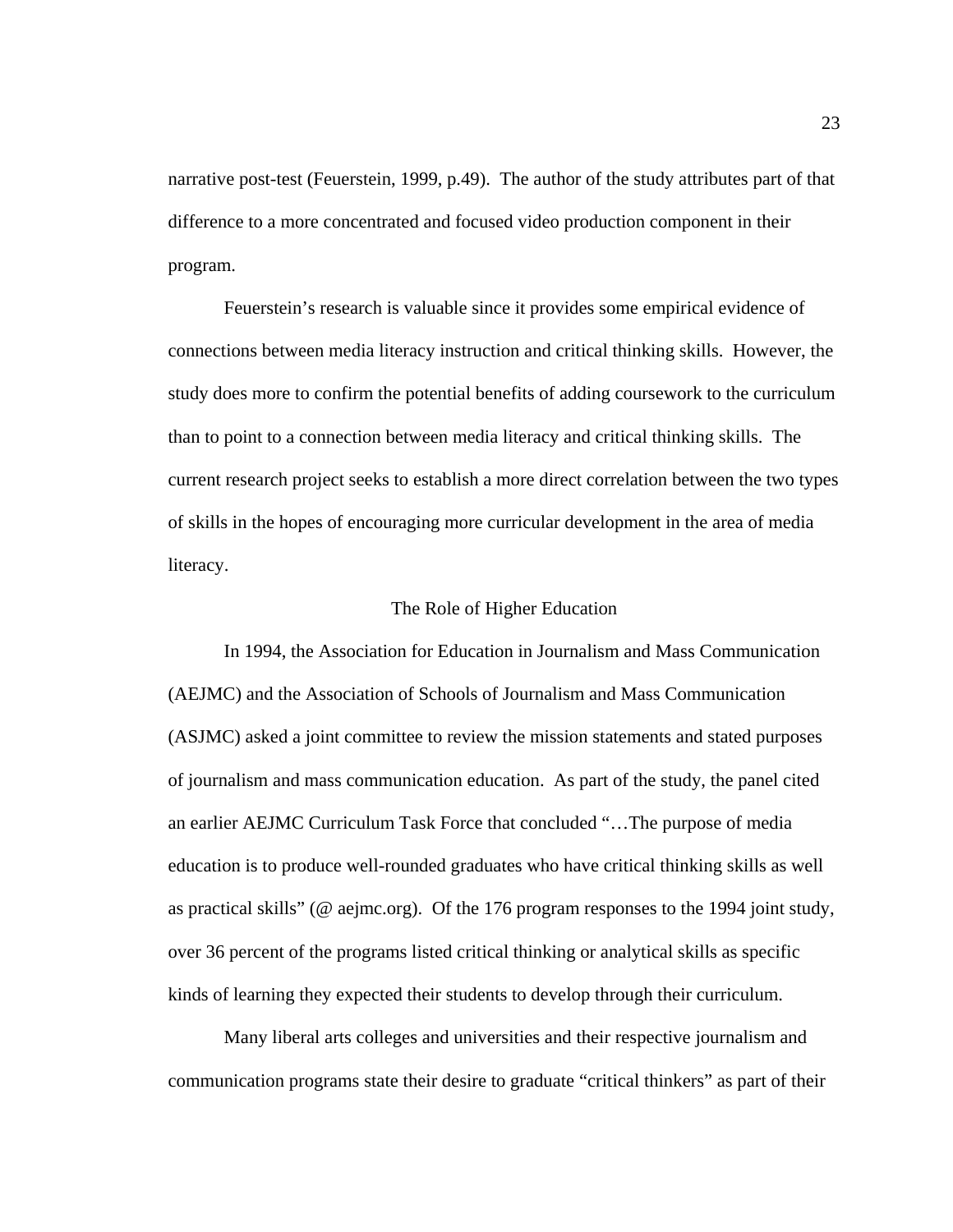narrative post-test (Feuerstein, 1999, p.49). The author of the study attributes part of that difference to a more concentrated and focused video production component in their program.

Feuerstein's research is valuable since it provides some empirical evidence of connections between media literacy instruction and critical thinking skills. However, the study does more to confirm the potential benefits of adding coursework to the curriculum than to point to a connection between media literacy and critical thinking skills. The current research project seeks to establish a more direct correlation between the two types of skills in the hopes of encouraging more curricular development in the area of media literacy.

## The Role of Higher Education

In 1994, the Association for Education in Journalism and Mass Communication (AEJMC) and the Association of Schools of Journalism and Mass Communication (ASJMC) asked a joint committee to review the mission statements and stated purposes of journalism and mass communication education. As part of the study, the panel cited an earlier AEJMC Curriculum Task Force that concluded "…The purpose of media education is to produce well-rounded graduates who have critical thinking skills as well as practical skills" (@ aejmc.org). Of the 176 program responses to the 1994 joint study, over 36 percent of the programs listed critical thinking or analytical skills as specific kinds of learning they expected their students to develop through their curriculum.

Many liberal arts colleges and universities and their respective journalism and communication programs state their desire to graduate "critical thinkers" as part of their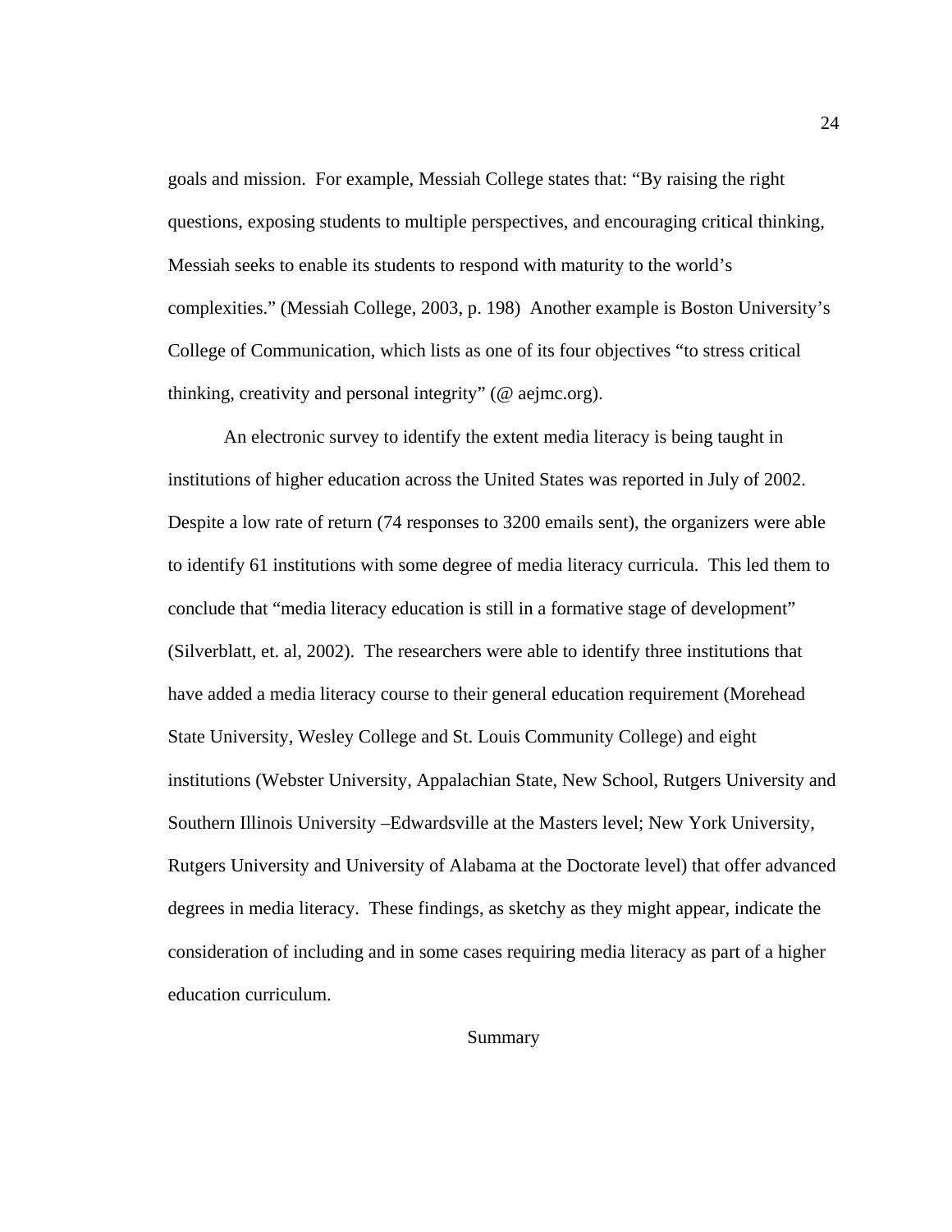goals and mission. For example, Messiah College states that: "By raising the right questions, exposing students to multiple perspectives, and encouraging critical thinking, Messiah seeks to enable its students to respond with maturity to the world's complexities." (Messiah College, 2003, p. 198) Another example is Boston University's College of Communication, which lists as one of its four objectives "to stress critical thinking, creativity and personal integrity" (@ aejmc.org).

An electronic survey to identify the extent media literacy is being taught in institutions of higher education across the United States was reported in July of 2002. Despite a low rate of return (74 responses to 3200 emails sent), the organizers were able to identify 61 institutions with some degree of media literacy curricula. This led them to conclude that "media literacy education is still in a formative stage of development" (Silverblatt, et. al, 2002). The researchers were able to identify three institutions that have added a media literacy course to their general education requirement (Morehead State University, Wesley College and St. Louis Community College) and eight institutions (Webster University, Appalachian State, New School, Rutgers University and Southern Illinois University –Edwardsville at the Masters level; New York University, Rutgers University and University of Alabama at the Doctorate level) that offer advanced degrees in media literacy. These findings, as sketchy as they might appear, indicate the consideration of including and in some cases requiring media literacy as part of a higher education curriculum.

## Summary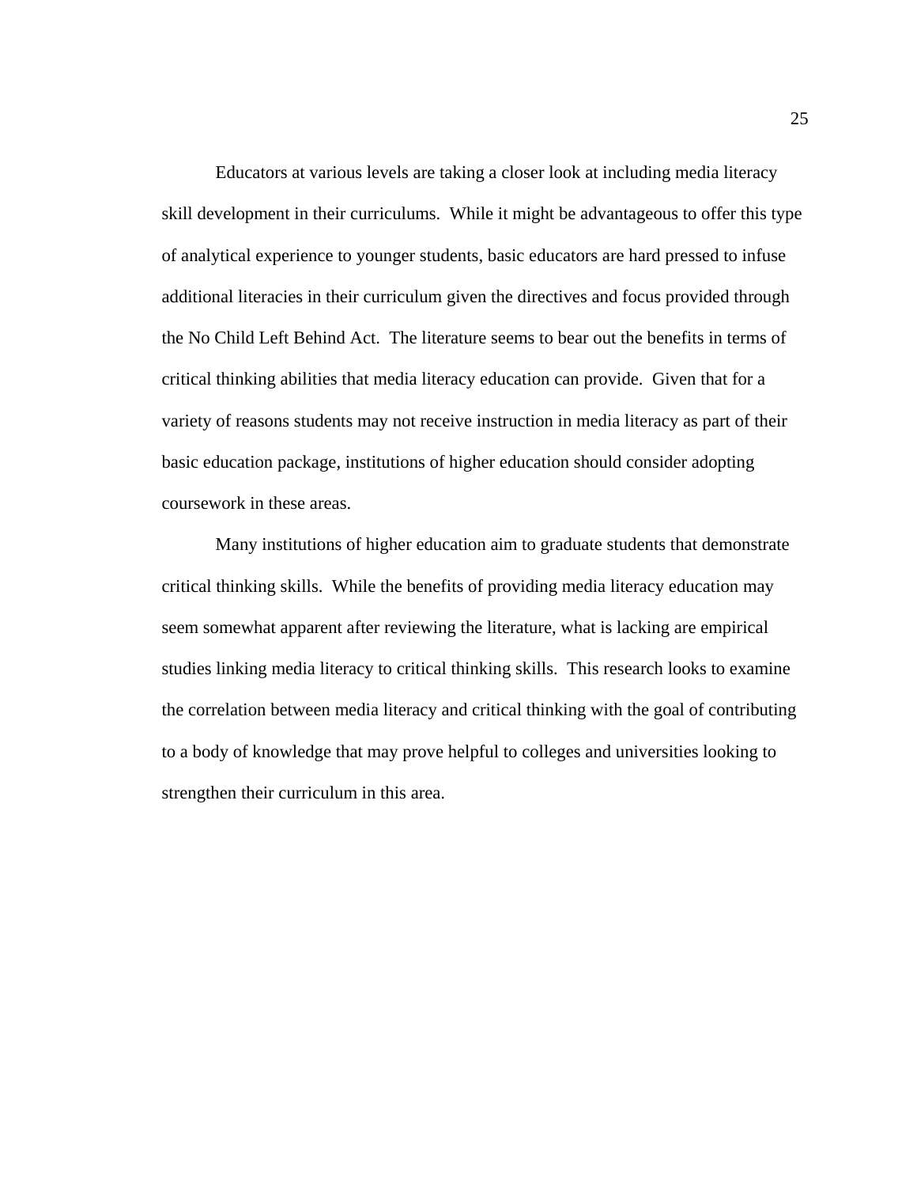Educators at various levels are taking a closer look at including media literacy skill development in their curriculums. While it might be advantageous to offer this type of analytical experience to younger students, basic educators are hard pressed to infuse additional literacies in their curriculum given the directives and focus provided through the No Child Left Behind Act. The literature seems to bear out the benefits in terms of critical thinking abilities that media literacy education can provide. Given that for a variety of reasons students may not receive instruction in media literacy as part of their basic education package, institutions of higher education should consider adopting coursework in these areas.

Many institutions of higher education aim to graduate students that demonstrate critical thinking skills. While the benefits of providing media literacy education may seem somewhat apparent after reviewing the literature, what is lacking are empirical studies linking media literacy to critical thinking skills. This research looks to examine the correlation between media literacy and critical thinking with the goal of contributing to a body of knowledge that may prove helpful to colleges and universities looking to strengthen their curriculum in this area.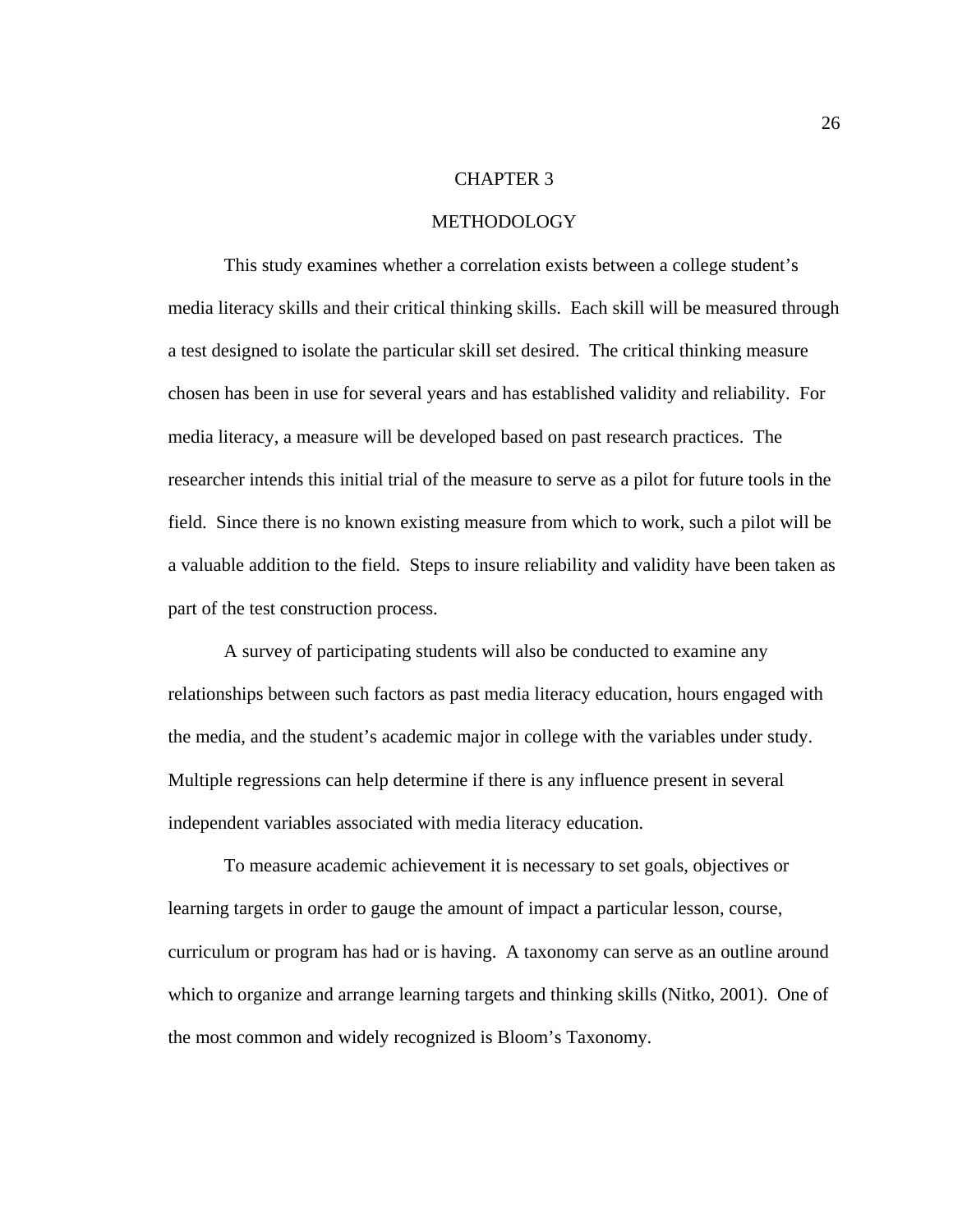# CHAPTER 3

# METHODOLOGY

This study examines whether a correlation exists between a college student's media literacy skills and their critical thinking skills. Each skill will be measured through a test designed to isolate the particular skill set desired. The critical thinking measure chosen has been in use for several years and has established validity and reliability. For media literacy, a measure will be developed based on past research practices. The researcher intends this initial trial of the measure to serve as a pilot for future tools in the field. Since there is no known existing measure from which to work, such a pilot will be a valuable addition to the field. Steps to insure reliability and validity have been taken as part of the test construction process.

A survey of participating students will also be conducted to examine any relationships between such factors as past media literacy education, hours engaged with the media, and the student's academic major in college with the variables under study. Multiple regressions can help determine if there is any influence present in several independent variables associated with media literacy education.

To measure academic achievement it is necessary to set goals, objectives or learning targets in order to gauge the amount of impact a particular lesson, course, curriculum or program has had or is having. A taxonomy can serve as an outline around which to organize and arrange learning targets and thinking skills (Nitko, 2001). One of the most common and widely recognized is Bloom's Taxonomy.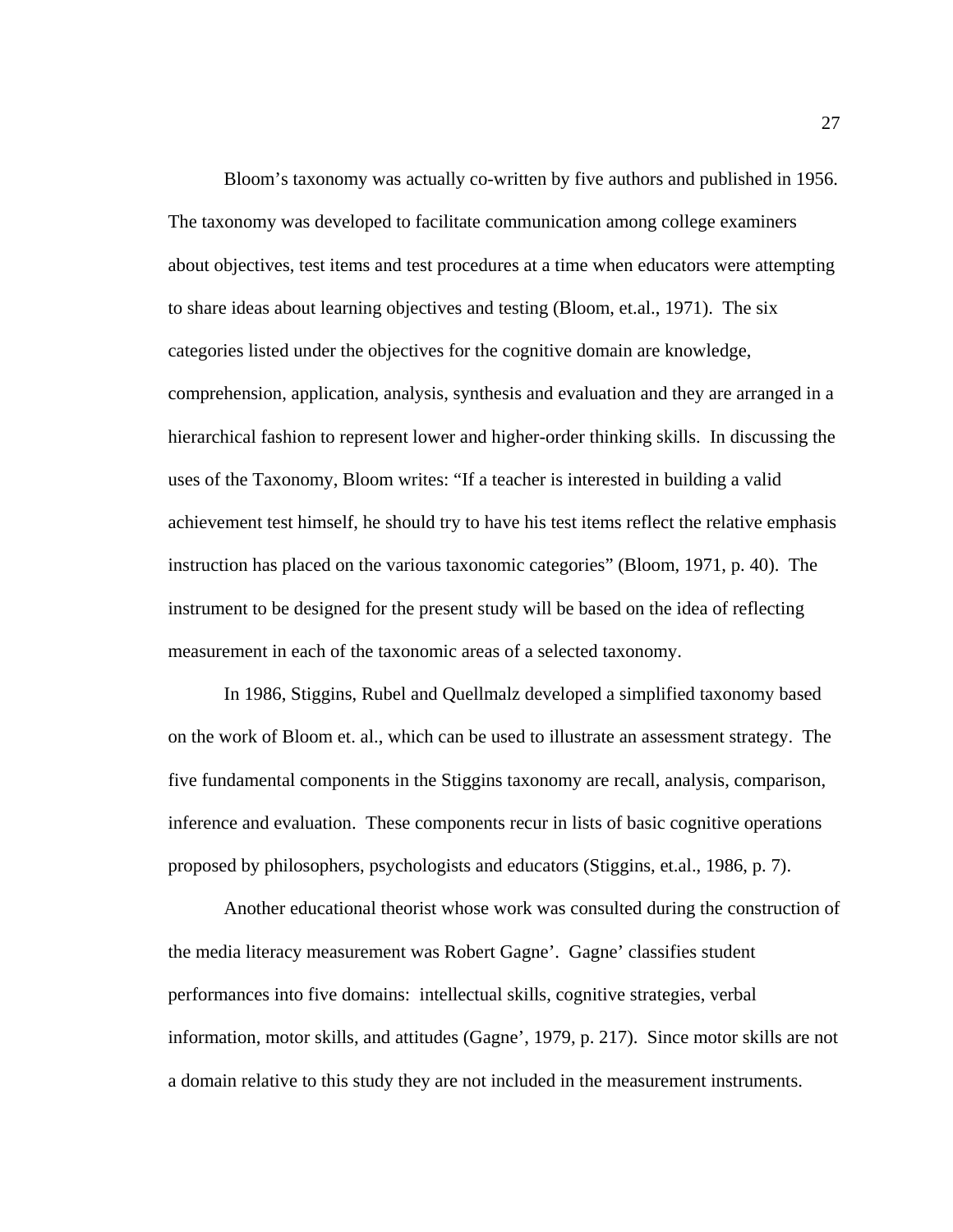Bloom’s taxonomy was actually co-written by five authors and published in 1956. The taxonomy was developed to facilitate communication among college examiners about objectives, test items and test procedures at a time when educators were attempting to share ideas about learning objectives and testing (Bloom, et.al., 1971). The six categories listed under the objectives for the cognitive domain are knowledge, comprehension, application, analysis, synthesis and evaluation and they are arranged in a hierarchical fashion to represent lower and higher-order thinking skills. In discussing the uses of the Taxonomy, Bloom writes: “If a teacher is interested in building a valid achievement test himself, he should try to have his test items reflect the relative emphasis instruction has placed on the various taxonomic categories” (Bloom, 1971, p. 40). The instrument to be designed for the present study will be based on the idea of reflecting measurement in each of the taxonomic areas of a selected taxonomy.

In 1986, Stiggins, Rubel and Quellmalz developed a simplified taxonomy based on the work of Bloom et. al., which can be used to illustrate an assessment strategy. The five fundamental components in the Stiggins taxonomy are recall, analysis, comparison, inference and evaluation. These components recur in lists of basic cognitive operations proposed by philosophers, psychologists and educators (Stiggins, et.al., 1986, p. 7).

Another educational theorist whose work was consulted during the construction of the media literacy measurement was Robert Gagne’. Gagne’ classifies student performances into five domains: intellectual skills, cognitive strategies, verbal information, motor skills, and attitudes (Gagne’, 1979, p. 217). Since motor skills are not a domain relative to this study they are not included in the measurement instruments.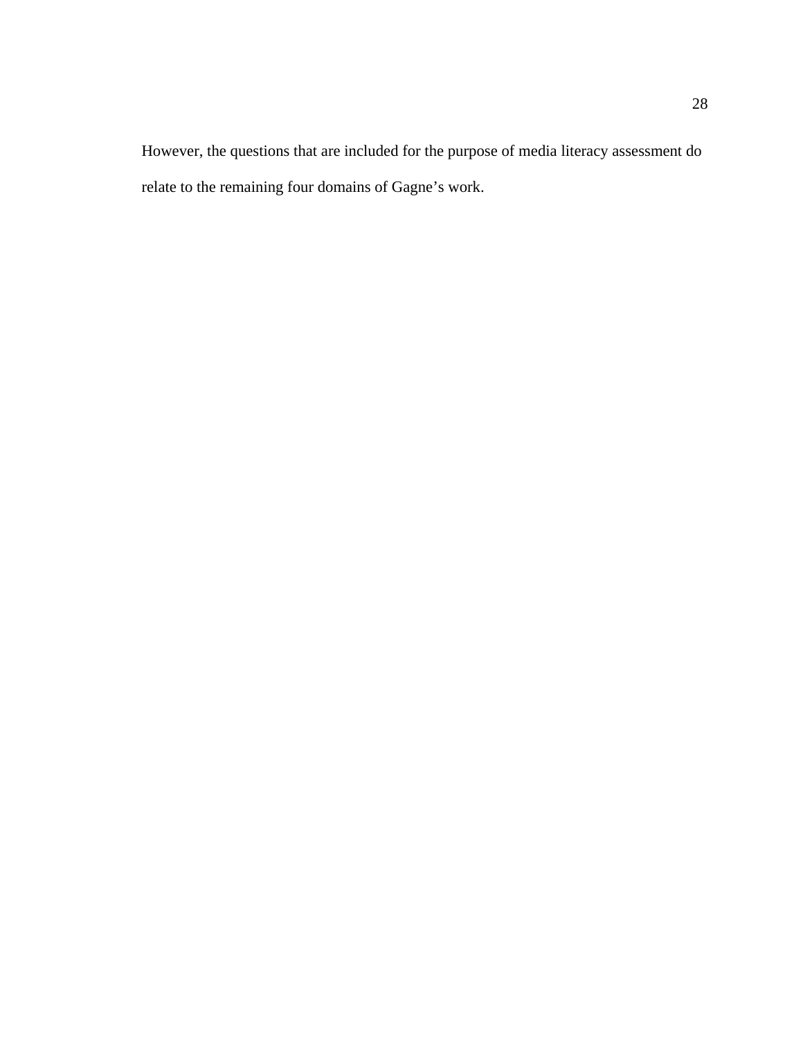However, the questions that are included for the purpose of media literacy assessment do relate to the remaining four domains of Gagne's work.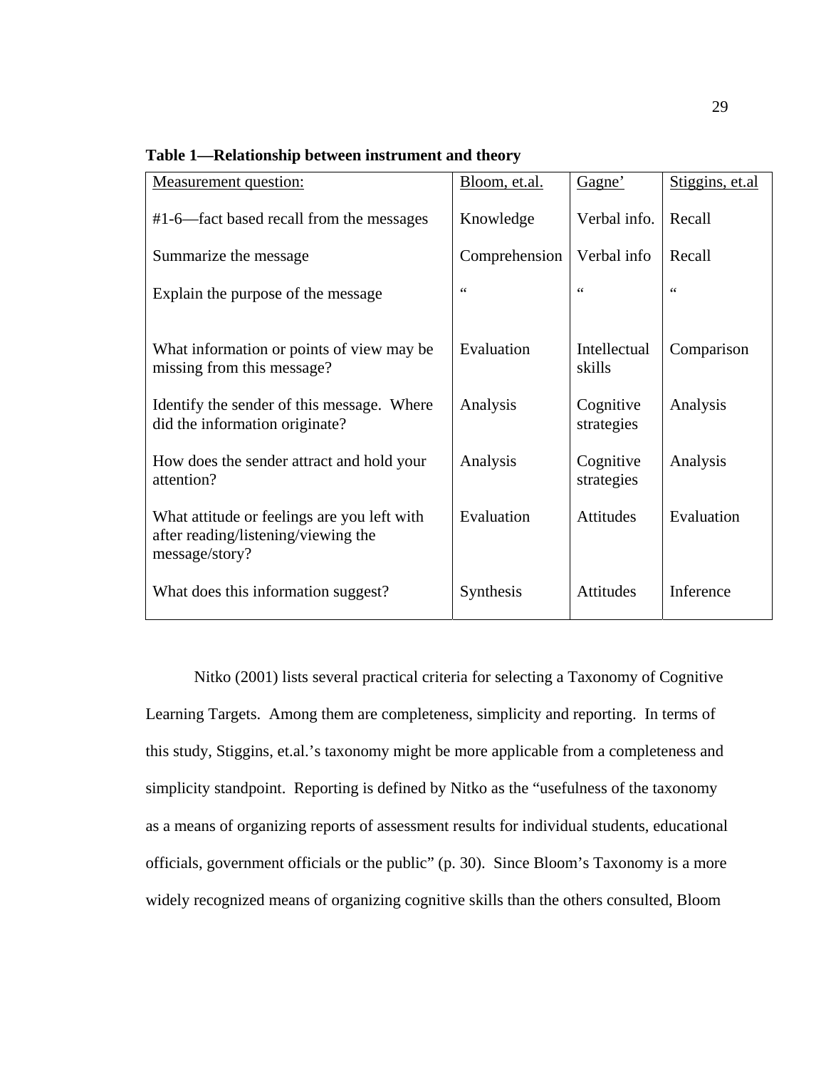**Table 1—Relationship between instrument and theory**

| Measurement question: | Bloom, et.al. | Gagne' | Stiggins, et.al |
|---|---|---|---|
| #1-6—fact based recall from the messages | Knowledge | Verbal info. | Recall |
| Summarize the message | Comprehension | Verbal info | Recall |
| Explain the purpose of the message | " | " | " |
| What information or points of view may be missing from this message? | Evaluation | Intellectual skills | Comparison |
| Identify the sender of this message. Where did the information originate? | Analysis | Cognitive strategies | Analysis |
| How does the sender attract and hold your attention? | Analysis | Cognitive strategies | Analysis |
| What attitude or feelings are you left with after reading/listening/viewing the message/story? | Evaluation | Attitudes | Evaluation |
| What does this information suggest? | Synthesis | Attitudes | Inference |

Nitko (2001) lists several practical criteria for selecting a Taxonomy of Cognitive Learning Targets. Among them are completeness, simplicity and reporting. In terms of this study, Stiggins, et.al.'s taxonomy might be more applicable from a completeness and simplicity standpoint. Reporting is defined by Nitko as the "usefulness of the taxonomy as a means of organizing reports of assessment results for individual students, educational officials, government officials or the public" (p. 30). Since Bloom's Taxonomy is a more widely recognized means of organizing cognitive skills than the others consulted, Bloom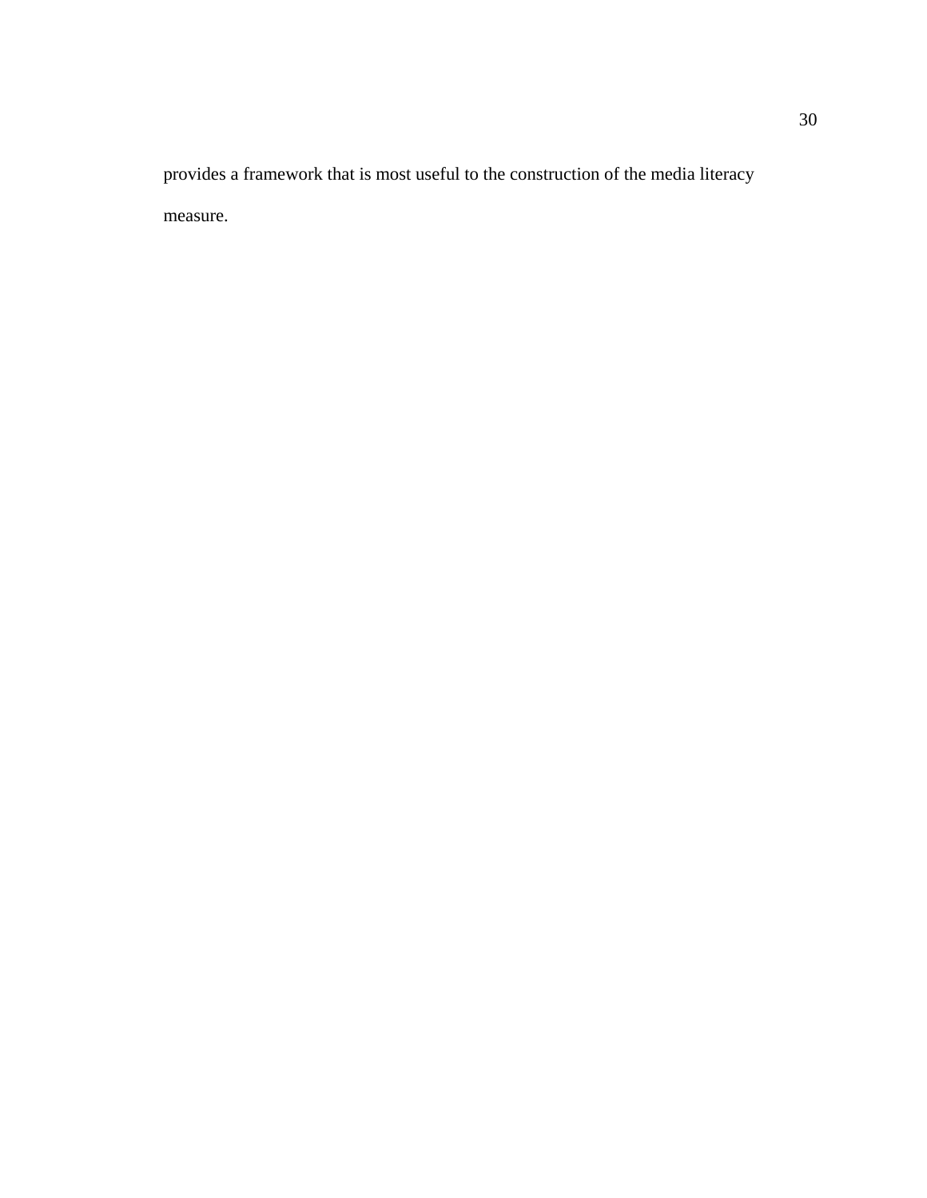provides a framework that is most useful to the construction of the media literacy measure.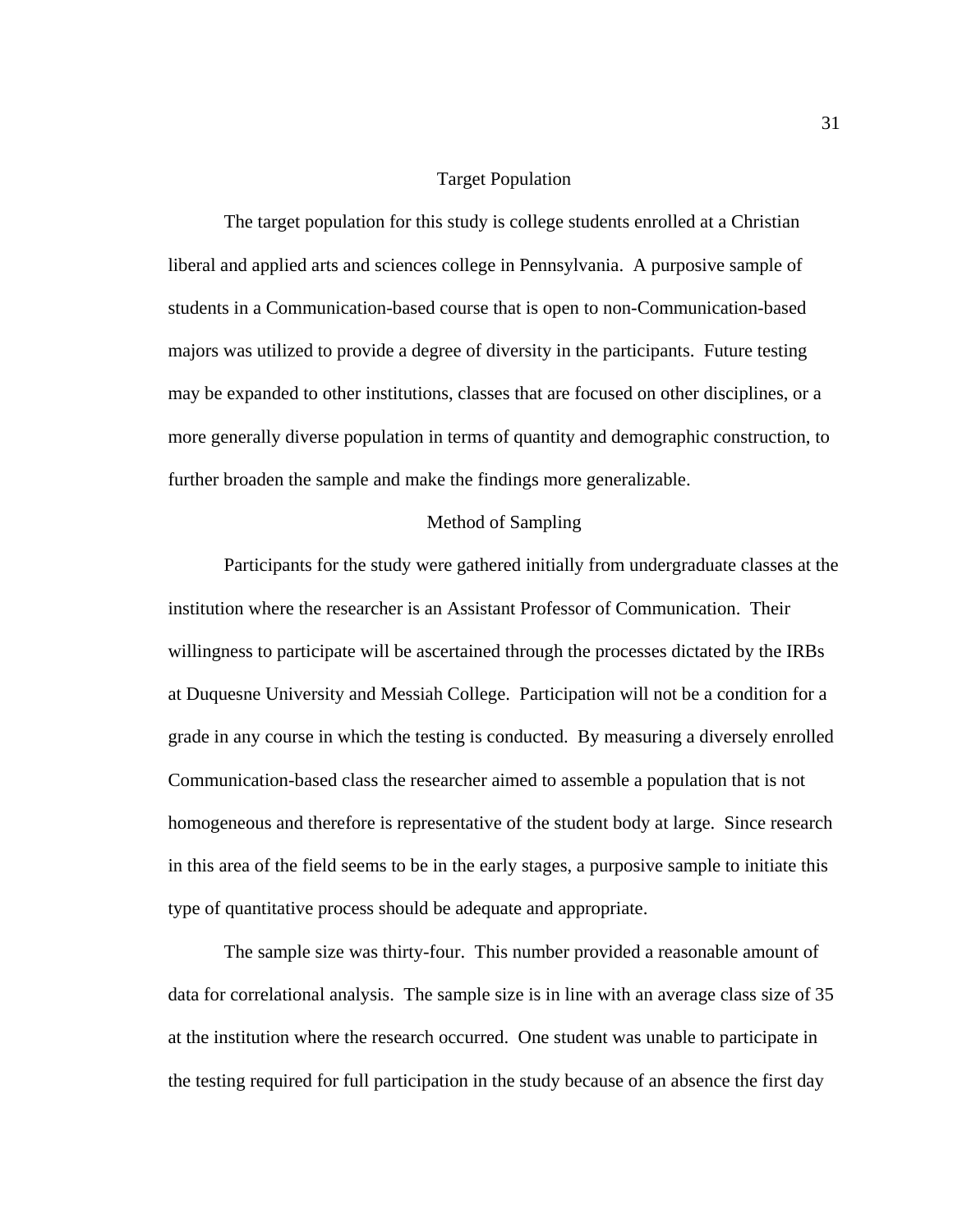## Target Population

The target population for this study is college students enrolled at a Christian liberal and applied arts and sciences college in Pennsylvania. A purposive sample of students in a Communication-based course that is open to non-Communication-based majors was utilized to provide a degree of diversity in the participants. Future testing may be expanded to other institutions, classes that are focused on other disciplines, or a more generally diverse population in terms of quantity and demographic construction, to further broaden the sample and make the findings more generalizable.

## Method of Sampling

Participants for the study were gathered initially from undergraduate classes at the institution where the researcher is an Assistant Professor of Communication. Their willingness to participate will be ascertained through the processes dictated by the IRBs at Duquesne University and Messiah College. Participation will not be a condition for a grade in any course in which the testing is conducted. By measuring a diversely enrolled Communication-based class the researcher aimed to assemble a population that is not homogeneous and therefore is representative of the student body at large. Since research in this area of the field seems to be in the early stages, a purposive sample to initiate this type of quantitative process should be adequate and appropriate.

The sample size was thirty-four. This number provided a reasonable amount of data for correlational analysis. The sample size is in line with an average class size of 35 at the institution where the research occurred. One student was unable to participate in the testing required for full participation in the study because of an absence the first day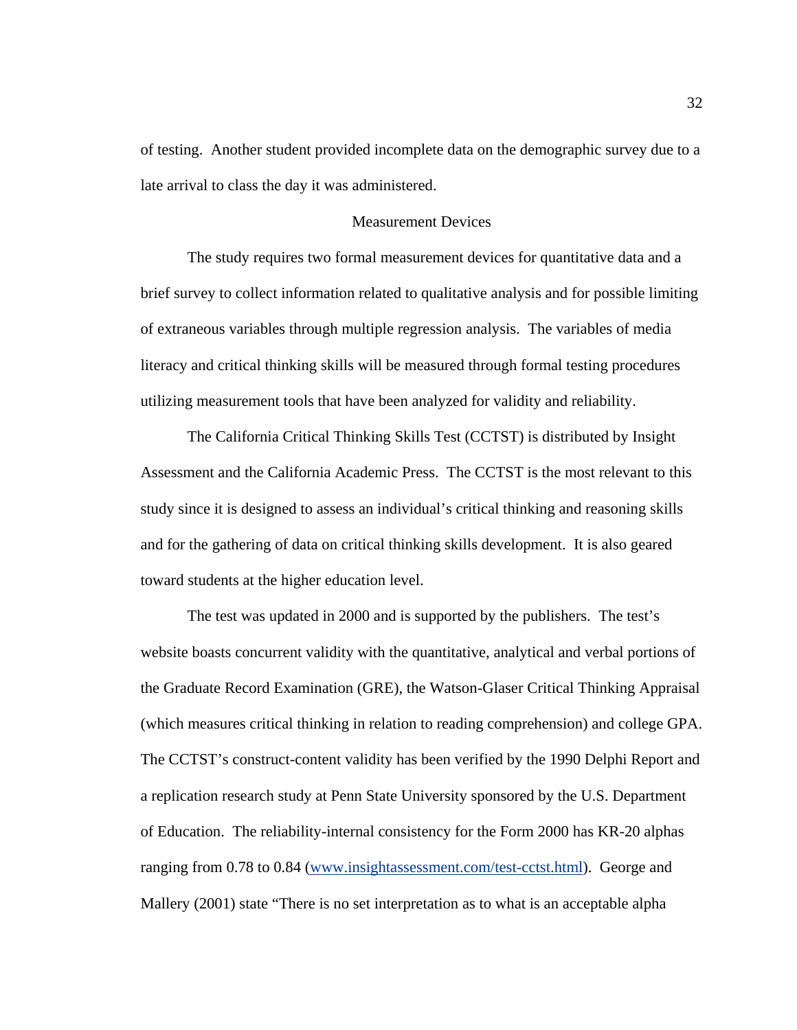of testing. Another student provided incomplete data on the demographic survey due to a late arrival to class the day it was administered.

## Measurement Devices

The study requires two formal measurement devices for quantitative data and a brief survey to collect information related to qualitative analysis and for possible limiting of extraneous variables through multiple regression analysis. The variables of media literacy and critical thinking skills will be measured through formal testing procedures utilizing measurement tools that have been analyzed for validity and reliability.

The California Critical Thinking Skills Test (CCTST) is distributed by Insight Assessment and the California Academic Press. The CCTST is the most relevant to this study since it is designed to assess an individual's critical thinking and reasoning skills and for the gathering of data on critical thinking skills development. It is also geared toward students at the higher education level.

The test was updated in 2000 and is supported by the publishers. The test's website boasts concurrent validity with the quantitative, analytical and verbal portions of the Graduate Record Examination (GRE), the Watson-Glaser Critical Thinking Appraisal (which measures critical thinking in relation to reading comprehension) and college GPA. The CCTST's construct-content validity has been verified by the 1990 Delphi Report and a replication research study at Penn State University sponsored by the U.S. Department of Education. The reliability-internal consistency for the Form 2000 has KR-20 alphas ranging from 0.78 to 0.84 (www.insightassessment.com/test-cctst.html). George and Mallery (2001) state "There is no set interpretation as to what is an acceptable alpha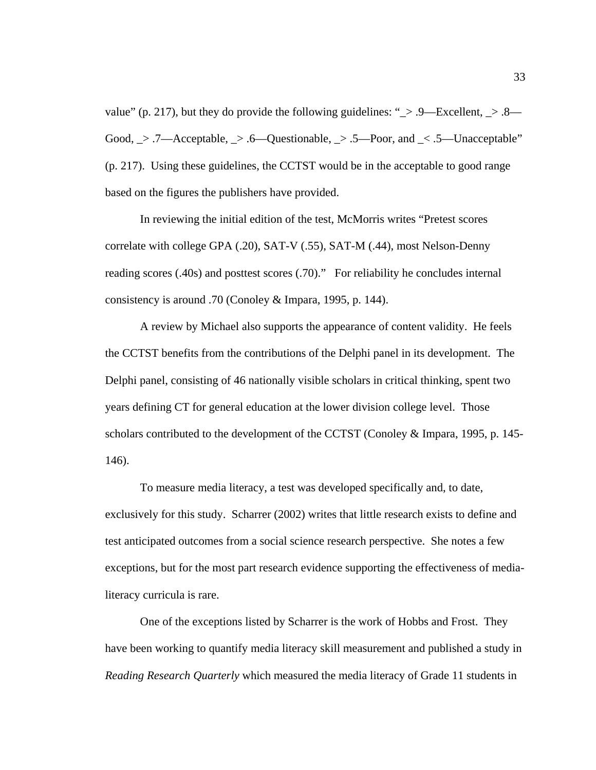value" (p. 217), but they do provide the following guidelines: "_> .9—Excellent, _> .8—Good, _> .7—Acceptable, _> .6—Questionable, _> .5—Poor, and _< .5—Unacceptable" (p. 217). Using these guidelines, the CCTST would be in the acceptable to good range based on the figures the publishers have provided.

In reviewing the initial edition of the test, McMorris writes "Pretest scores correlate with college GPA (.20), SAT-V (.55), SAT-M (.44), most Nelson-Denny reading scores (.40s) and posttest scores (.70)." For reliability he concludes internal consistency is around .70 (Conoley & Impara, 1995, p. 144).

A review by Michael also supports the appearance of content validity. He feels the CCTST benefits from the contributions of the Delphi panel in its development. The Delphi panel, consisting of 46 nationally visible scholars in critical thinking, spent two years defining CT for general education at the lower division college level. Those scholars contributed to the development of the CCTST (Conoley & Impara, 1995, p. 145-146).

To measure media literacy, a test was developed specifically and, to date, exclusively for this study. Scharrer (2002) writes that little research exists to define and test anticipated outcomes from a social science research perspective. She notes a few exceptions, but for the most part research evidence supporting the effectiveness of media-literacy curricula is rare.

One of the exceptions listed by Scharrer is the work of Hobbs and Frost. They have been working to quantify media literacy skill measurement and published a study in *Reading Research Quarterly* which measured the media literacy of Grade 11 students in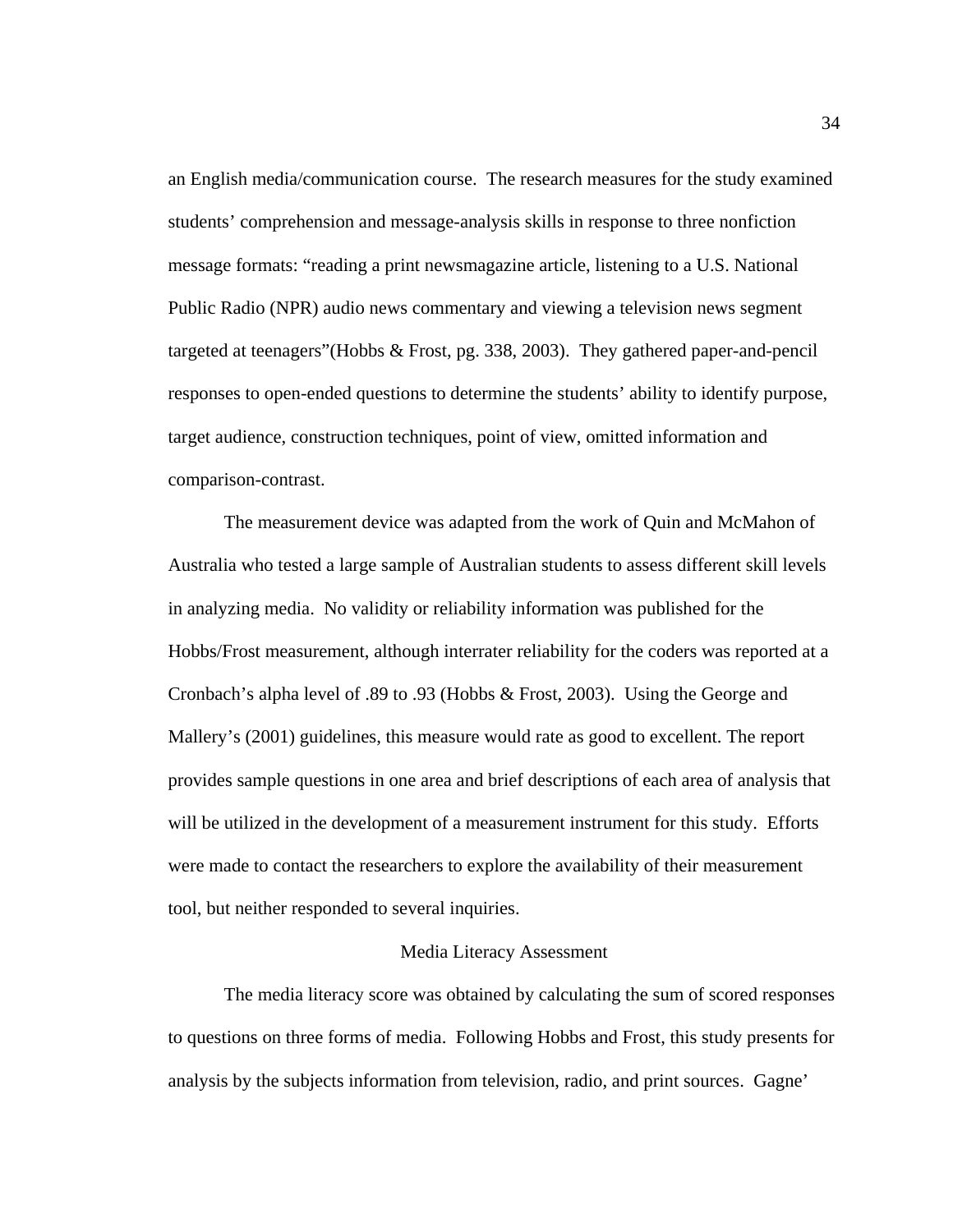an English media/communication course. The research measures for the study examined students' comprehension and message-analysis skills in response to three nonfiction message formats: "reading a print newsmagazine article, listening to a U.S. National Public Radio (NPR) audio news commentary and viewing a television news segment targeted at teenagers"(Hobbs & Frost, pg. 338, 2003). They gathered paper-and-pencil responses to open-ended questions to determine the students' ability to identify purpose, target audience, construction techniques, point of view, omitted information and comparison-contrast.

The measurement device was adapted from the work of Quin and McMahon of Australia who tested a large sample of Australian students to assess different skill levels in analyzing media. No validity or reliability information was published for the Hobbs/Frost measurement, although interrater reliability for the coders was reported at a Cronbach's alpha level of .89 to .93 (Hobbs & Frost, 2003). Using the George and Mallery's (2001) guidelines, this measure would rate as good to excellent. The report provides sample questions in one area and brief descriptions of each area of analysis that will be utilized in the development of a measurement instrument for this study. Efforts were made to contact the researchers to explore the availability of their measurement tool, but neither responded to several inquiries.

## Media Literacy Assessment

The media literacy score was obtained by calculating the sum of scored responses to questions on three forms of media. Following Hobbs and Frost, this study presents for analysis by the subjects information from television, radio, and print sources. Gagne'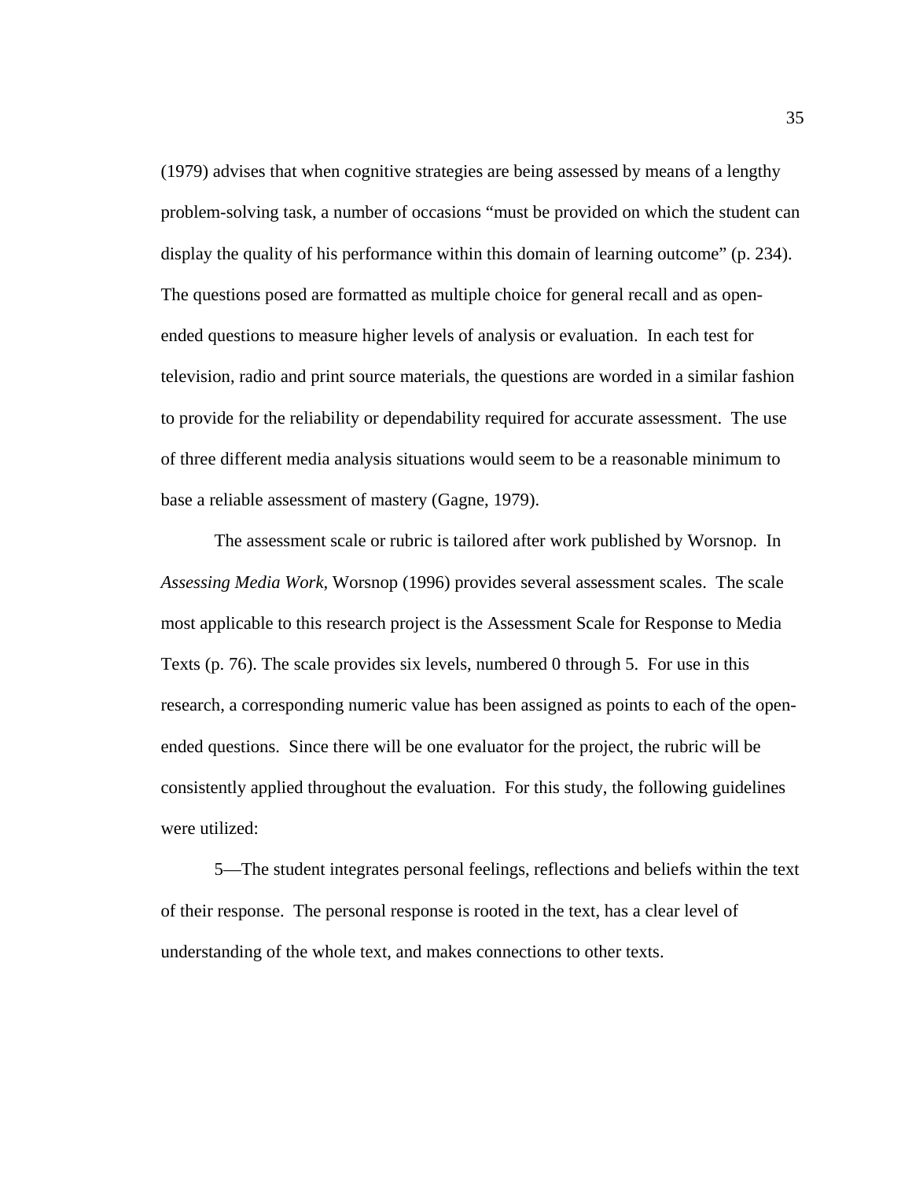(1979) advises that when cognitive strategies are being assessed by means of a lengthy problem-solving task, a number of occasions "must be provided on which the student can display the quality of his performance within this domain of learning outcome" (p. 234). The questions posed are formatted as multiple choice for general recall and as open-ended questions to measure higher levels of analysis or evaluation. In each test for television, radio and print source materials, the questions are worded in a similar fashion to provide for the reliability or dependability required for accurate assessment. The use of three different media analysis situations would seem to be a reasonable minimum to base a reliable assessment of mastery (Gagne, 1979).

The assessment scale or rubric is tailored after work published by Worsnop. In *Assessing Media Work,* Worsnop (1996) provides several assessment scales. The scale most applicable to this research project is the Assessment Scale for Response to Media Texts (p. 76). The scale provides six levels, numbered 0 through 5. For use in this research, a corresponding numeric value has been assigned as points to each of the open-ended questions. Since there will be one evaluator for the project, the rubric will be consistently applied throughout the evaluation. For this study, the following guidelines were utilized:

5—The student integrates personal feelings, reflections and beliefs within the text of their response. The personal response is rooted in the text, has a clear level of understanding of the whole text, and makes connections to other texts.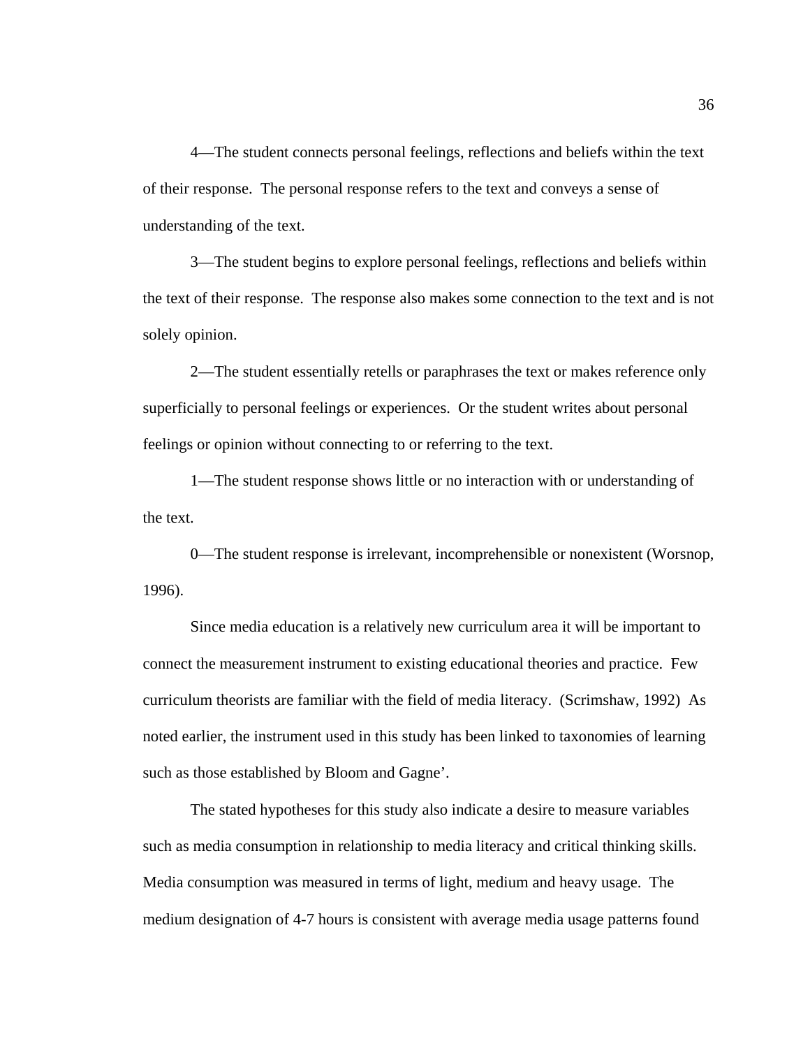4—The student connects personal feelings, reflections and beliefs within the text of their response. The personal response refers to the text and conveys a sense of understanding of the text.

3—The student begins to explore personal feelings, reflections and beliefs within the text of their response. The response also makes some connection to the text and is not solely opinion.

2—The student essentially retells or paraphrases the text or makes reference only superficially to personal feelings or experiences. Or the student writes about personal feelings or opinion without connecting to or referring to the text.

1—The student response shows little or no interaction with or understanding of the text.

0—The student response is irrelevant, incomprehensible or nonexistent (Worsnop, 1996).

Since media education is a relatively new curriculum area it will be important to connect the measurement instrument to existing educational theories and practice. Few curriculum theorists are familiar with the field of media literacy. (Scrimshaw, 1992) As noted earlier, the instrument used in this study has been linked to taxonomies of learning such as those established by Bloom and Gagne'.

The stated hypotheses for this study also indicate a desire to measure variables such as media consumption in relationship to media literacy and critical thinking skills. Media consumption was measured in terms of light, medium and heavy usage. The medium designation of 4-7 hours is consistent with average media usage patterns found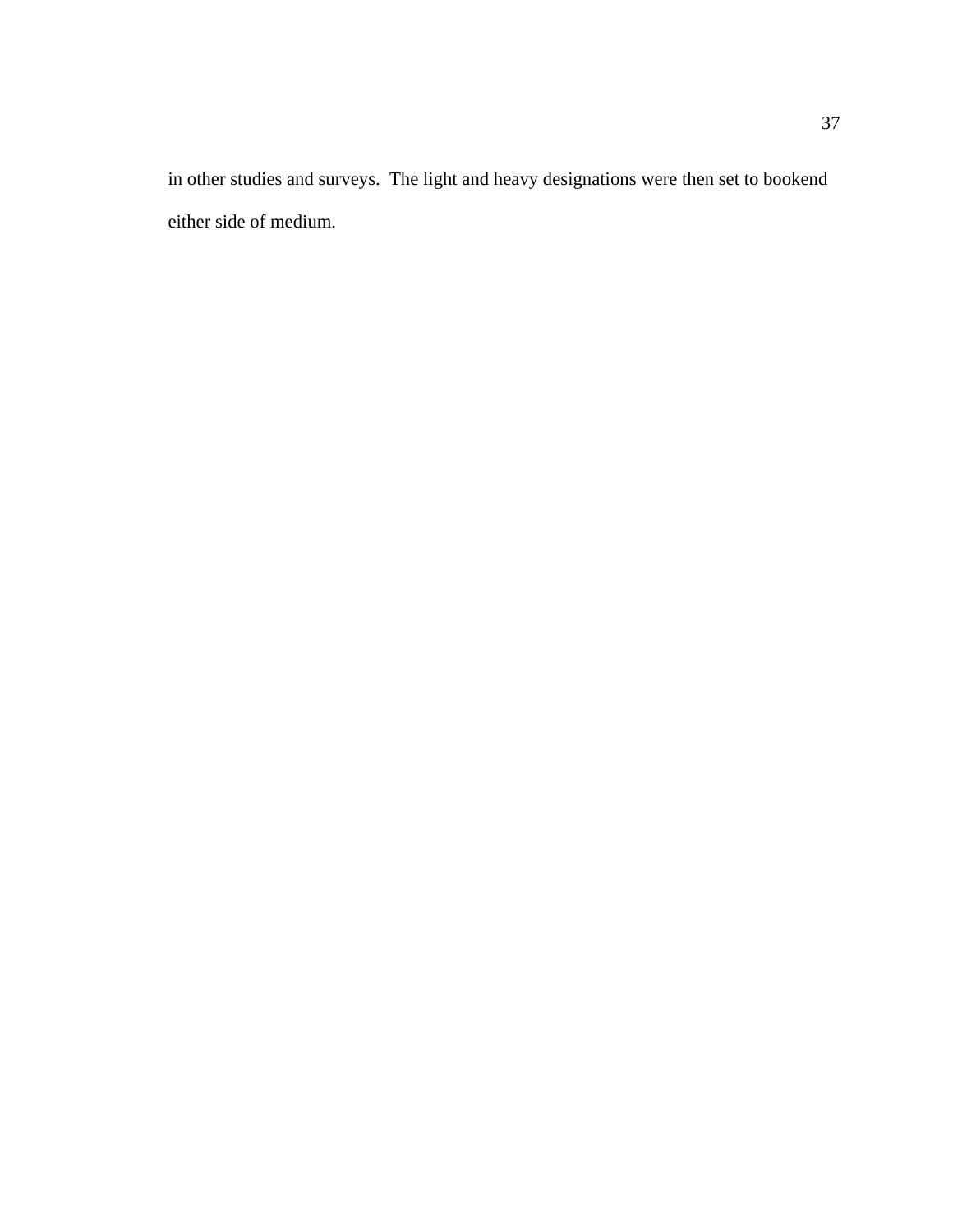in other studies and surveys.  The light and heavy designations were then set to bookend either side of medium.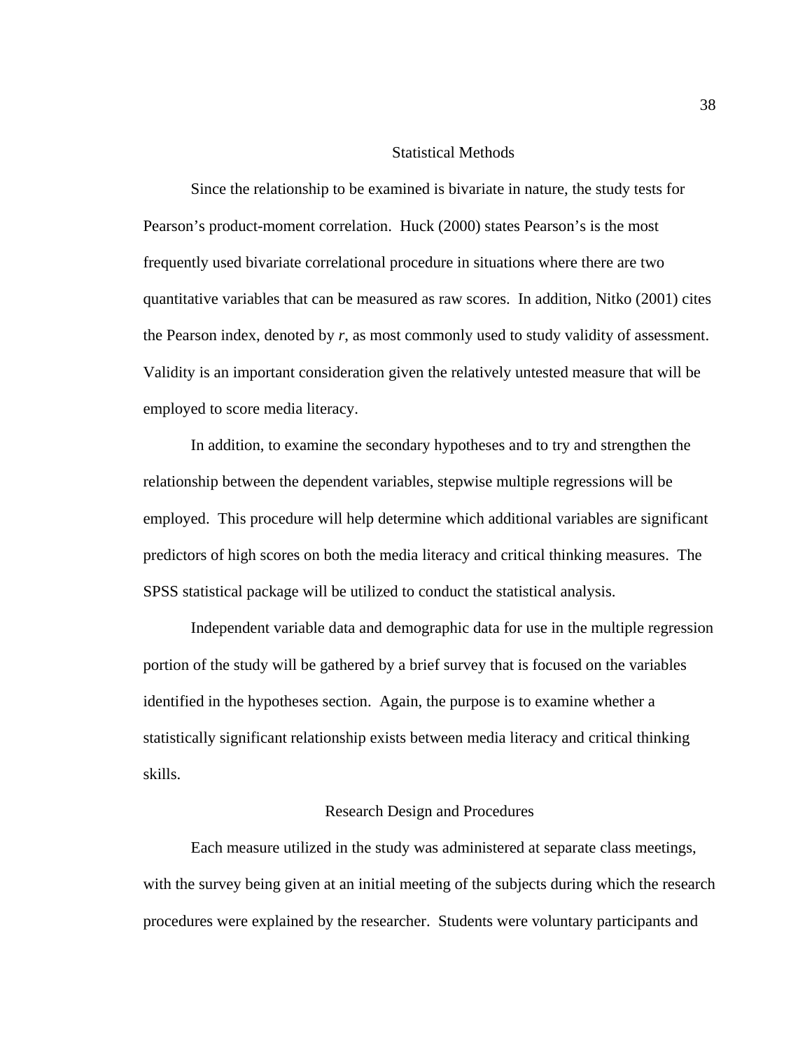## Statistical Methods

Since the relationship to be examined is bivariate in nature, the study tests for Pearson's product-moment correlation. Huck (2000) states Pearson's is the most frequently used bivariate correlational procedure in situations where there are two quantitative variables that can be measured as raw scores. In addition, Nitko (2001) cites the Pearson index, denoted by *r*, as most commonly used to study validity of assessment. Validity is an important consideration given the relatively untested measure that will be employed to score media literacy.

In addition, to examine the secondary hypotheses and to try and strengthen the relationship between the dependent variables, stepwise multiple regressions will be employed. This procedure will help determine which additional variables are significant predictors of high scores on both the media literacy and critical thinking measures. The SPSS statistical package will be utilized to conduct the statistical analysis.

Independent variable data and demographic data for use in the multiple regression portion of the study will be gathered by a brief survey that is focused on the variables identified in the hypotheses section. Again, the purpose is to examine whether a statistically significant relationship exists between media literacy and critical thinking skills.

## Research Design and Procedures

Each measure utilized in the study was administered at separate class meetings, with the survey being given at an initial meeting of the subjects during which the research procedures were explained by the researcher. Students were voluntary participants and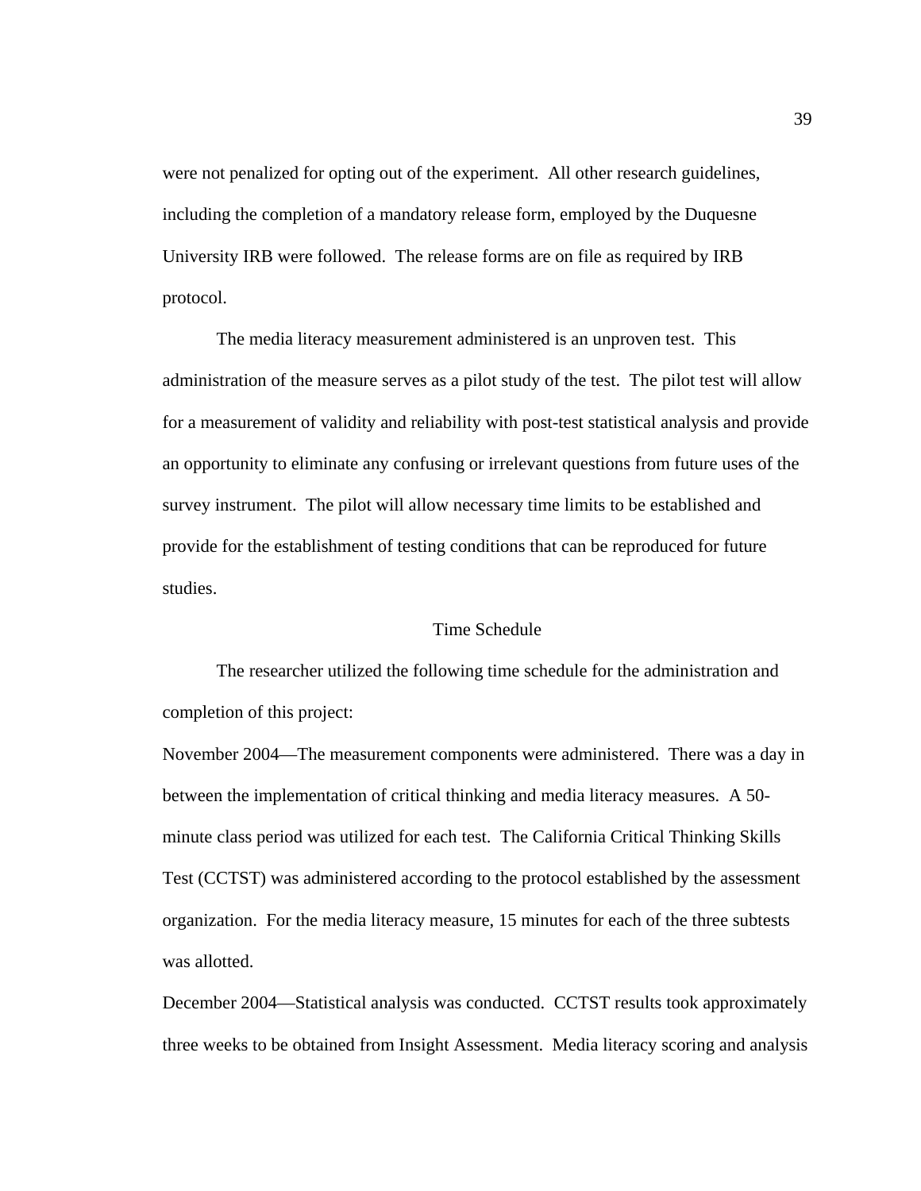were not penalized for opting out of the experiment. All other research guidelines, including the completion of a mandatory release form, employed by the Duquesne University IRB were followed. The release forms are on file as required by IRB protocol.

The media literacy measurement administered is an unproven test. This administration of the measure serves as a pilot study of the test. The pilot test will allow for a measurement of validity and reliability with post-test statistical analysis and provide an opportunity to eliminate any confusing or irrelevant questions from future uses of the survey instrument. The pilot will allow necessary time limits to be established and provide for the establishment of testing conditions that can be reproduced for future studies.

## Time Schedule

The researcher utilized the following time schedule for the administration and completion of this project:

November 2004—The measurement components were administered. There was a day in between the implementation of critical thinking and media literacy measures. A 50-minute class period was utilized for each test. The California Critical Thinking Skills Test (CCTST) was administered according to the protocol established by the assessment organization. For the media literacy measure, 15 minutes for each of the three subtests was allotted.

December 2004—Statistical analysis was conducted. CCTST results took approximately three weeks to be obtained from Insight Assessment. Media literacy scoring and analysis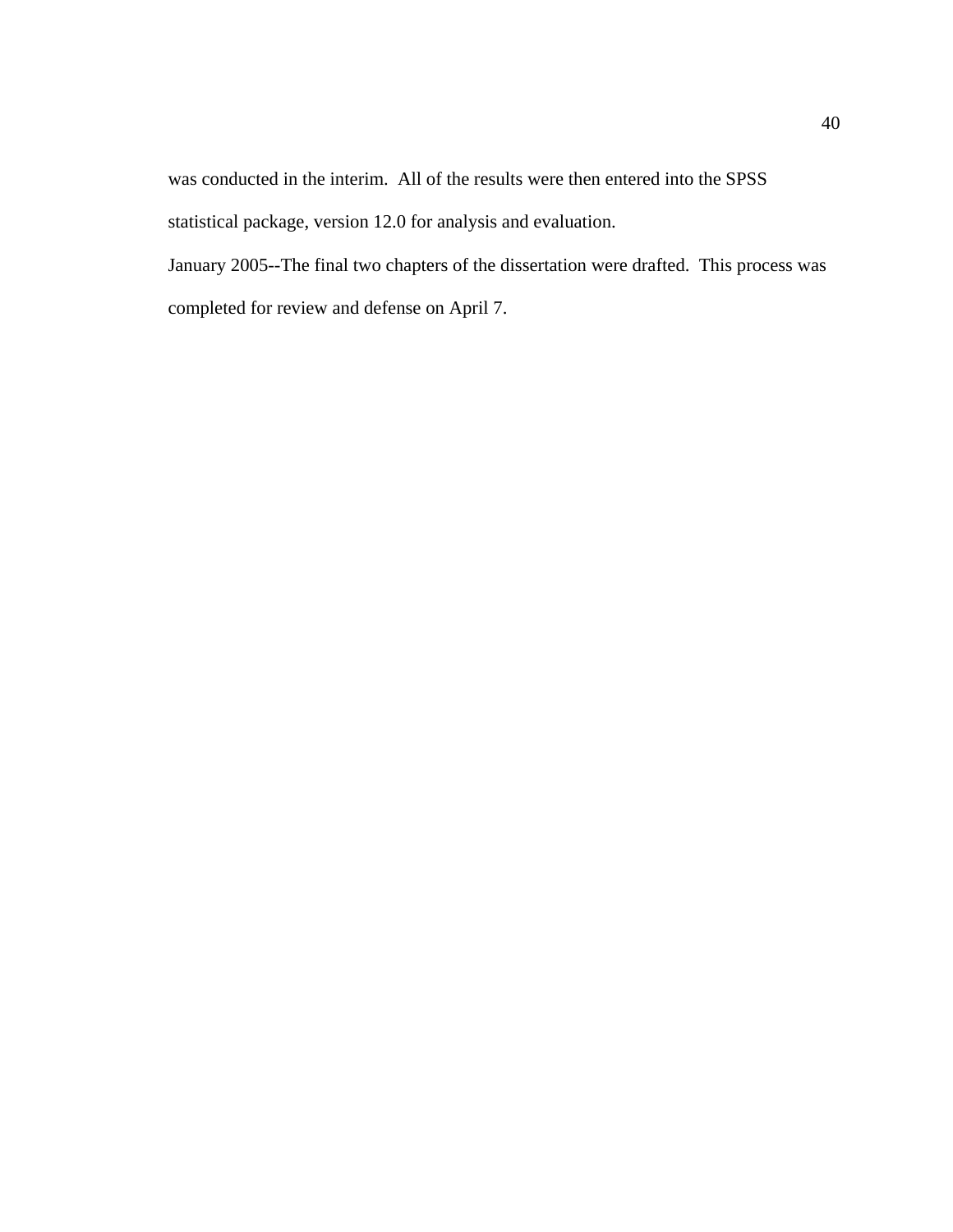was conducted in the interim. All of the results were then entered into the SPSS statistical package, version 12.0 for analysis and evaluation.

January 2005--The final two chapters of the dissertation were drafted. This process was completed for review and defense on April 7.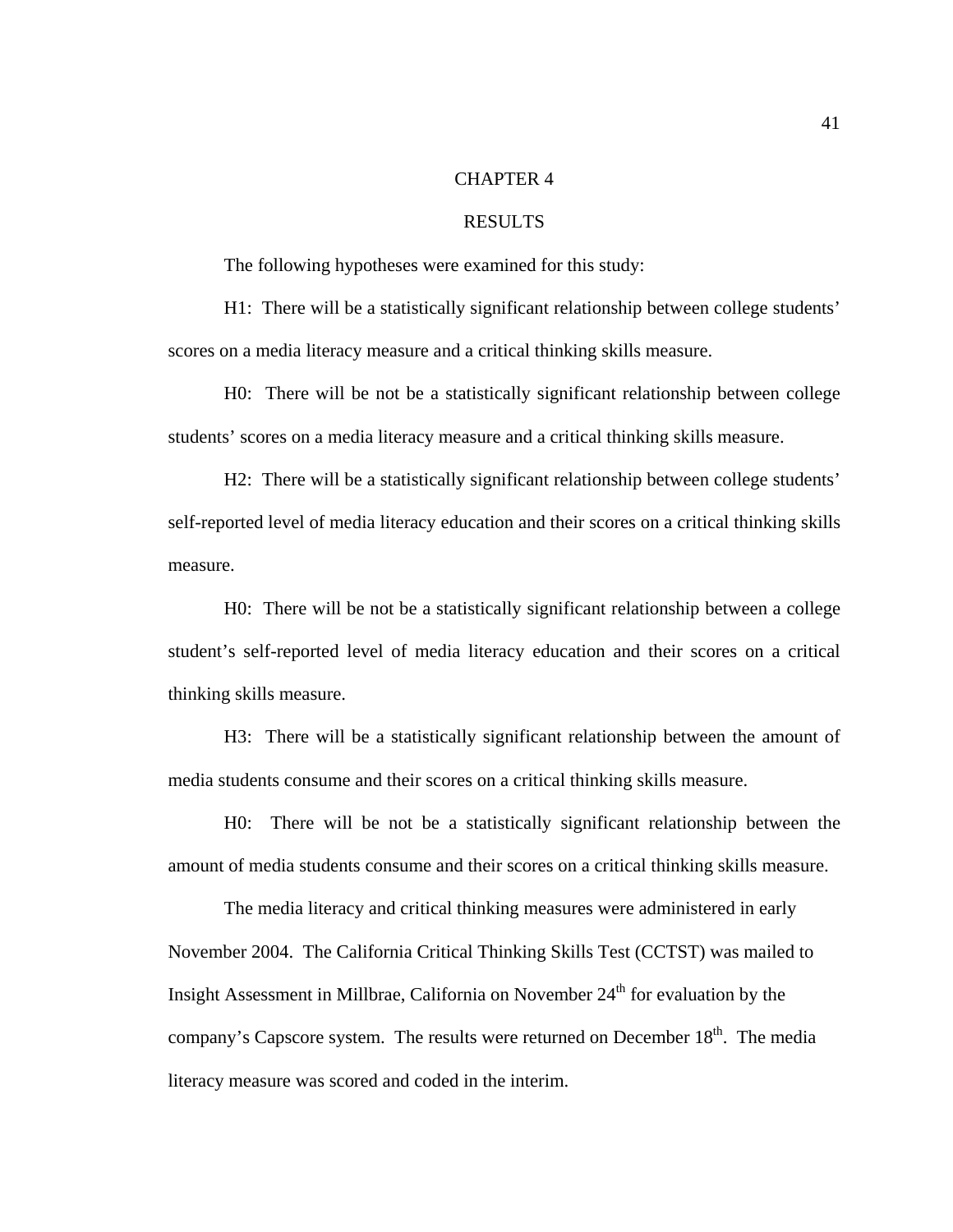# CHAPTER 4

# RESULTS

The following hypotheses were examined for this study:

H1: There will be a statistically significant relationship between college students' scores on a media literacy measure and a critical thinking skills measure.

H0: There will be not be a statistically significant relationship between college students' scores on a media literacy measure and a critical thinking skills measure.

H2: There will be a statistically significant relationship between college students' self-reported level of media literacy education and their scores on a critical thinking skills measure.

H0: There will be not be a statistically significant relationship between a college student's self-reported level of media literacy education and their scores on a critical thinking skills measure.

H3: There will be a statistically significant relationship between the amount of media students consume and their scores on a critical thinking skills measure.

H0: There will be not be a statistically significant relationship between the amount of media students consume and their scores on a critical thinking skills measure.

The media literacy and critical thinking measures were administered in early November 2004. The California Critical Thinking Skills Test (CCTST) was mailed to Insight Assessment in Millbrae, California on November 24th for evaluation by the company's Capscore system. The results were returned on December 18th. The media literacy measure was scored and coded in the interim.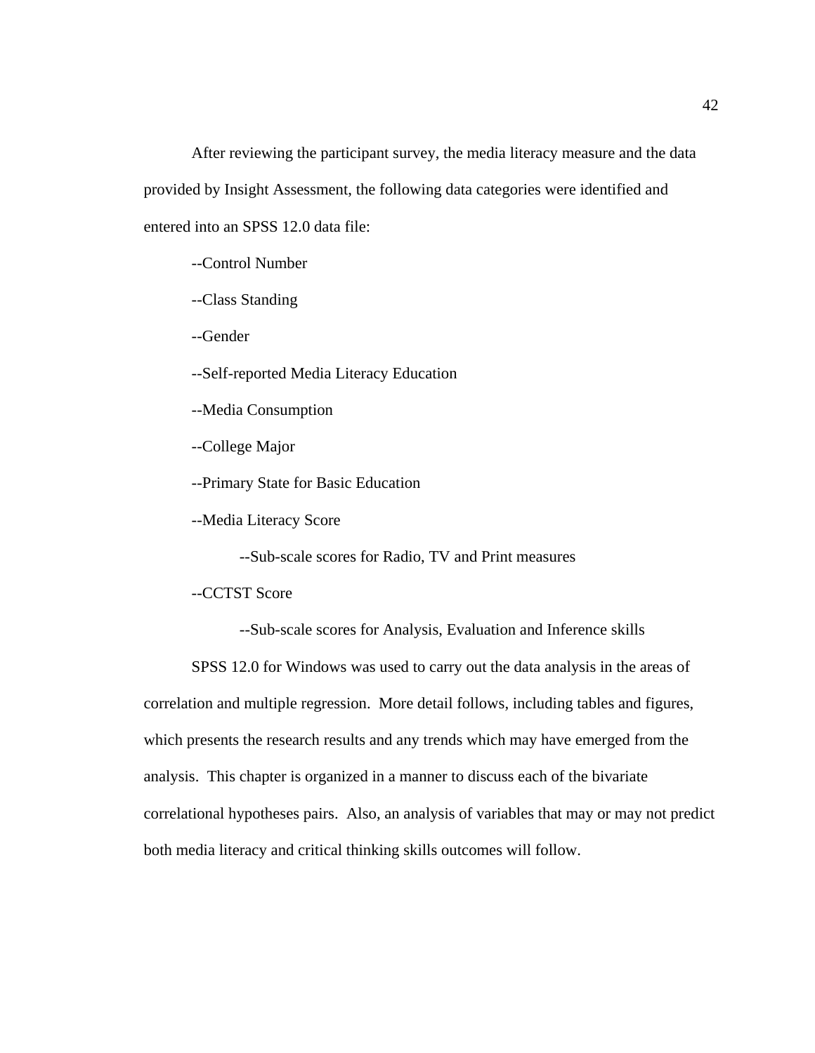After reviewing the participant survey, the media literacy measure and the data provided by Insight Assessment, the following data categories were identified and entered into an SPSS 12.0 data file:

--Control Number

--Class Standing

--Gender

--Self-reported Media Literacy Education

--Media Consumption

--College Major

--Primary State for Basic Education

--Media Literacy Score

  --Sub-scale scores for Radio, TV and Print measures

--CCTST Score

  --Sub-scale scores for Analysis, Evaluation and Inference skills

SPSS 12.0 for Windows was used to carry out the data analysis in the areas of correlation and multiple regression. More detail follows, including tables and figures, which presents the research results and any trends which may have emerged from the analysis. This chapter is organized in a manner to discuss each of the bivariate correlational hypotheses pairs. Also, an analysis of variables that may or may not predict both media literacy and critical thinking skills outcomes will follow.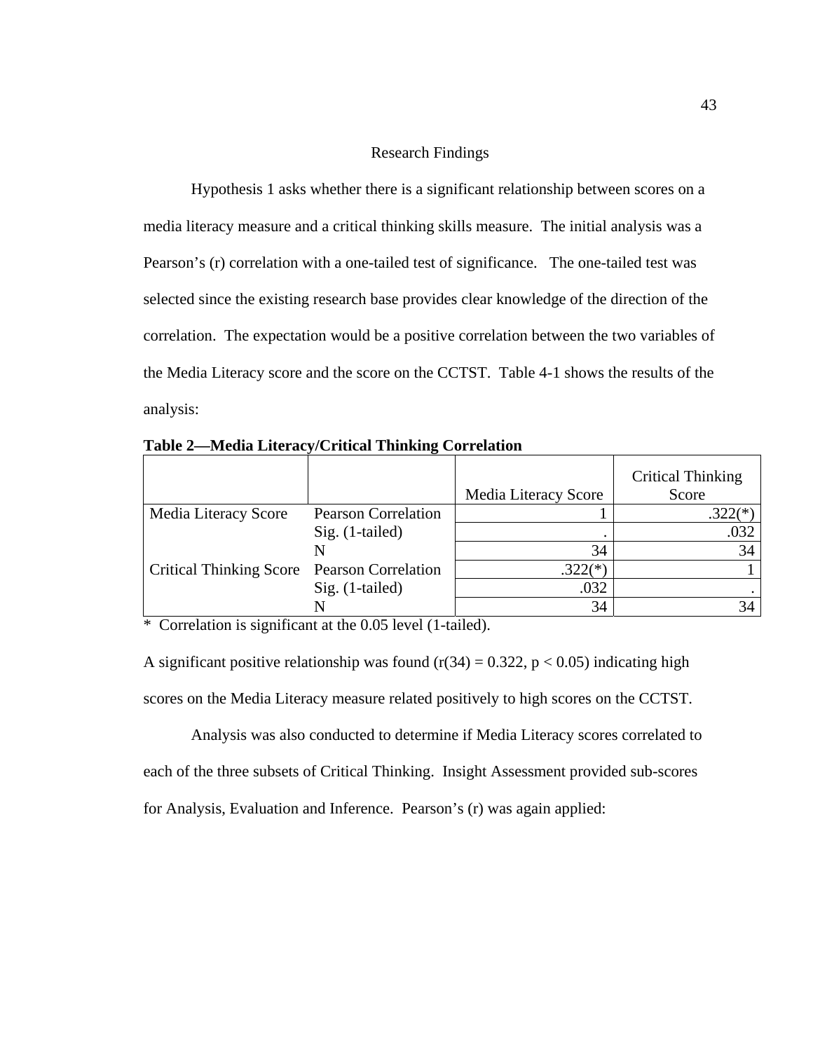## Research Findings

Hypothesis 1 asks whether there is a significant relationship between scores on a media literacy measure and a critical thinking skills measure. The initial analysis was a Pearson's (r) correlation with a one-tailed test of significance. The one-tailed test was selected since the existing research base provides clear knowledge of the direction of the correlation. The expectation would be a positive correlation between the two variables of the Media Literacy score and the score on the CCTST. Table 4-1 shows the results of the analysis:

**Table 2—Media Literacy/Critical Thinking Correlation**

| | | Media Literacy Score | Critical Thinking Score |
|---|---|---|---|
| Media Literacy Score | Pearson Correlation | 1 | .322(*) |
| | Sig. (1-tailed) | . | .032 |
| | N | 34 | 34 |
| Critical Thinking Score | Pearson Correlation | .322(*) | 1 |
| | Sig. (1-tailed) | .032 | . |
| | N | 34 | 34 |

* Correlation is significant at the 0.05 level (1-tailed).

A significant positive relationship was found ($r(34) = 0.322$, $p < 0.05$) indicating high scores on the Media Literacy measure related positively to high scores on the CCTST.

Analysis was also conducted to determine if Media Literacy scores correlated to each of the three subsets of Critical Thinking. Insight Assessment provided sub-scores for Analysis, Evaluation and Inference. Pearson's (r) was again applied: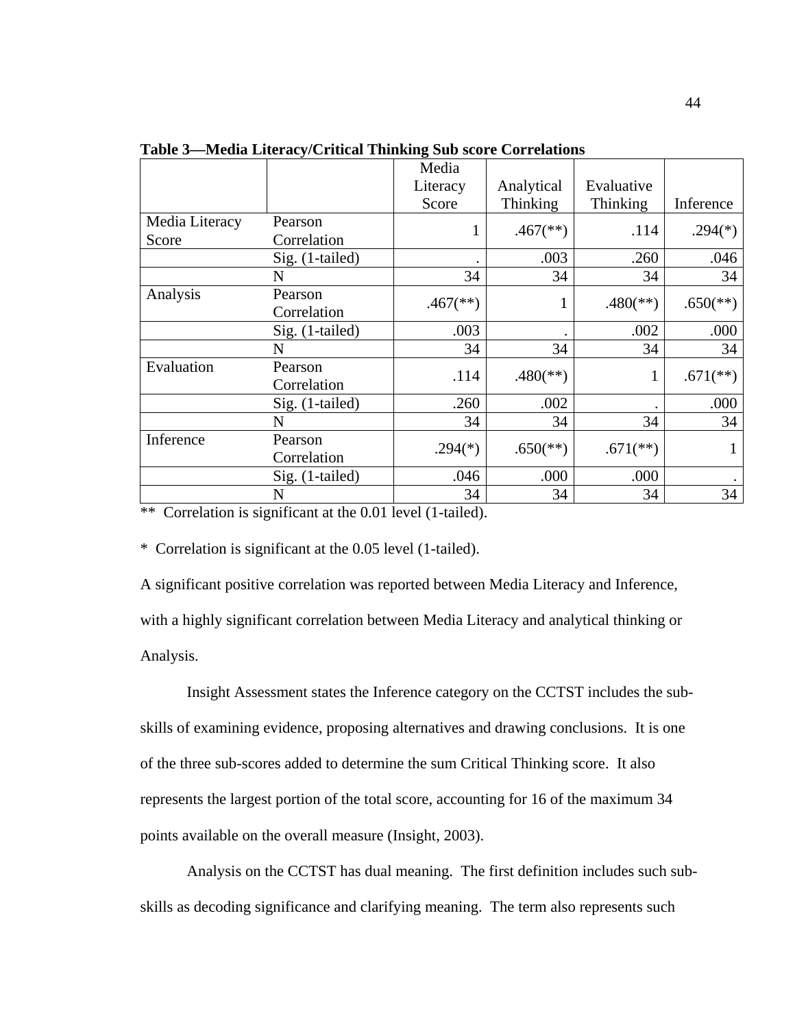**Table 3—Media Literacy/Critical Thinking Sub score Correlations**

| | | Media Literacy Score | Analytical Thinking | Evaluative Thinking | Inference |
|---|---|---|---|---|---|
| Media Literacy Score | Pearson Correlation | 1 | .467(**) | .114 | .294(*) |
| | Sig. (1-tailed) | . | .003 | .260 | .046 |
| | N | 34 | 34 | 34 | 34 |
| Analysis | Pearson Correlation | .467(**) | 1 | .480(**) | .650(**) |
| | Sig. (1-tailed) | .003 | . | .002 | .000 |
| | N | 34 | 34 | 34 | 34 |
| Evaluation | Pearson Correlation | .114 | .480(**) | 1 | .671(**) |
| | Sig. (1-tailed) | .260 | .002 | . | .000 |
| | N | 34 | 34 | 34 | 34 |
| Inference | Pearson Correlation | .294(*) | .650(**) | .671(**) | 1 |
| | Sig. (1-tailed) | .046 | .000 | .000 | . |
| | N | 34 | 34 | 34 | 34 |

** Correlation is significant at the 0.01 level (1-tailed).

* Correlation is significant at the 0.05 level (1-tailed).

A significant positive correlation was reported between Media Literacy and Inference, with a highly significant correlation between Media Literacy and analytical thinking or Analysis.

Insight Assessment states the Inference category on the CCTST includes the sub-skills of examining evidence, proposing alternatives and drawing conclusions. It is one of the three sub-scores added to determine the sum Critical Thinking score. It also represents the largest portion of the total score, accounting for 16 of the maximum 34 points available on the overall measure (Insight, 2003).

Analysis on the CCTST has dual meaning. The first definition includes such sub-skills as decoding significance and clarifying meaning. The term also represents such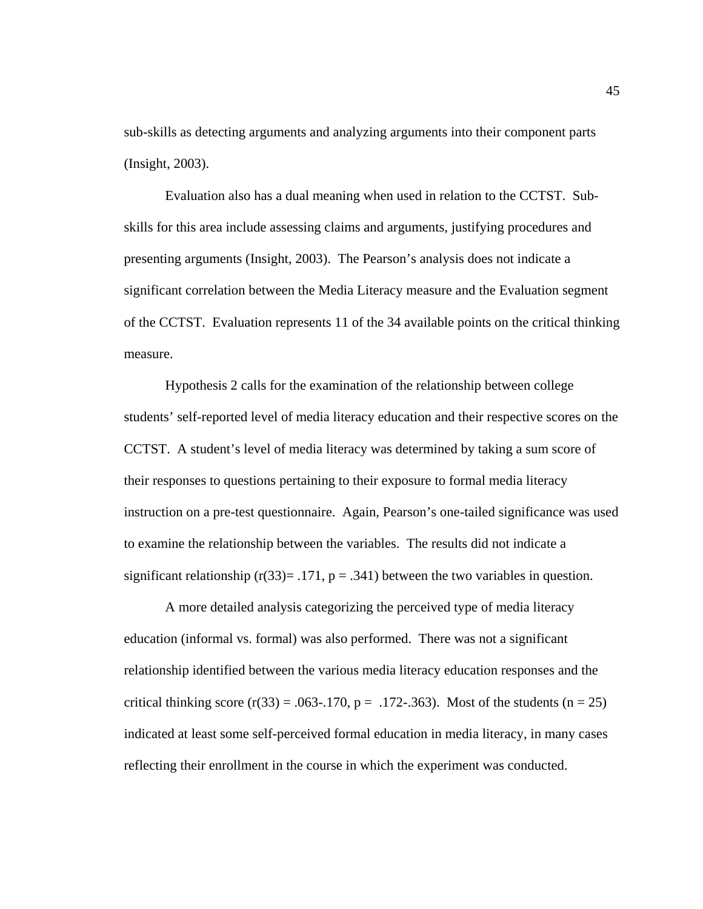sub-skills as detecting arguments and analyzing arguments into their component parts (Insight, 2003).

Evaluation also has a dual meaning when used in relation to the CCTST. Sub-skills for this area include assessing claims and arguments, justifying procedures and presenting arguments (Insight, 2003). The Pearson's analysis does not indicate a significant correlation between the Media Literacy measure and the Evaluation segment of the CCTST. Evaluation represents 11 of the 34 available points on the critical thinking measure.

Hypothesis 2 calls for the examination of the relationship between college students' self-reported level of media literacy education and their respective scores on the CCTST. A student's level of media literacy was determined by taking a sum score of their responses to questions pertaining to their exposure to formal media literacy instruction on a pre-test questionnaire. Again, Pearson's one-tailed significance was used to examine the relationship between the variables. The results did not indicate a significant relationship ($r(33) = .171$, $p = .341$) between the two variables in question.

A more detailed analysis categorizing the perceived type of media literacy education (informal vs. formal) was also performed. There was not a significant relationship identified between the various media literacy education responses and the critical thinking score ($r(33) = .063\text{-}.170$, $p = .172\text{-}.363$). Most of the students ($n = 25$) indicated at least some self-perceived formal education in media literacy, in many cases reflecting their enrollment in the course in which the experiment was conducted.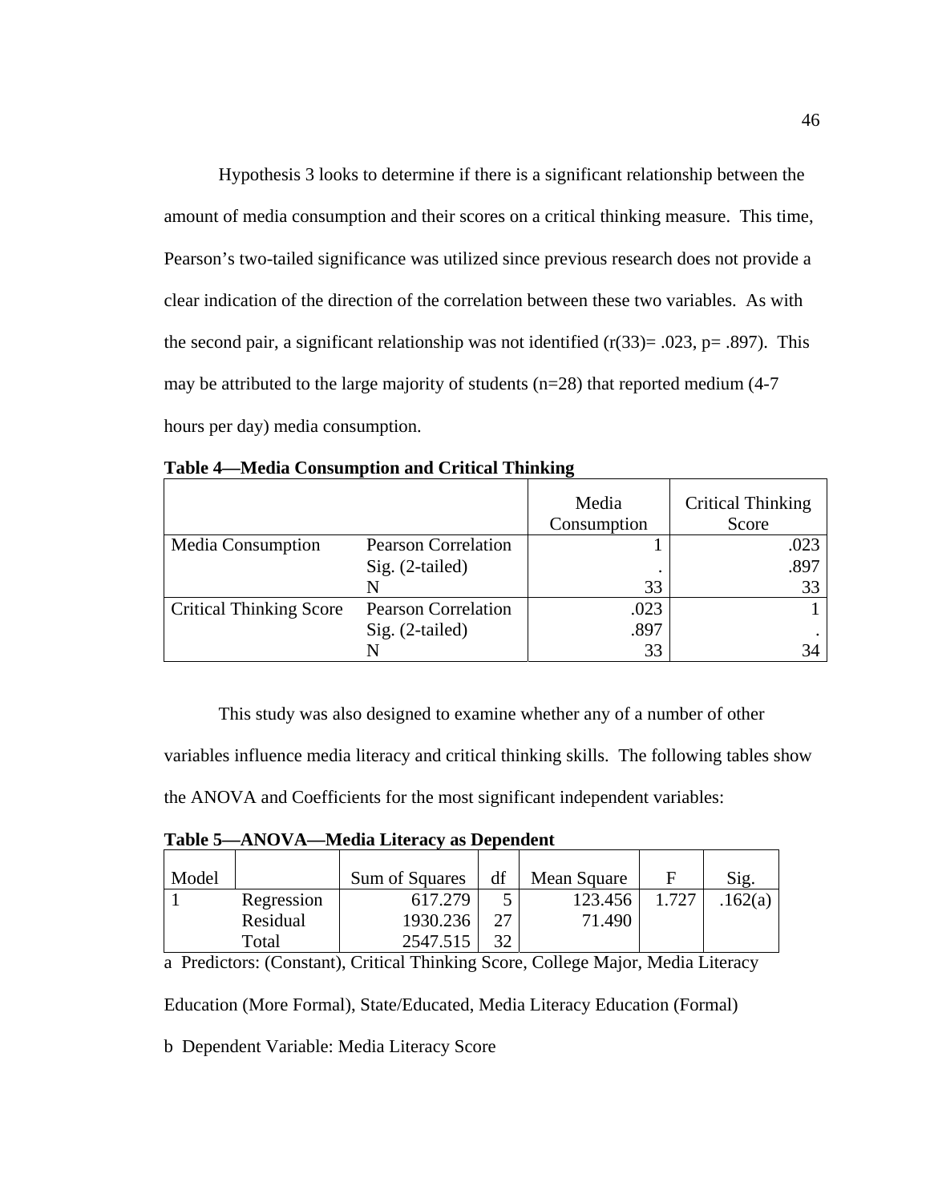Hypothesis 3 looks to determine if there is a significant relationship between the amount of media consumption and their scores on a critical thinking measure. This time, Pearson's two-tailed significance was utilized since previous research does not provide a clear indication of the direction of the correlation between these two variables. As with the second pair, a significant relationship was not identified ($r(33)= .023$, $p= .897$). This may be attributed to the large majority of students (n=28) that reported medium (4-7 hours per day) media consumption.

**Table 4—Media Consumption and Critical Thinking**

| | | Media Consumption | Critical Thinking Score |
|---|---|---|---|
| Media Consumption | Pearson Correlation | 1 | .023 |
| | Sig. (2-tailed) | . | .897 |
| | N | 33 | 33 |
| Critical Thinking Score | Pearson Correlation | .023 | 1 |
| | Sig. (2-tailed) | .897 | . |
| | N | 33 | 34 |

This study was also designed to examine whether any of a number of other variables influence media literacy and critical thinking skills. The following tables show the ANOVA and Coefficients for the most significant independent variables:

**Table 5—ANOVA—Media Literacy as Dependent**

| Model | | Sum of Squares | df | Mean Square | F | Sig. |
|---|---|---|---|---|---|---|
| 1 | Regression | 617.279 | 5 | 123.456 | 1.727 | .162(a) |
| | Residual | 1930.236 | 27 | 71.490 | | |
| | Total | 2547.515 | 32 | | | |

a Predictors: (Constant), Critical Thinking Score, College Major, Media Literacy Education (More Formal), State/Educated, Media Literacy Education (Formal)

b Dependent Variable: Media Literacy Score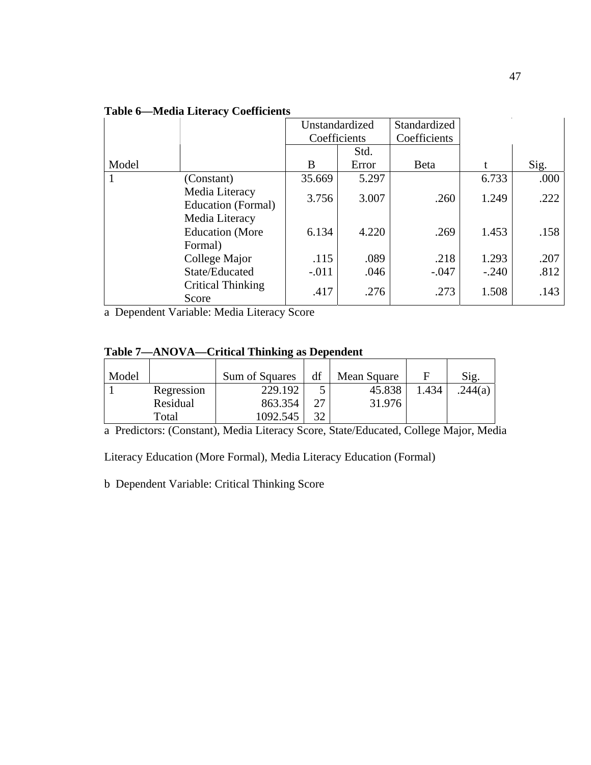**Table 6—Media Literacy Coefficients**

| | | Unstandardized Coefficients | | Standardized Coefficients | | |
|---|---|---|---|---|---|---|
| Model | | B | Std. Error | Beta | t | Sig. |
| 1 | (Constant) | 35.669 | 5.297 | | 6.733 | .000 |
| | Media Literacy Education (Formal) | 3.756 | 3.007 | .260 | 1.249 | .222 |
| | Media Literacy Education (More Formal) | 6.134 | 4.220 | .269 | 1.453 | .158 |
| | College Major | .115 | .089 | .218 | 1.293 | .207 |
| | State/Educated | -.011 | .046 | -.047 | -.240 | .812 |
| | Critical Thinking Score | .417 | .276 | .273 | 1.508 | .143 |

a Dependent Variable: Media Literacy Score

**Table 7—ANOVA—Critical Thinking as Dependent**

| Model | | Sum of Squares | df | Mean Square | F | Sig. |
|---|---|---|---|---|---|---|
| 1 | Regression | 229.192 | 5 | 45.838 | 1.434 | .244(a) |
| | Residual | 863.354 | 27 | 31.976 | | |
| | Total | 1092.545 | 32 | | | |

a Predictors: (Constant), Media Literacy Score, State/Educated, College Major, Media Literacy Education (More Formal), Media Literacy Education (Formal)

b Dependent Variable: Critical Thinking Score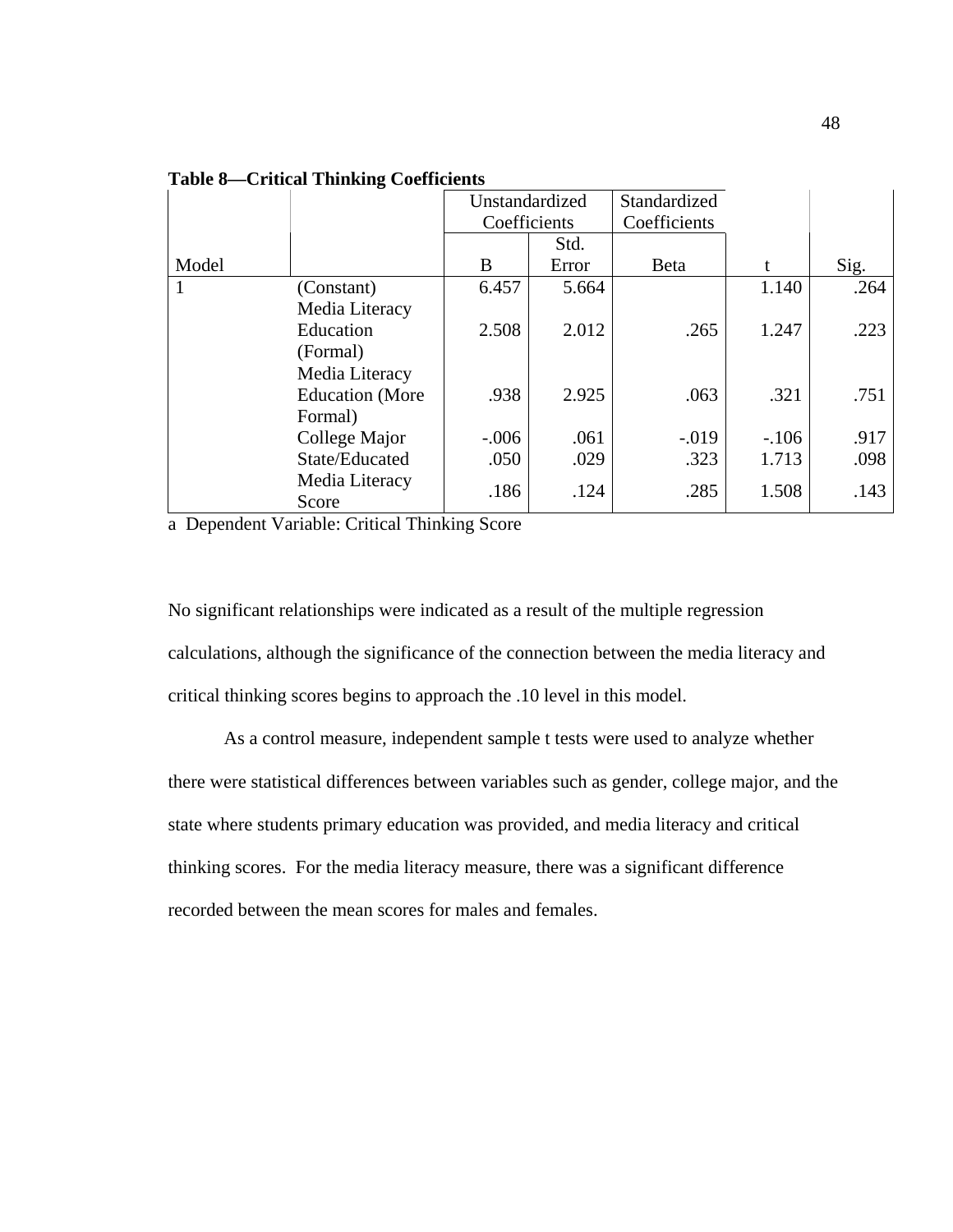**Table 8—Critical Thinking Coefficients**

| Model | | Unstandardized Coefficients | | Standardized Coefficients | | |
|---|---|---|---|---|---|---|
| | | B | Std. Error | Beta | t | Sig. |
| 1 | (Constant) | 6.457 | 5.664 | | 1.140 | .264 |
| | Media Literacy Education (Formal) | 2.508 | 2.012 | .265 | 1.247 | .223 |
| | Media Literacy Education (More Formal) | .938 | 2.925 | .063 | .321 | .751 |
| | College Major | -.006 | .061 | -.019 | -.106 | .917 |
| | State/Educated | .050 | .029 | .323 | 1.713 | .098 |
| | Media Literacy Score | .186 | .124 | .285 | 1.508 | .143 |

a Dependent Variable: Critical Thinking Score

No significant relationships were indicated as a result of the multiple regression calculations, although the significance of the connection between the media literacy and critical thinking scores begins to approach the .10 level in this model.

As a control measure, independent sample t tests were used to analyze whether there were statistical differences between variables such as gender, college major, and the state where students primary education was provided, and media literacy and critical thinking scores. For the media literacy measure, there was a significant difference recorded between the mean scores for males and females.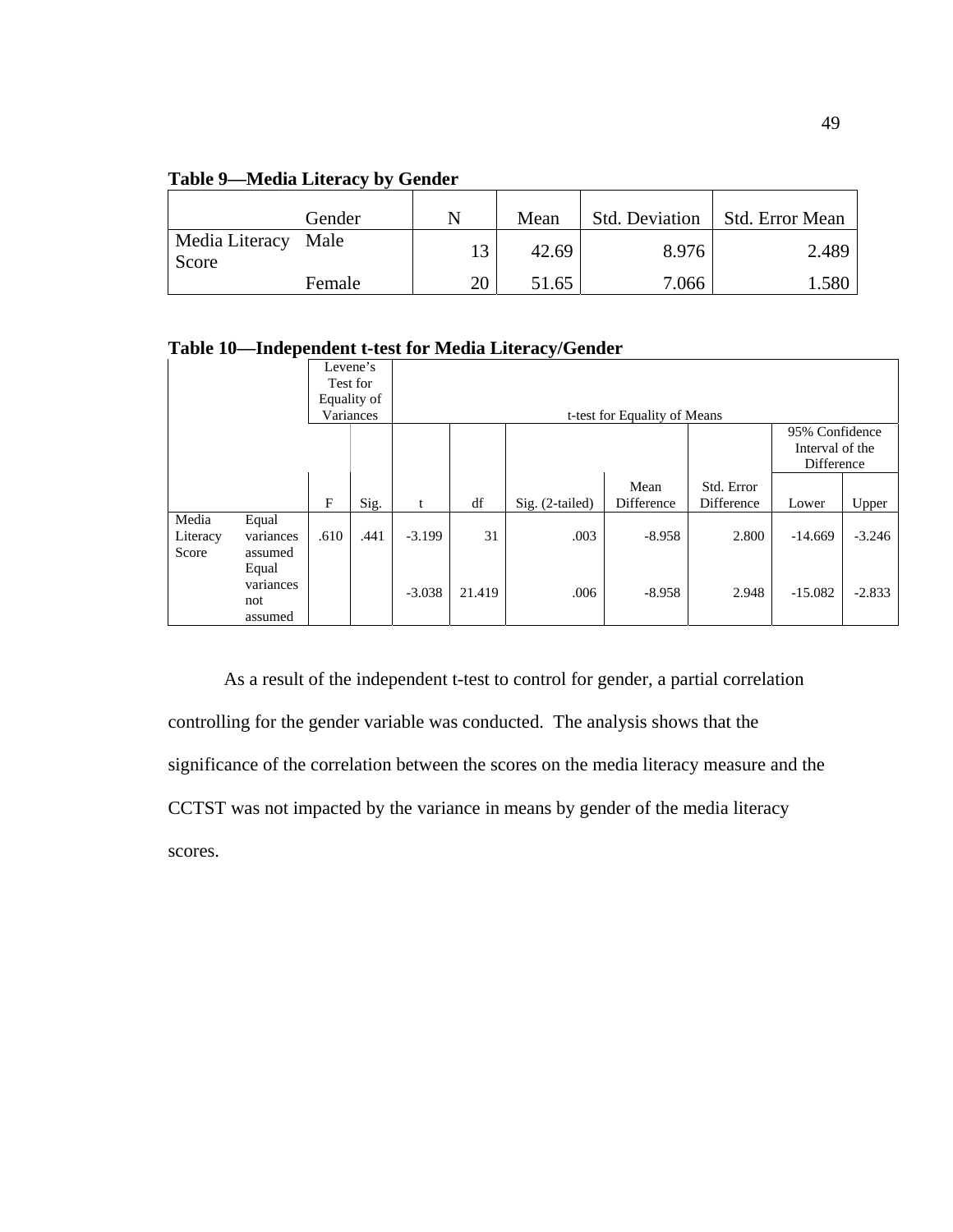**Table 9—Media Literacy by Gender**

| | Gender | N | Mean | Std. Deviation | Std. Error Mean |
|---|---|---|---|---|---|
| Media Literacy Score | Male | 13 | 42.69 | 8.976 | 2.489 |
| | Female | 20 | 51.65 | 7.066 | 1.580 |

**Table 10—Independent t-test for Media Literacy/Gender**

| | | Levene's Test for Equality of Variances | | t-test for Equality of Means | | | | | | |
|---|---|---|---|---|---|---|---|---|---|---|
| | | | | | | | | | 95% Confidence Interval of the Difference | |
| | | F | Sig. | t | df | Sig. (2-tailed) | Mean Difference | Std. Error Difference | Lower | Upper |
| Media Literacy Score | Equal variances assumed | .610 | .441 | -3.199 | 31 | .003 | -8.958 | 2.800 | -14.669 | -3.246 |
| | Equal variances not assumed | | | -3.038 | 21.419 | .006 | -8.958 | 2.948 | -15.082 | -2.833 |

As a result of the independent t-test to control for gender, a partial correlation controlling for the gender variable was conducted. The analysis shows that the significance of the correlation between the scores on the media literacy measure and the CCTST was not impacted by the variance in means by gender of the media literacy scores.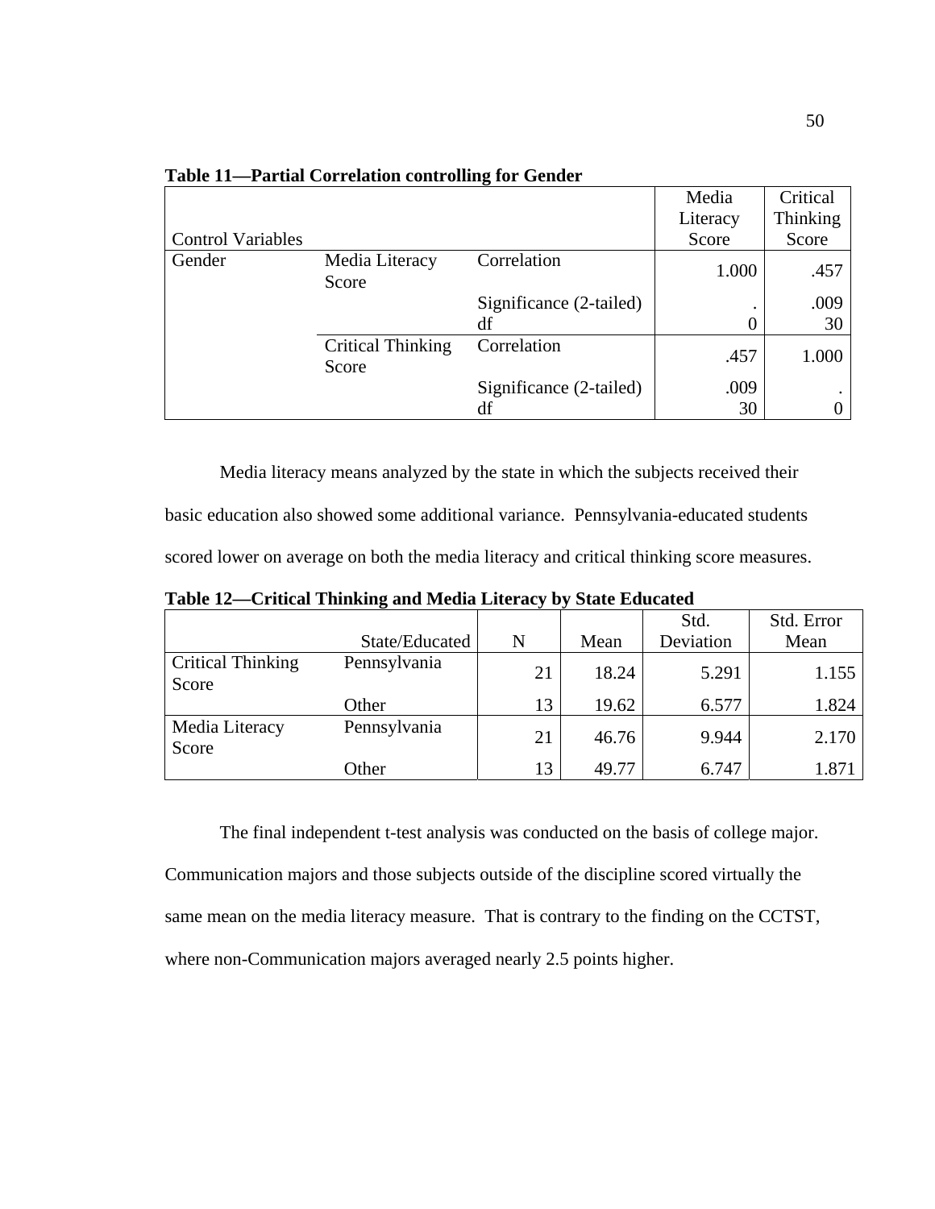**Table 11—Partial Correlation controlling for Gender**

| Control Variables | | | Media Literacy Score | Critical Thinking Score |
|---|---|---|---|---|
| Gender | Media Literacy Score | Correlation | 1.000 | .457 |
| | | Significance (2-tailed) | . | .009 |
| | | df | 0 | 30 |
| | Critical Thinking Score | Correlation | .457 | 1.000 |
| | | Significance (2-tailed) | .009 | . |
| | | df | 30 | 0 |

Media literacy means analyzed by the state in which the subjects received their basic education also showed some additional variance. Pennsylvania-educated students scored lower on average on both the media literacy and critical thinking score measures.

**Table 12—Critical Thinking and Media Literacy by State Educated**

| | State/Educated | N | Mean | Std. Deviation | Std. Error Mean |
|---|---|---|---|---|---|
| Critical Thinking Score | Pennsylvania | 21 | 18.24 | 5.291 | 1.155 |
| | Other | 13 | 19.62 | 6.577 | 1.824 |
| Media Literacy Score | Pennsylvania | 21 | 46.76 | 9.944 | 2.170 |
| | Other | 13 | 49.77 | 6.747 | 1.871 |

The final independent t-test analysis was conducted on the basis of college major. Communication majors and those subjects outside of the discipline scored virtually the same mean on the media literacy measure. That is contrary to the finding on the CCTST, where non-Communication majors averaged nearly 2.5 points higher.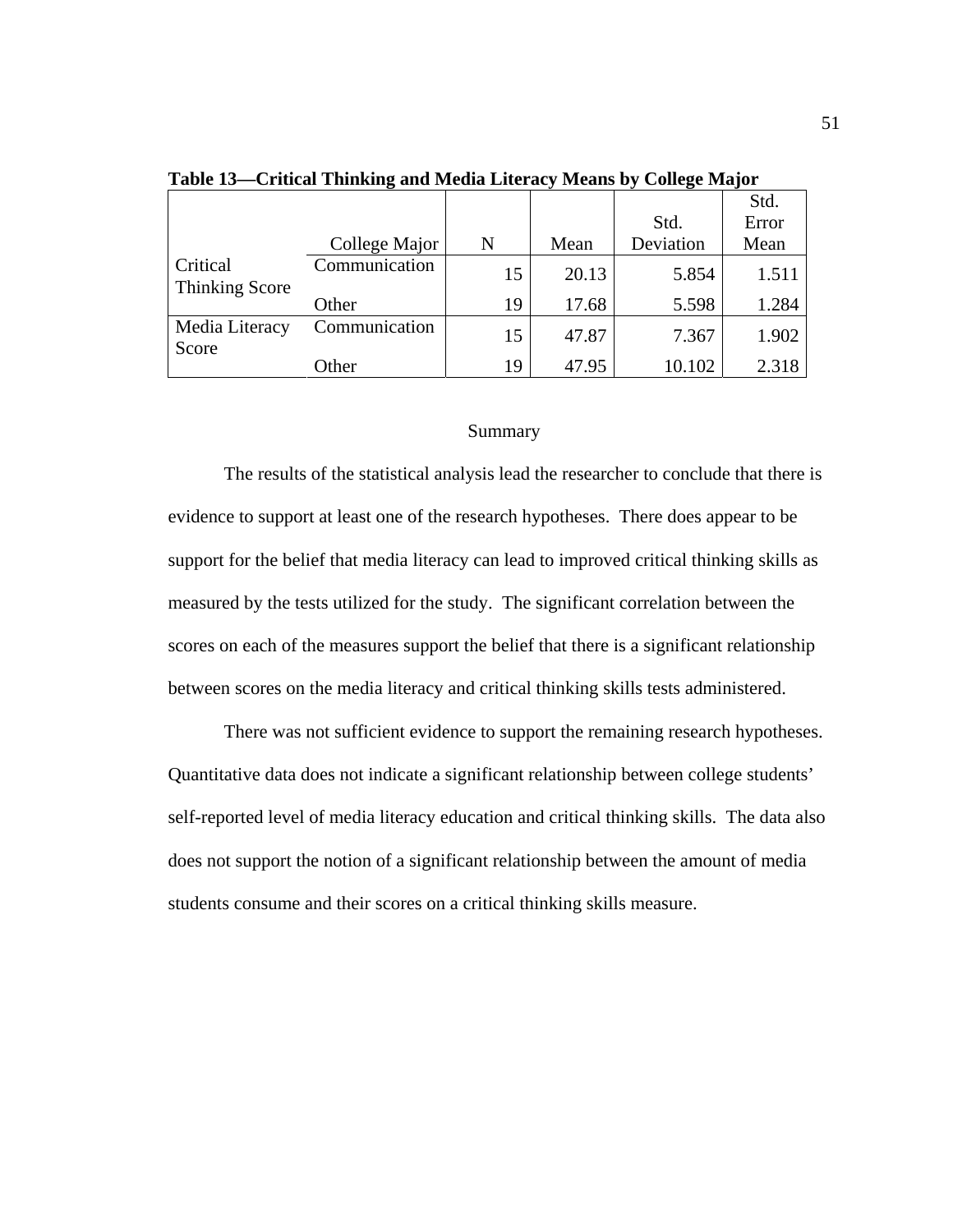**Table 13—Critical Thinking and Media Literacy Means by College Major**

| | College Major | N | Mean | Std. Deviation | Std. Error Mean |
|---|---|---|---|---|---|
| Critical Thinking Score | Communication | 15 | 20.13 | 5.854 | 1.511 |
| | Other | 19 | 17.68 | 5.598 | 1.284 |
| Media Literacy Score | Communication | 15 | 47.87 | 7.367 | 1.902 |
| | Other | 19 | 47.95 | 10.102 | 2.318 |

## Summary

The results of the statistical analysis lead the researcher to conclude that there is evidence to support at least one of the research hypotheses. There does appear to be support for the belief that media literacy can lead to improved critical thinking skills as measured by the tests utilized for the study. The significant correlation between the scores on each of the measures support the belief that there is a significant relationship between scores on the media literacy and critical thinking skills tests administered.

There was not sufficient evidence to support the remaining research hypotheses. Quantitative data does not indicate a significant relationship between college students' self-reported level of media literacy education and critical thinking skills. The data also does not support the notion of a significant relationship between the amount of media students consume and their scores on a critical thinking skills measure.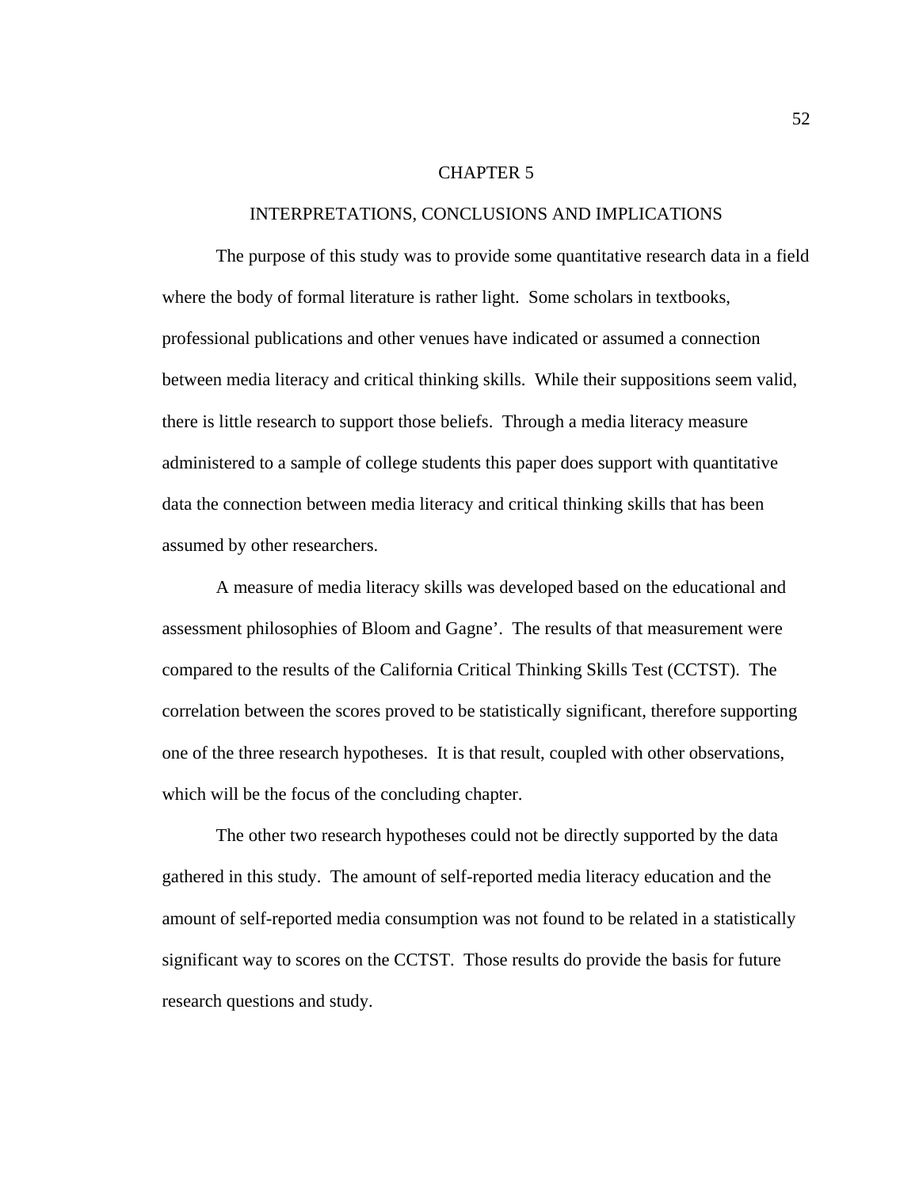# CHAPTER 5

## INTERPRETATIONS, CONCLUSIONS AND IMPLICATIONS

The purpose of this study was to provide some quantitative research data in a field where the body of formal literature is rather light. Some scholars in textbooks, professional publications and other venues have indicated or assumed a connection between media literacy and critical thinking skills. While their suppositions seem valid, there is little research to support those beliefs. Through a media literacy measure administered to a sample of college students this paper does support with quantitative data the connection between media literacy and critical thinking skills that has been assumed by other researchers.

A measure of media literacy skills was developed based on the educational and assessment philosophies of Bloom and Gagne'. The results of that measurement were compared to the results of the California Critical Thinking Skills Test (CCTST). The correlation between the scores proved to be statistically significant, therefore supporting one of the three research hypotheses. It is that result, coupled with other observations, which will be the focus of the concluding chapter.

The other two research hypotheses could not be directly supported by the data gathered in this study. The amount of self-reported media literacy education and the amount of self-reported media consumption was not found to be related in a statistically significant way to scores on the CCTST. Those results do provide the basis for future research questions and study.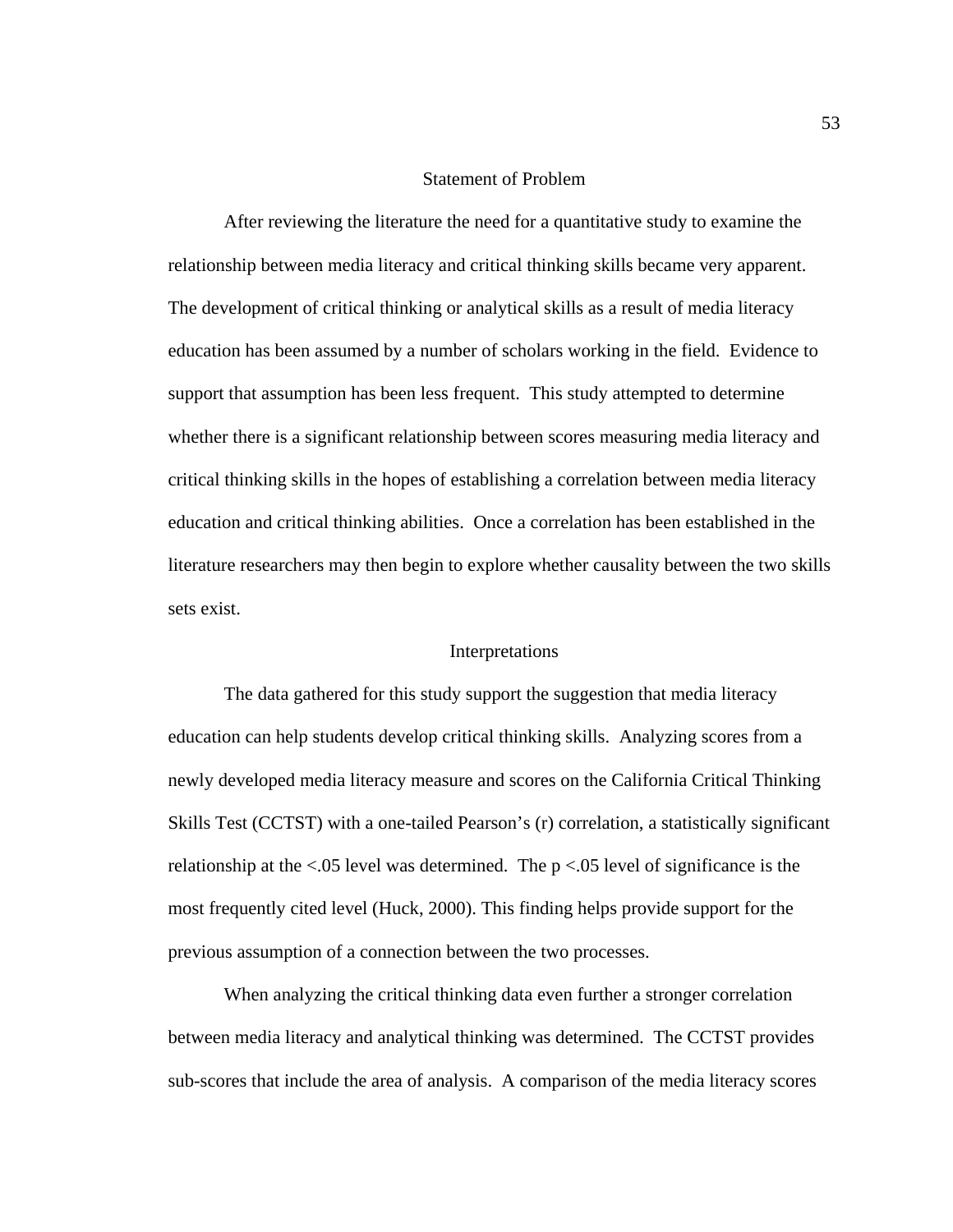## Statement of Problem

After reviewing the literature the need for a quantitative study to examine the relationship between media literacy and critical thinking skills became very apparent. The development of critical thinking or analytical skills as a result of media literacy education has been assumed by a number of scholars working in the field. Evidence to support that assumption has been less frequent. This study attempted to determine whether there is a significant relationship between scores measuring media literacy and critical thinking skills in the hopes of establishing a correlation between media literacy education and critical thinking abilities. Once a correlation has been established in the literature researchers may then begin to explore whether causality between the two skills sets exist.

## Interpretations

The data gathered for this study support the suggestion that media literacy education can help students develop critical thinking skills. Analyzing scores from a newly developed media literacy measure and scores on the California Critical Thinking Skills Test (CCTST) with a one-tailed Pearson's (r) correlation, a statistically significant relationship at the <.05 level was determined. The $p < .05$ level of significance is the most frequently cited level (Huck, 2000). This finding helps provide support for the previous assumption of a connection between the two processes.

When analyzing the critical thinking data even further a stronger correlation between media literacy and analytical thinking was determined. The CCTST provides sub-scores that include the area of analysis. A comparison of the media literacy scores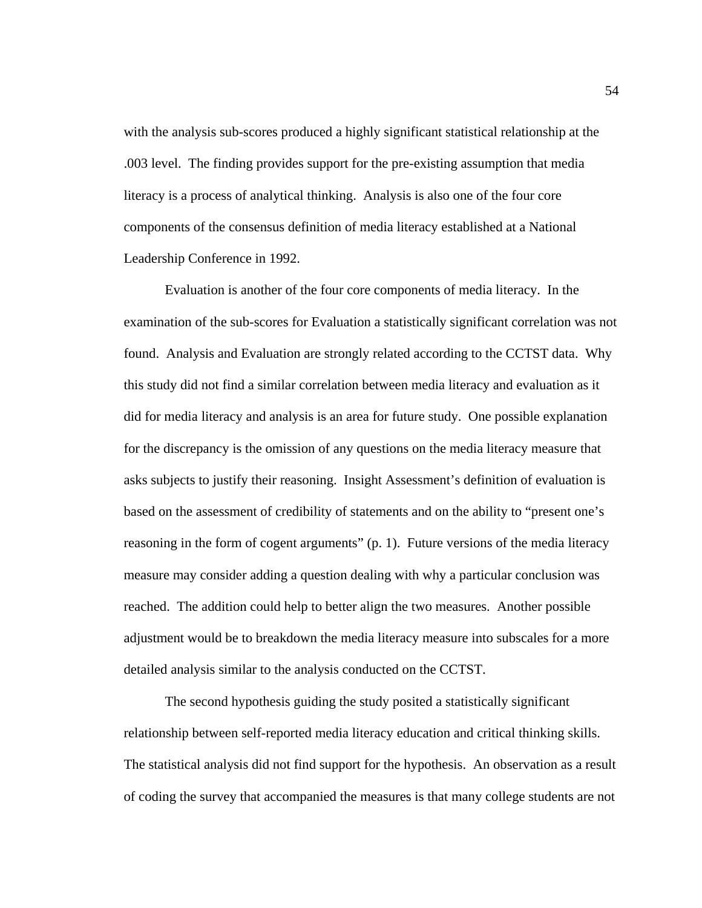with the analysis sub-scores produced a highly significant statistical relationship at the .003 level. The finding provides support for the pre-existing assumption that media literacy is a process of analytical thinking. Analysis is also one of the four core components of the consensus definition of media literacy established at a National Leadership Conference in 1992.

Evaluation is another of the four core components of media literacy. In the examination of the sub-scores for Evaluation a statistically significant correlation was not found. Analysis and Evaluation are strongly related according to the CCTST data. Why this study did not find a similar correlation between media literacy and evaluation as it did for media literacy and analysis is an area for future study. One possible explanation for the discrepancy is the omission of any questions on the media literacy measure that asks subjects to justify their reasoning. Insight Assessment's definition of evaluation is based on the assessment of credibility of statements and on the ability to "present one's reasoning in the form of cogent arguments" (p. 1). Future versions of the media literacy measure may consider adding a question dealing with why a particular conclusion was reached. The addition could help to better align the two measures. Another possible adjustment would be to breakdown the media literacy measure into subscales for a more detailed analysis similar to the analysis conducted on the CCTST.

The second hypothesis guiding the study posited a statistically significant relationship between self-reported media literacy education and critical thinking skills. The statistical analysis did not find support for the hypothesis. An observation as a result of coding the survey that accompanied the measures is that many college students are not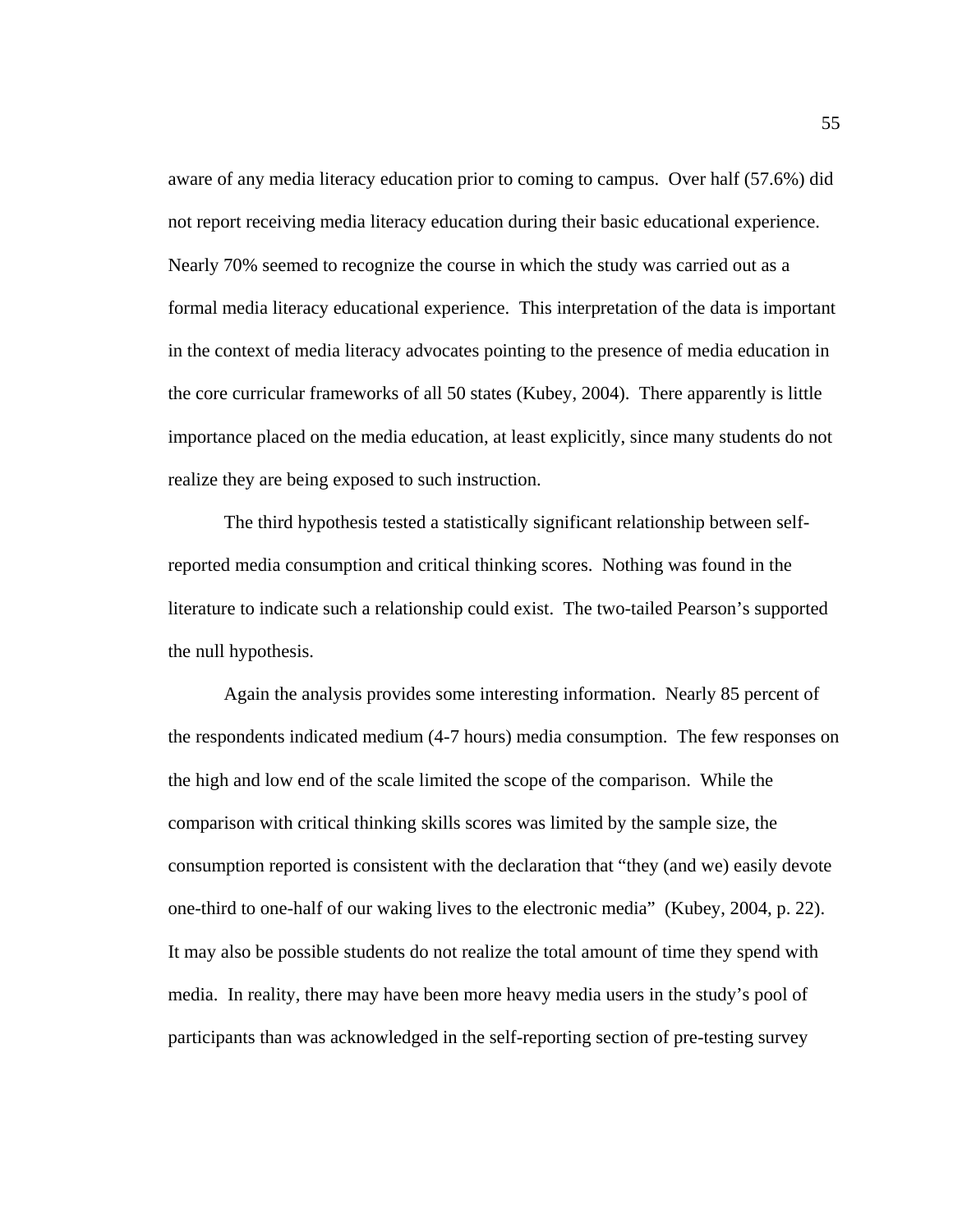aware of any media literacy education prior to coming to campus. Over half (57.6%) did not report receiving media literacy education during their basic educational experience. Nearly 70% seemed to recognize the course in which the study was carried out as a formal media literacy educational experience. This interpretation of the data is important in the context of media literacy advocates pointing to the presence of media education in the core curricular frameworks of all 50 states (Kubey, 2004). There apparently is little importance placed on the media education, at least explicitly, since many students do not realize they are being exposed to such instruction.

The third hypothesis tested a statistically significant relationship between self-reported media consumption and critical thinking scores. Nothing was found in the literature to indicate such a relationship could exist. The two-tailed Pearson's supported the null hypothesis.

Again the analysis provides some interesting information. Nearly 85 percent of the respondents indicated medium (4-7 hours) media consumption. The few responses on the high and low end of the scale limited the scope of the comparison. While the comparison with critical thinking skills scores was limited by the sample size, the consumption reported is consistent with the declaration that "they (and we) easily devote one-third to one-half of our waking lives to the electronic media" (Kubey, 2004, p. 22). It may also be possible students do not realize the total amount of time they spend with media. In reality, there may have been more heavy media users in the study's pool of participants than was acknowledged in the self-reporting section of pre-testing survey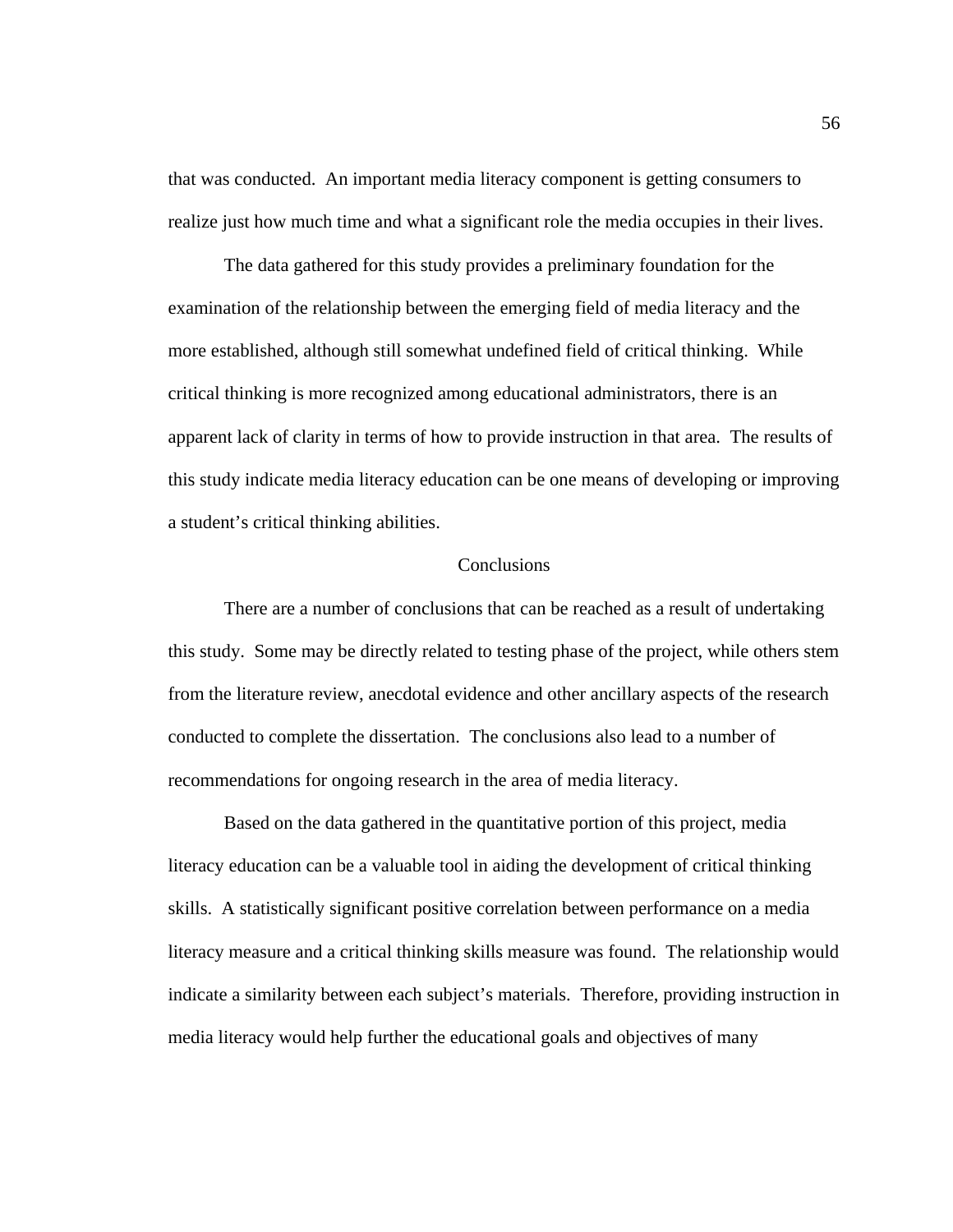that was conducted. An important media literacy component is getting consumers to realize just how much time and what a significant role the media occupies in their lives.

The data gathered for this study provides a preliminary foundation for the examination of the relationship between the emerging field of media literacy and the more established, although still somewhat undefined field of critical thinking. While critical thinking is more recognized among educational administrators, there is an apparent lack of clarity in terms of how to provide instruction in that area. The results of this study indicate media literacy education can be one means of developing or improving a student's critical thinking abilities.

## Conclusions

There are a number of conclusions that can be reached as a result of undertaking this study. Some may be directly related to testing phase of the project, while others stem from the literature review, anecdotal evidence and other ancillary aspects of the research conducted to complete the dissertation. The conclusions also lead to a number of recommendations for ongoing research in the area of media literacy.

Based on the data gathered in the quantitative portion of this project, media literacy education can be a valuable tool in aiding the development of critical thinking skills. A statistically significant positive correlation between performance on a media literacy measure and a critical thinking skills measure was found. The relationship would indicate a similarity between each subject's materials. Therefore, providing instruction in media literacy would help further the educational goals and objectives of many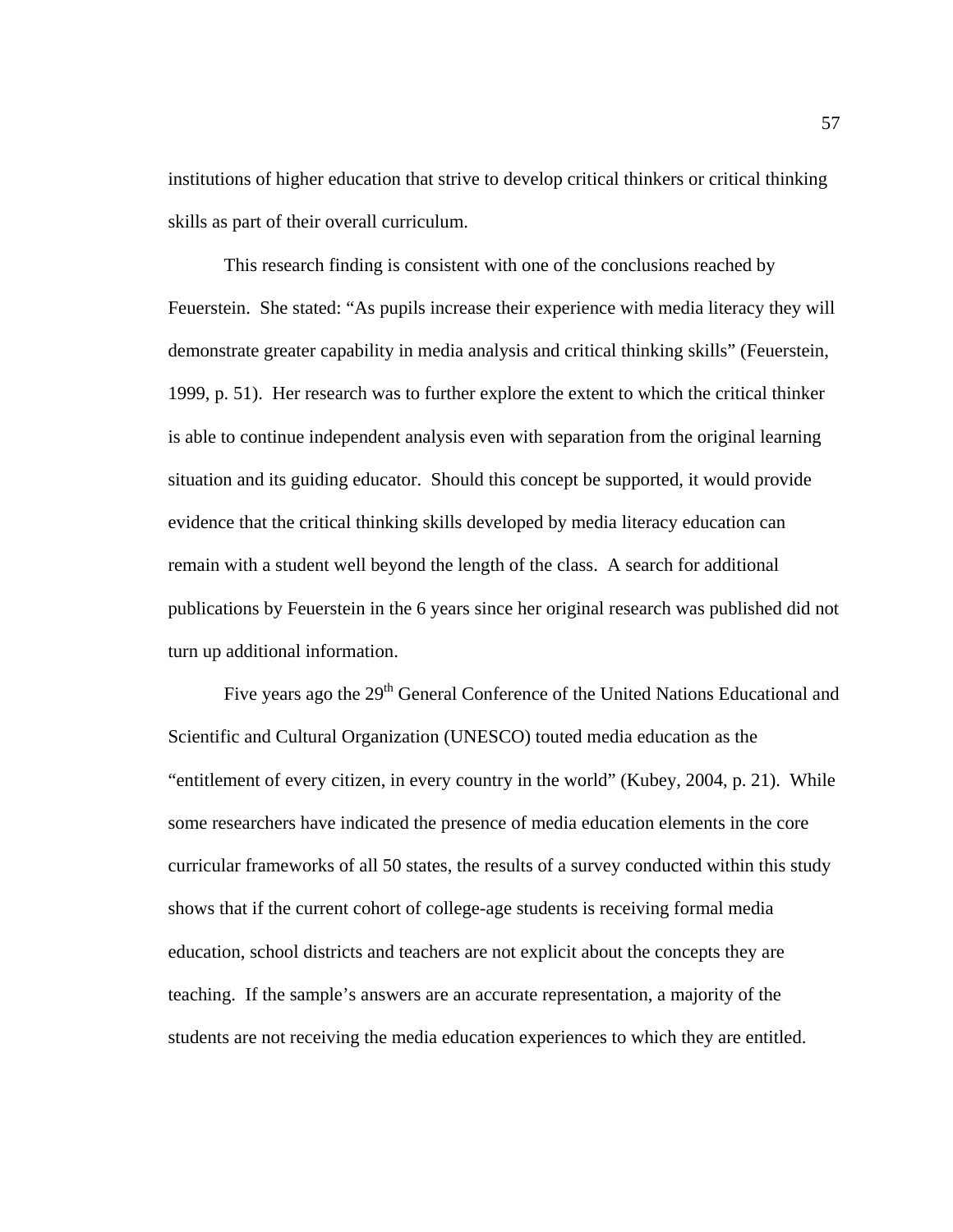institutions of higher education that strive to develop critical thinkers or critical thinking skills as part of their overall curriculum.

This research finding is consistent with one of the conclusions reached by Feuerstein. She stated: “As pupils increase their experience with media literacy they will demonstrate greater capability in media analysis and critical thinking skills” (Feuerstein, 1999, p. 51). Her research was to further explore the extent to which the critical thinker is able to continue independent analysis even with separation from the original learning situation and its guiding educator. Should this concept be supported, it would provide evidence that the critical thinking skills developed by media literacy education can remain with a student well beyond the length of the class. A search for additional publications by Feuerstein in the 6 years since her original research was published did not turn up additional information.

Five years ago the 29th General Conference of the United Nations Educational and Scientific and Cultural Organization (UNESCO) touted media education as the “entitlement of every citizen, in every country in the world” (Kubey, 2004, p. 21). While some researchers have indicated the presence of media education elements in the core curricular frameworks of all 50 states, the results of a survey conducted within this study shows that if the current cohort of college-age students is receiving formal media education, school districts and teachers are not explicit about the concepts they are teaching. If the sample’s answers are an accurate representation, a majority of the students are not receiving the media education experiences to which they are entitled.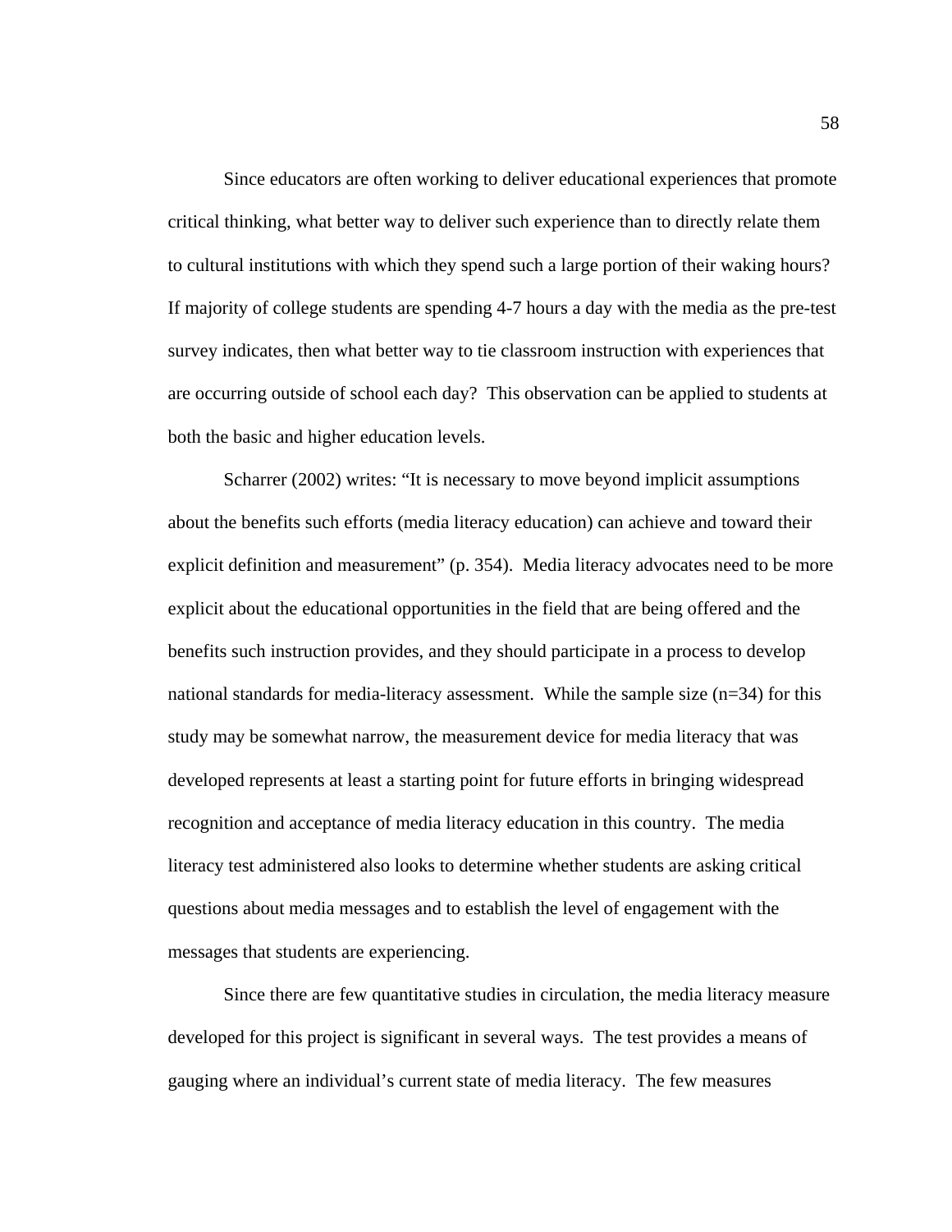Since educators are often working to deliver educational experiences that promote critical thinking, what better way to deliver such experience than to directly relate them to cultural institutions with which they spend such a large portion of their waking hours? If majority of college students are spending 4-7 hours a day with the media as the pre-test survey indicates, then what better way to tie classroom instruction with experiences that are occurring outside of school each day? This observation can be applied to students at both the basic and higher education levels.

Scharrer (2002) writes: “It is necessary to move beyond implicit assumptions about the benefits such efforts (media literacy education) can achieve and toward their explicit definition and measurement” (p. 354). Media literacy advocates need to be more explicit about the educational opportunities in the field that are being offered and the benefits such instruction provides, and they should participate in a process to develop national standards for media-literacy assessment. While the sample size (n=34) for this study may be somewhat narrow, the measurement device for media literacy that was developed represents at least a starting point for future efforts in bringing widespread recognition and acceptance of media literacy education in this country. The media literacy test administered also looks to determine whether students are asking critical questions about media messages and to establish the level of engagement with the messages that students are experiencing.

Since there are few quantitative studies in circulation, the media literacy measure developed for this project is significant in several ways. The test provides a means of gauging where an individual’s current state of media literacy. The few measures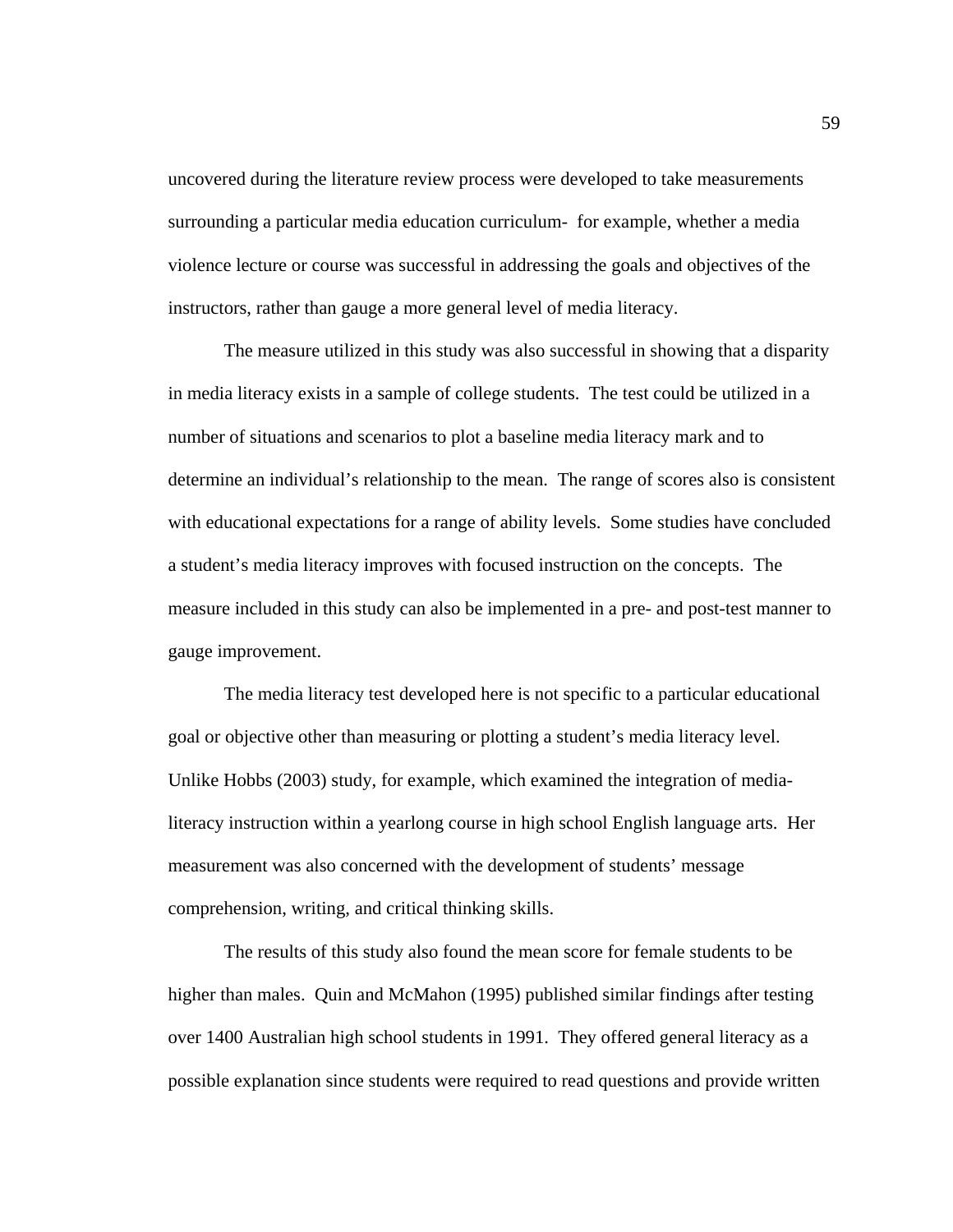uncovered during the literature review process were developed to take measurements surrounding a particular media education curriculum-  for example, whether a media violence lecture or course was successful in addressing the goals and objectives of the instructors, rather than gauge a more general level of media literacy.

The measure utilized in this study was also successful in showing that a disparity in media literacy exists in a sample of college students.  The test could be utilized in a number of situations and scenarios to plot a baseline media literacy mark and to determine an individual's relationship to the mean.  The range of scores also is consistent with educational expectations for a range of ability levels.  Some studies have concluded a student's media literacy improves with focused instruction on the concepts.  The measure included in this study can also be implemented in a pre- and post-test manner to gauge improvement.

The media literacy test developed here is not specific to a particular educational goal or objective other than measuring or plotting a student's media literacy level. Unlike Hobbs (2003) study, for example, which examined the integration of media-literacy instruction within a yearlong course in high school English language arts.  Her measurement was also concerned with the development of students' message comprehension, writing, and critical thinking skills.

The results of this study also found the mean score for female students to be higher than males.  Quin and McMahon (1995) published similar findings after testing over 1400 Australian high school students in 1991.  They offered general literacy as a possible explanation since students were required to read questions and provide written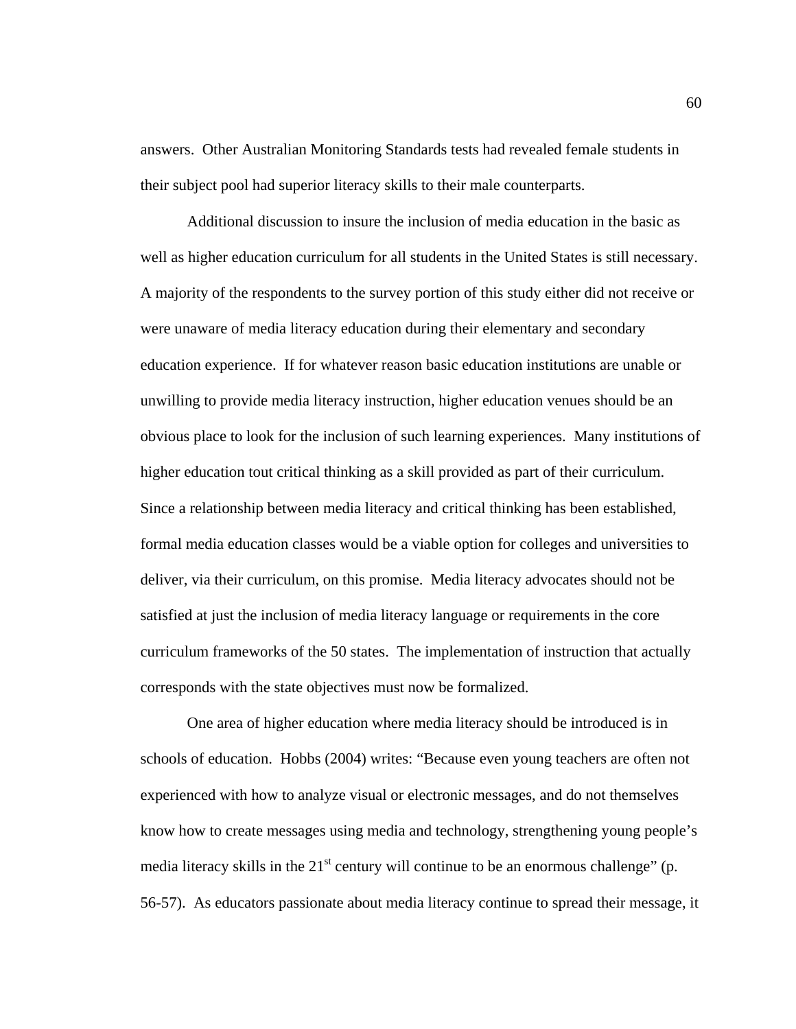answers. Other Australian Monitoring Standards tests had revealed female students in their subject pool had superior literacy skills to their male counterparts.

Additional discussion to insure the inclusion of media education in the basic as well as higher education curriculum for all students in the United States is still necessary. A majority of the respondents to the survey portion of this study either did not receive or were unaware of media literacy education during their elementary and secondary education experience. If for whatever reason basic education institutions are unable or unwilling to provide media literacy instruction, higher education venues should be an obvious place to look for the inclusion of such learning experiences. Many institutions of higher education tout critical thinking as a skill provided as part of their curriculum. Since a relationship between media literacy and critical thinking has been established, formal media education classes would be a viable option for colleges and universities to deliver, via their curriculum, on this promise. Media literacy advocates should not be satisfied at just the inclusion of media literacy language or requirements in the core curriculum frameworks of the 50 states. The implementation of instruction that actually corresponds with the state objectives must now be formalized.

One area of higher education where media literacy should be introduced is in schools of education. Hobbs (2004) writes: "Because even young teachers are often not experienced with how to analyze visual or electronic messages, and do not themselves know how to create messages using media and technology, strengthening young people's media literacy skills in the 21st century will continue to be an enormous challenge" (p. 56-57). As educators passionate about media literacy continue to spread their message, it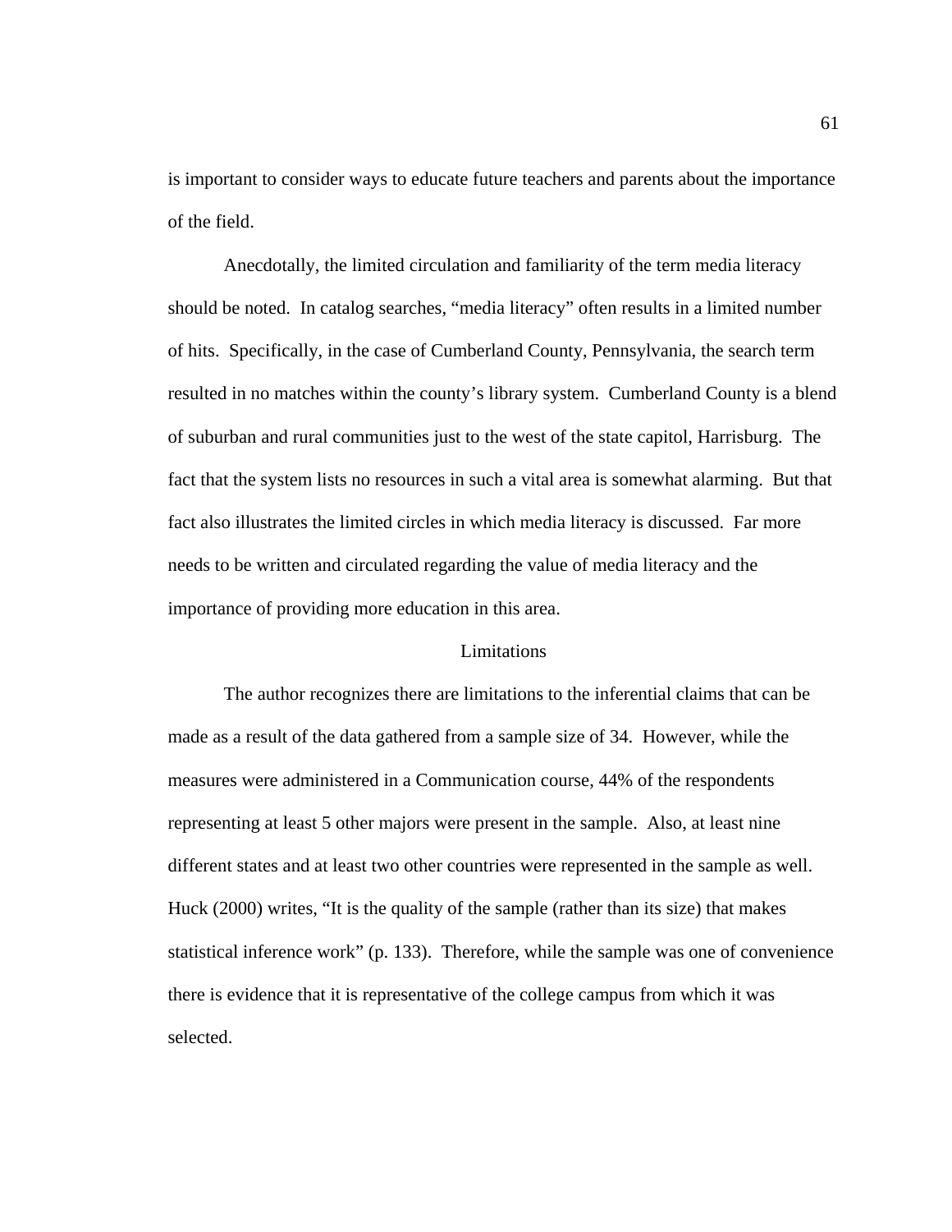is important to consider ways to educate future teachers and parents about the importance of the field.

Anecdotally, the limited circulation and familiarity of the term media literacy should be noted. In catalog searches, “media literacy” often results in a limited number of hits. Specifically, in the case of Cumberland County, Pennsylvania, the search term resulted in no matches within the county’s library system. Cumberland County is a blend of suburban and rural communities just to the west of the state capitol, Harrisburg. The fact that the system lists no resources in such a vital area is somewhat alarming. But that fact also illustrates the limited circles in which media literacy is discussed. Far more needs to be written and circulated regarding the value of media literacy and the importance of providing more education in this area.

## Limitations

The author recognizes there are limitations to the inferential claims that can be made as a result of the data gathered from a sample size of 34. However, while the measures were administered in a Communication course, 44% of the respondents representing at least 5 other majors were present in the sample. Also, at least nine different states and at least two other countries were represented in the sample as well. Huck (2000) writes, “It is the quality of the sample (rather than its size) that makes statistical inference work” (p. 133). Therefore, while the sample was one of convenience there is evidence that it is representative of the college campus from which it was selected.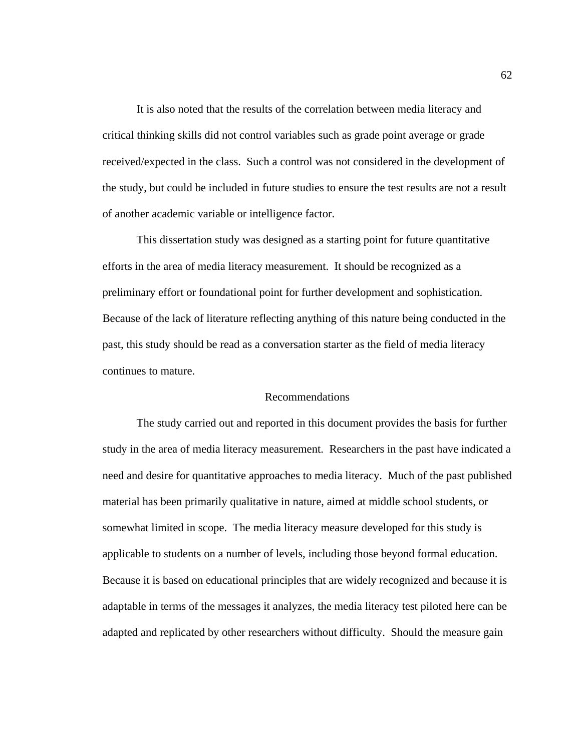It is also noted that the results of the correlation between media literacy and critical thinking skills did not control variables such as grade point average or grade received/expected in the class. Such a control was not considered in the development of the study, but could be included in future studies to ensure the test results are not a result of another academic variable or intelligence factor.

This dissertation study was designed as a starting point for future quantitative efforts in the area of media literacy measurement. It should be recognized as a preliminary effort or foundational point for further development and sophistication. Because of the lack of literature reflecting anything of this nature being conducted in the past, this study should be read as a conversation starter as the field of media literacy continues to mature.

## Recommendations

The study carried out and reported in this document provides the basis for further study in the area of media literacy measurement. Researchers in the past have indicated a need and desire for quantitative approaches to media literacy. Much of the past published material has been primarily qualitative in nature, aimed at middle school students, or somewhat limited in scope. The media literacy measure developed for this study is applicable to students on a number of levels, including those beyond formal education. Because it is based on educational principles that are widely recognized and because it is adaptable in terms of the messages it analyzes, the media literacy test piloted here can be adapted and replicated by other researchers without difficulty. Should the measure gain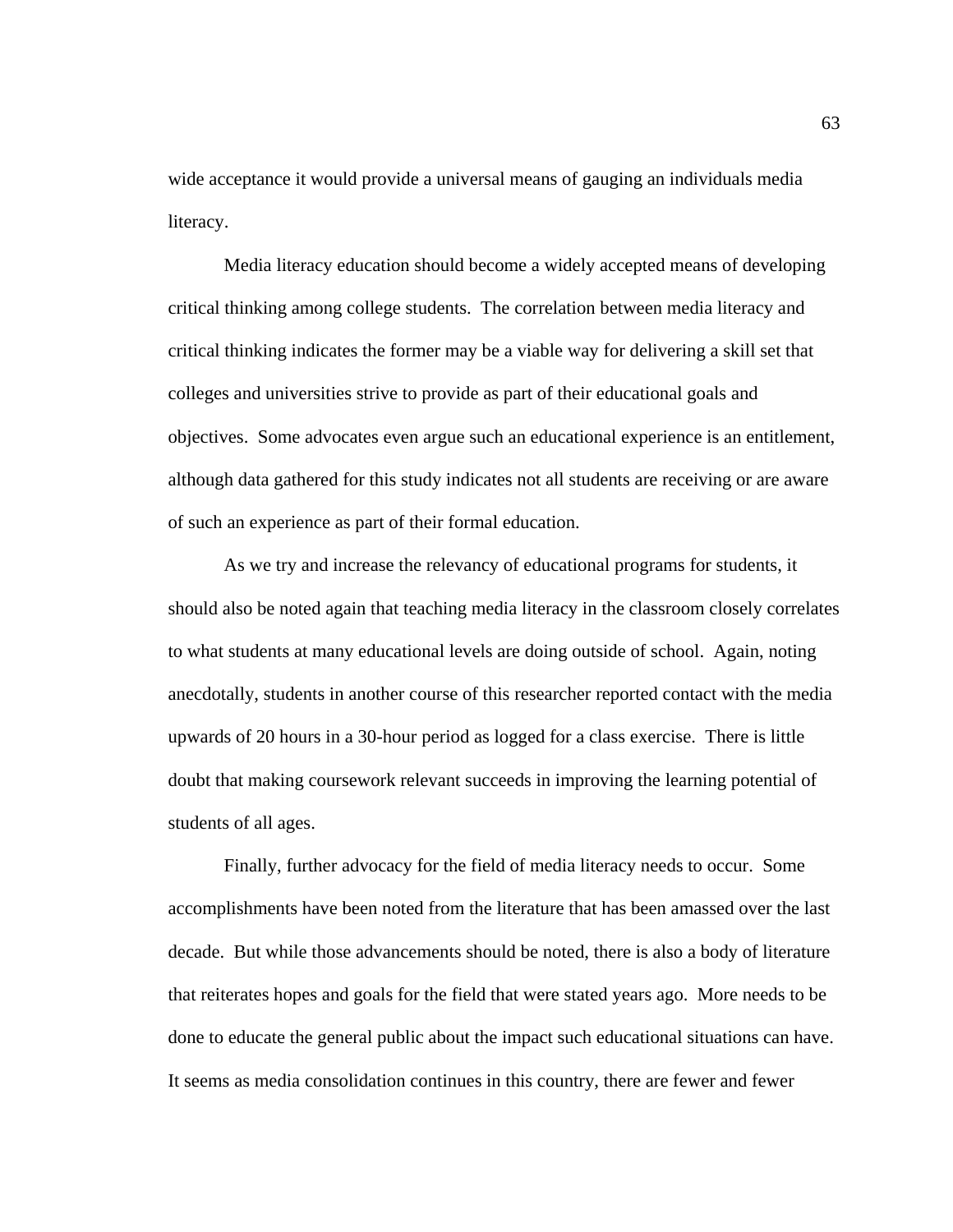wide acceptance it would provide a universal means of gauging an individuals media literacy.

Media literacy education should become a widely accepted means of developing critical thinking among college students. The correlation between media literacy and critical thinking indicates the former may be a viable way for delivering a skill set that colleges and universities strive to provide as part of their educational goals and objectives. Some advocates even argue such an educational experience is an entitlement, although data gathered for this study indicates not all students are receiving or are aware of such an experience as part of their formal education.

As we try and increase the relevancy of educational programs for students, it should also be noted again that teaching media literacy in the classroom closely correlates to what students at many educational levels are doing outside of school. Again, noting anecdotally, students in another course of this researcher reported contact with the media upwards of 20 hours in a 30-hour period as logged for a class exercise. There is little doubt that making coursework relevant succeeds in improving the learning potential of students of all ages.

Finally, further advocacy for the field of media literacy needs to occur. Some accomplishments have been noted from the literature that has been amassed over the last decade. But while those advancements should be noted, there is also a body of literature that reiterates hopes and goals for the field that were stated years ago. More needs to be done to educate the general public about the impact such educational situations can have. It seems as media consolidation continues in this country, there are fewer and fewer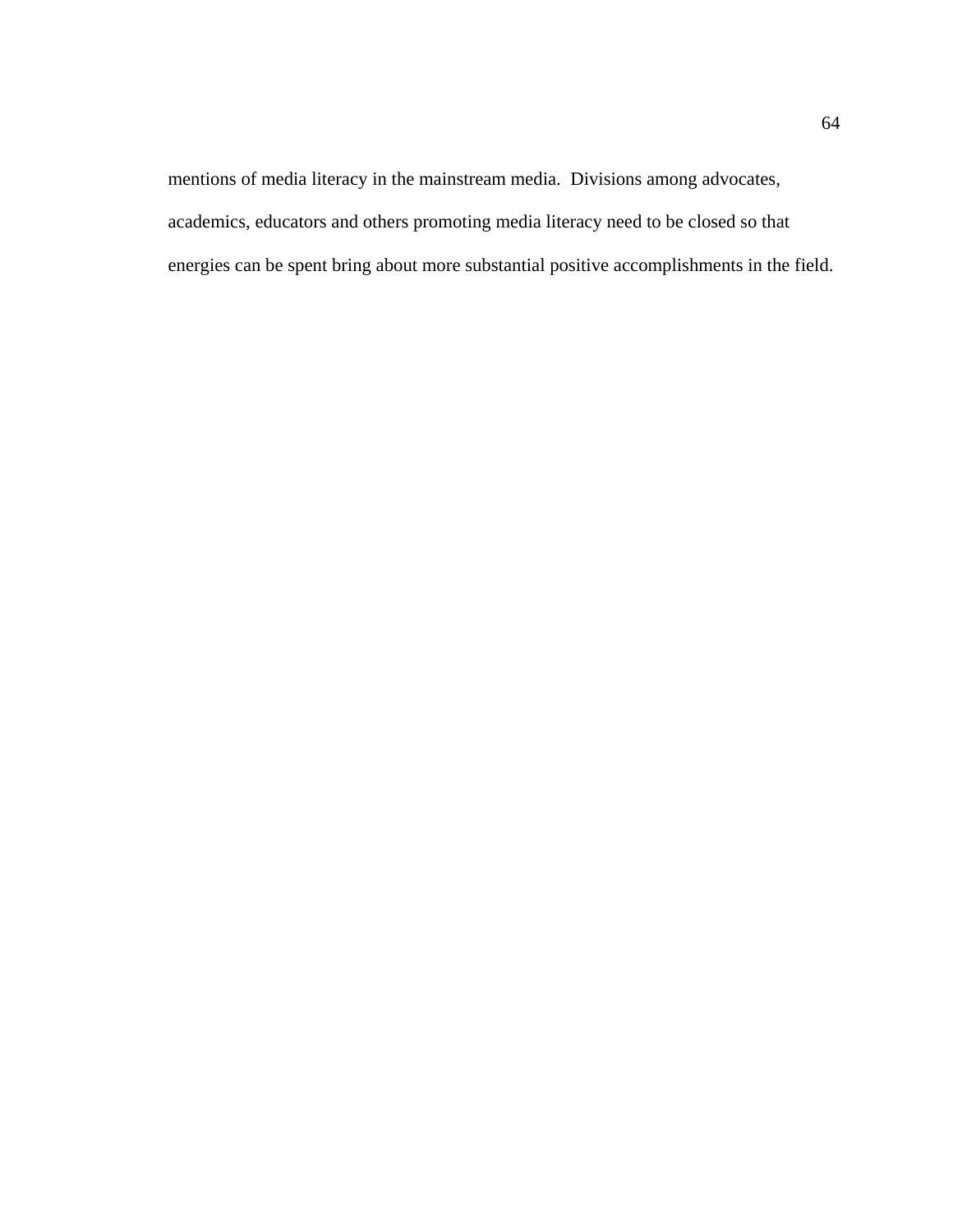mentions of media literacy in the mainstream media.  Divisions among advocates, academics, educators and others promoting media literacy need to be closed so that energies can be spent bring about more substantial positive accomplishments in the field.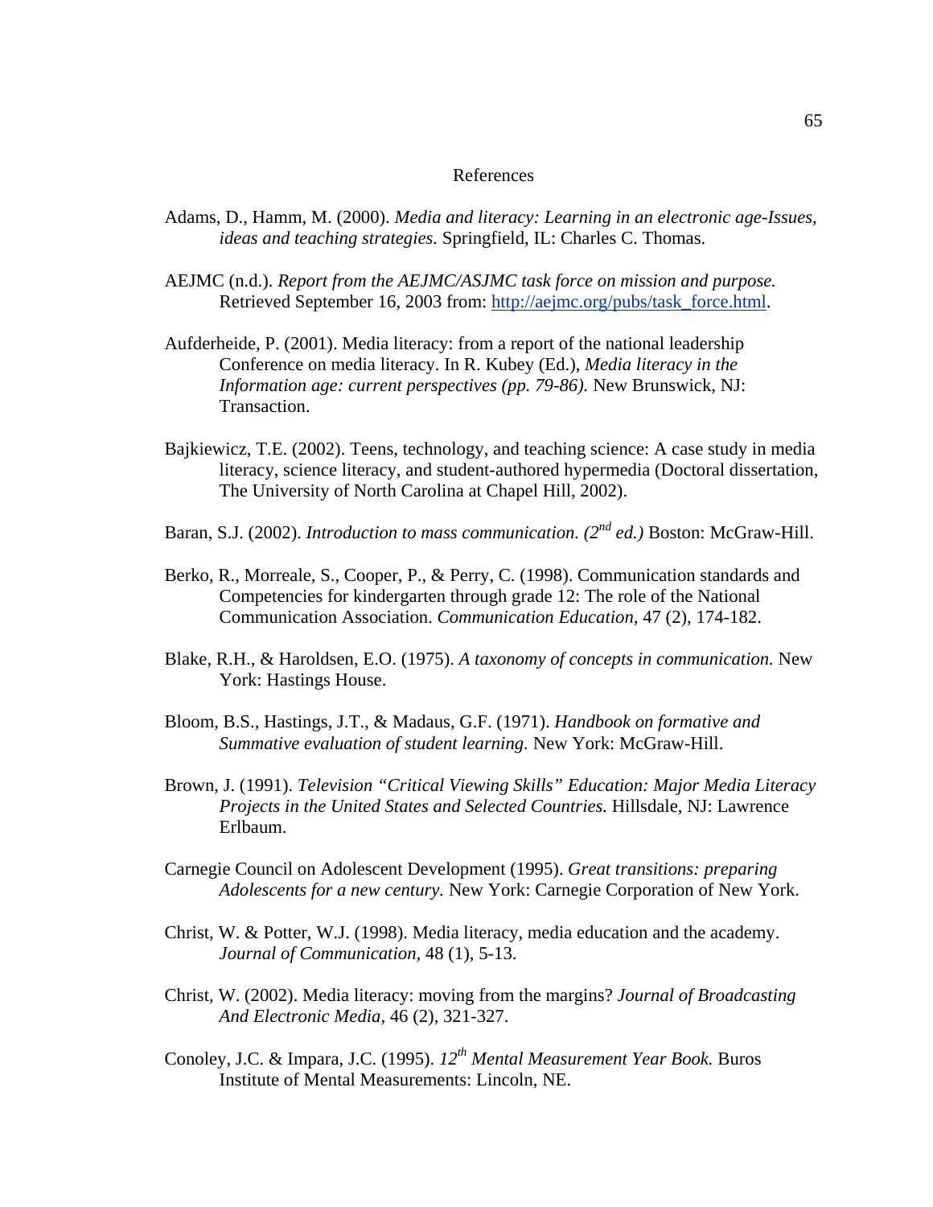# References

Adams, D., Hamm, M. (2000). *Media and literacy: Learning in an electronic age-Issues, ideas and teaching strategies.* Springfield, IL: Charles C. Thomas.

AEJMC (n.d.). *Report from the AEJMC/ASJMC task force on mission and purpose.* Retrieved September 16, 2003 from: http://aejmc.org/pubs/task_force.html.

Aufderheide, P. (2001). Media literacy: from a report of the national leadership Conference on media literacy. In R. Kubey (Ed.), *Media literacy in the Information age: current perspectives (pp. 79-86).* New Brunswick, NJ: Transaction.

Bajkiewicz, T.E. (2002). Teens, technology, and teaching science: A case study in media literacy, science literacy, and student-authored hypermedia (Doctoral dissertation, The University of North Carolina at Chapel Hill, 2002).

Baran, S.J. (2002). *Introduction to mass communication. (2nd ed.)* Boston: McGraw-Hill.

Berko, R., Morreale, S., Cooper, P., & Perry, C. (1998). Communication standards and Competencies for kindergarten through grade 12: The role of the National Communication Association. *Communication Education*, 47 (2), 174-182.

Blake, R.H., & Haroldsen, E.O. (1975). *A taxonomy of concepts in communication.* New York: Hastings House.

Bloom, B.S., Hastings, J.T., & Madaus, G.F. (1971). *Handbook on formative and Summative evaluation of student learning.* New York: McGraw-Hill.

Brown, J. (1991). *Television "Critical Viewing Skills" Education: Major Media Literacy Projects in the United States and Selected Countries.* Hillsdale, NJ: Lawrence Erlbaum.

Carnegie Council on Adolescent Development (1995). *Great transitions: preparing Adolescents for a new century.* New York: Carnegie Corporation of New York.

Christ, W. & Potter, W.J. (1998). Media literacy, media education and the academy. *Journal of Communication,* 48 (1), 5-13.

Christ, W. (2002). Media literacy: moving from the margins? *Journal of Broadcasting And Electronic Media,* 46 (2), 321-327.

Conoley, J.C. & Impara, J.C. (1995). *12th Mental Measurement Year Book.* Buros Institute of Mental Measurements: Lincoln, NE.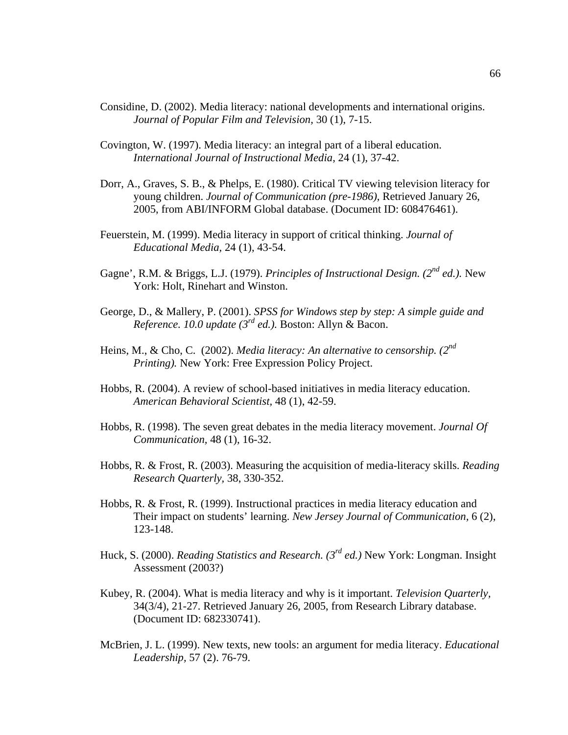Considine, D. (2002). Media literacy: national developments and international origins. *Journal of Popular Film and Television,* 30 (1), 7-15.

Covington, W. (1997). Media literacy: an integral part of a liberal education. *International Journal of Instructional Media*, 24 (1), 37-42.

Dorr, A., Graves, S. B., & Phelps, E. (1980). Critical TV viewing television literacy for young children. *Journal of Communication (pre-1986),* Retrieved January 26, 2005, from ABI/INFORM Global database. (Document ID: 608476461).

Feuerstein, M. (1999). Media literacy in support of critical thinking. *Journal of Educational Media,* 24 (1), 43-54.

Gagne', R.M. & Briggs, L.J. (1979). *Principles of Instructional Design. (2nd ed.).* New York: Holt, Rinehart and Winston.

George, D., & Mallery, P. (2001). *SPSS for Windows step by step: A simple guide and Reference. 10.0 update (3rd ed.).* Boston: Allyn & Bacon.

Heins, M., & Cho, C. (2002). *Media literacy: An alternative to censorship. (2nd Printing).* New York: Free Expression Policy Project.

Hobbs, R. (2004). A review of school-based initiatives in media literacy education. *American Behavioral Scientist,* 48 (1), 42-59.

Hobbs, R. (1998). The seven great debates in the media literacy movement. *Journal Of Communication,* 48 (1), 16-32.

Hobbs, R. & Frost, R. (2003). Measuring the acquisition of media-literacy skills. *Reading Research Quarterly,* 38, 330-352.

Hobbs, R. & Frost, R. (1999). Instructional practices in media literacy education and Their impact on students' learning. *New Jersey Journal of Communication,* 6 (2), 123-148.

Huck, S. (2000). *Reading Statistics and Research. (3rd ed.)* New York: Longman. Insight Assessment (2003?)

Kubey, R. (2004). What is media literacy and why is it important. *Television Quarterly,* 34(3/4), 21-27. Retrieved January 26, 2005, from Research Library database. (Document ID: 682330741).

McBrien, J. L. (1999). New texts, new tools: an argument for media literacy. *Educational Leadership,* 57 (2). 76-79.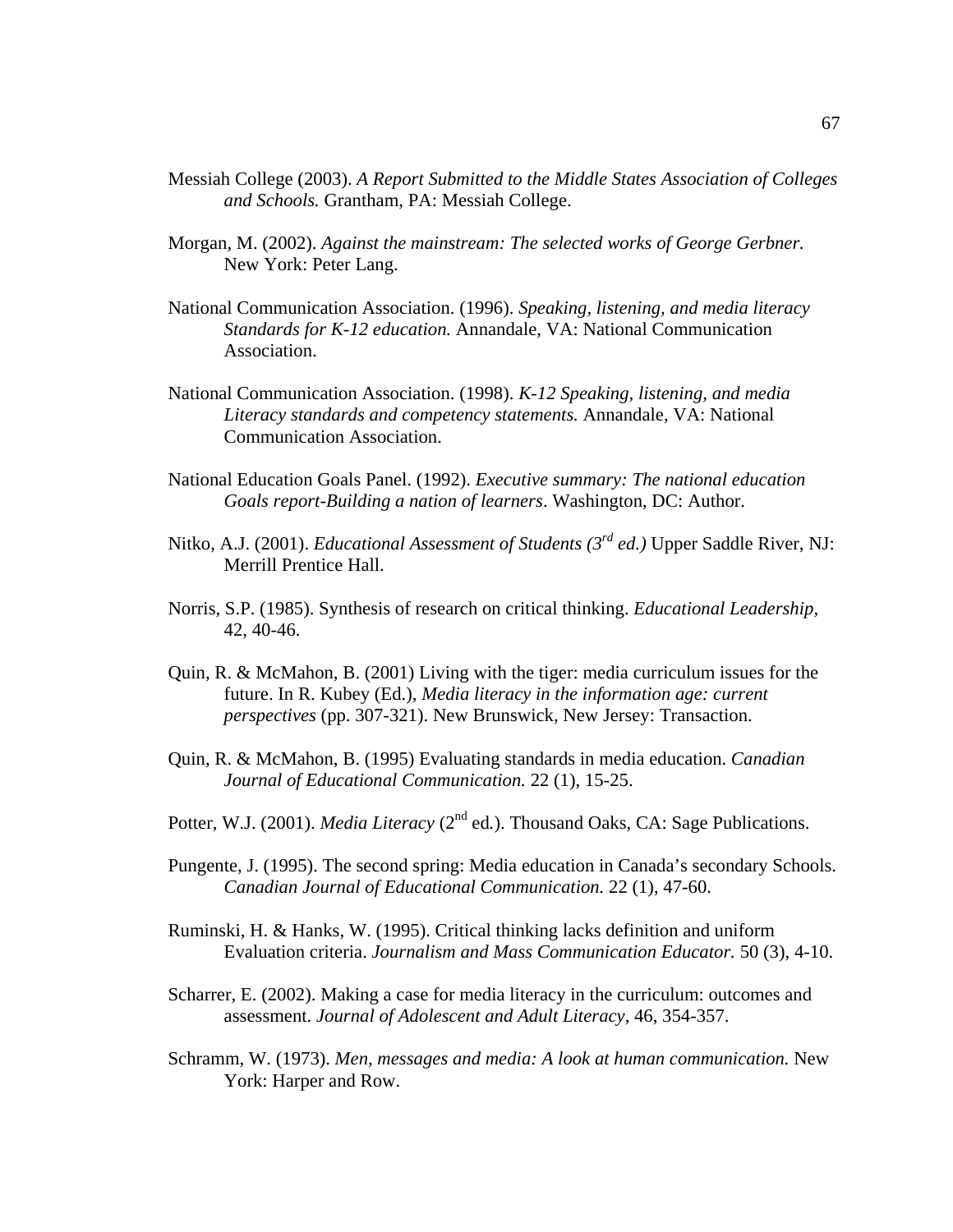Messiah College (2003). *A Report Submitted to the Middle States Association of Colleges and Schools.* Grantham, PA: Messiah College.

Morgan, M. (2002). *Against the mainstream: The selected works of George Gerbner.* New York: Peter Lang.

National Communication Association. (1996). *Speaking, listening, and media literacy Standards for K-12 education.* Annandale, VA: National Communication Association.

National Communication Association. (1998). *K-12 Speaking, listening, and media Literacy standards and competency statements.* Annandale, VA: National Communication Association.

National Education Goals Panel. (1992). *Executive summary: The national education Goals report-Building a nation of learners*. Washington, DC: Author.

Nitko, A.J. (2001). *Educational Assessment of Students (3rd ed.)* Upper Saddle River, NJ: Merrill Prentice Hall.

Norris, S.P. (1985). Synthesis of research on critical thinking. *Educational Leadership,* 42, 40-46.

Quin, R. & McMahon, B. (2001) Living with the tiger: media curriculum issues for the future. In R. Kubey (Ed.), *Media literacy in the information age: current perspectives* (pp. 307-321). New Brunswick, New Jersey: Transaction.

Quin, R. & McMahon, B. (1995) Evaluating standards in media education. *Canadian Journal of Educational Communication.* 22 (1), 15-25.

Potter, W.J. (2001). *Media Literacy* (2nd ed.). Thousand Oaks, CA: Sage Publications.

Pungente, J. (1995). The second spring: Media education in Canada's secondary Schools. *Canadian Journal of Educational Communication.* 22 (1), 47-60.

Ruminski, H. & Hanks, W. (1995). Critical thinking lacks definition and uniform Evaluation criteria. *Journalism and Mass Communication Educator.* 50 (3), 4-10.

Scharrer, E. (2002). Making a case for media literacy in the curriculum: outcomes and assessment. *Journal of Adolescent and Adult Literacy*, 46, 354-357.

Schramm, W. (1973). *Men, messages and media: A look at human communication.* New York: Harper and Row.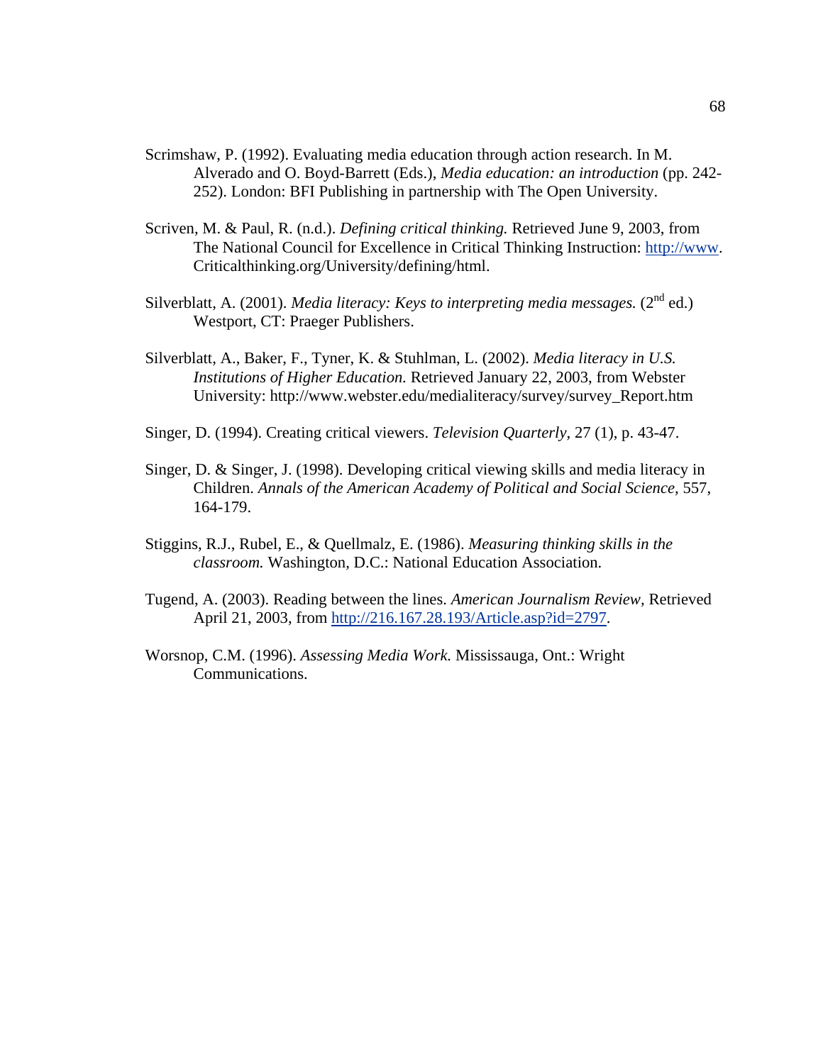Scrimshaw, P. (1992). Evaluating media education through action research. In M. Alverado and O. Boyd-Barrett (Eds.), *Media education: an introduction* (pp. 242-252). London: BFI Publishing in partnership with The Open University.

Scriven, M. & Paul, R. (n.d.). *Defining critical thinking.* Retrieved June 9, 2003, from The National Council for Excellence in Critical Thinking Instruction: http://www. Criticalthinking.org/University/defining/html.

Silverblatt, A. (2001). *Media literacy: Keys to interpreting media messages.* (2nd ed.) Westport, CT: Praeger Publishers.

Silverblatt, A., Baker, F., Tyner, K. & Stuhlman, L. (2002). *Media literacy in U.S. Institutions of Higher Education.* Retrieved January 22, 2003, from Webster University: http://www.webster.edu/medialiteracy/survey/survey_Report.htm

Singer, D. (1994). Creating critical viewers. *Television Quarterly,* 27 (1), p. 43-47.

Singer, D. & Singer, J. (1998). Developing critical viewing skills and media literacy in Children. *Annals of the American Academy of Political and Social Science,* 557, 164-179.

Stiggins, R.J., Rubel, E., & Quellmalz, E. (1986). *Measuring thinking skills in the classroom.* Washington, D.C.: National Education Association.

Tugend, A. (2003). Reading between the lines. *American Journalism Review,* Retrieved April 21, 2003, from http://216.167.28.193/Article.asp?id=2797.

Worsnop, C.M. (1996). *Assessing Media Work.* Mississauga, Ont.: Wright Communications.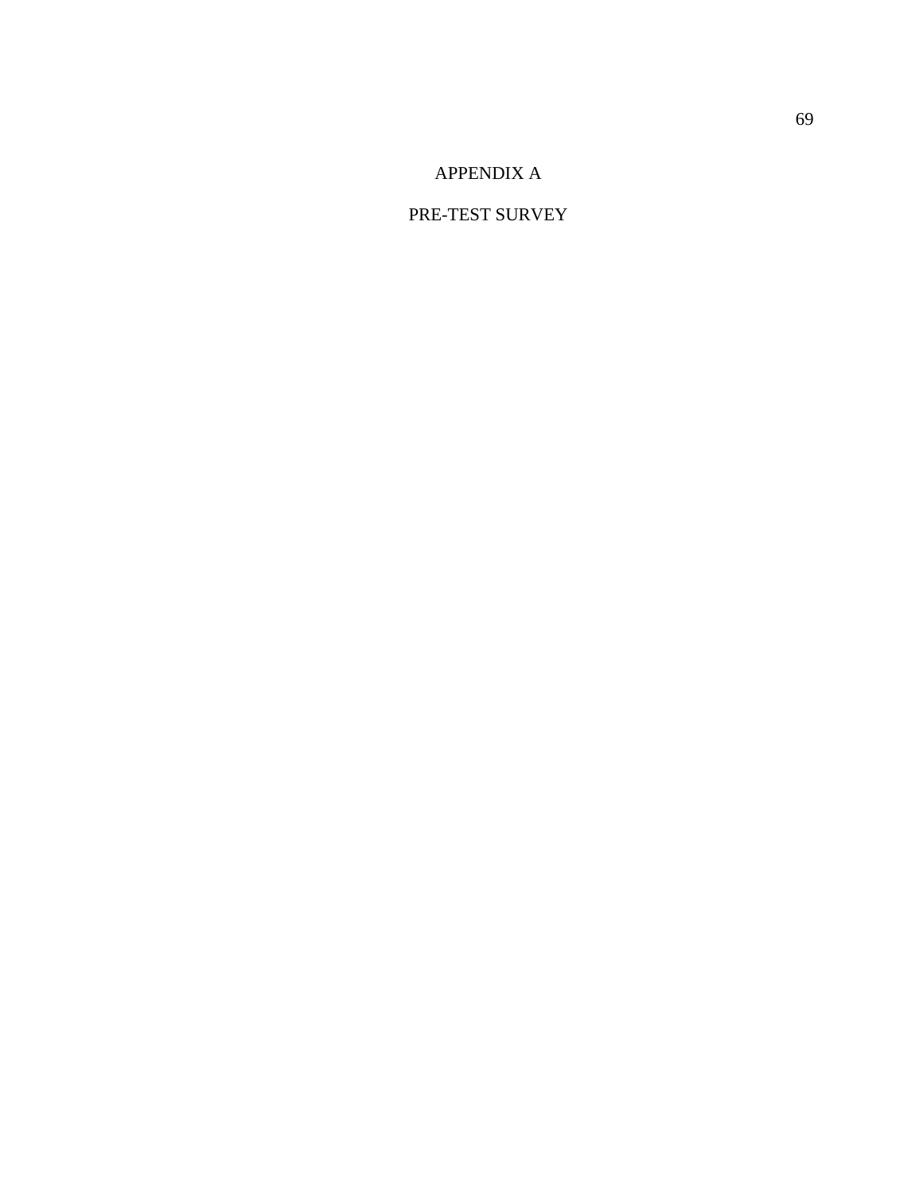# APPENDIX A

## PRE-TEST SURVEY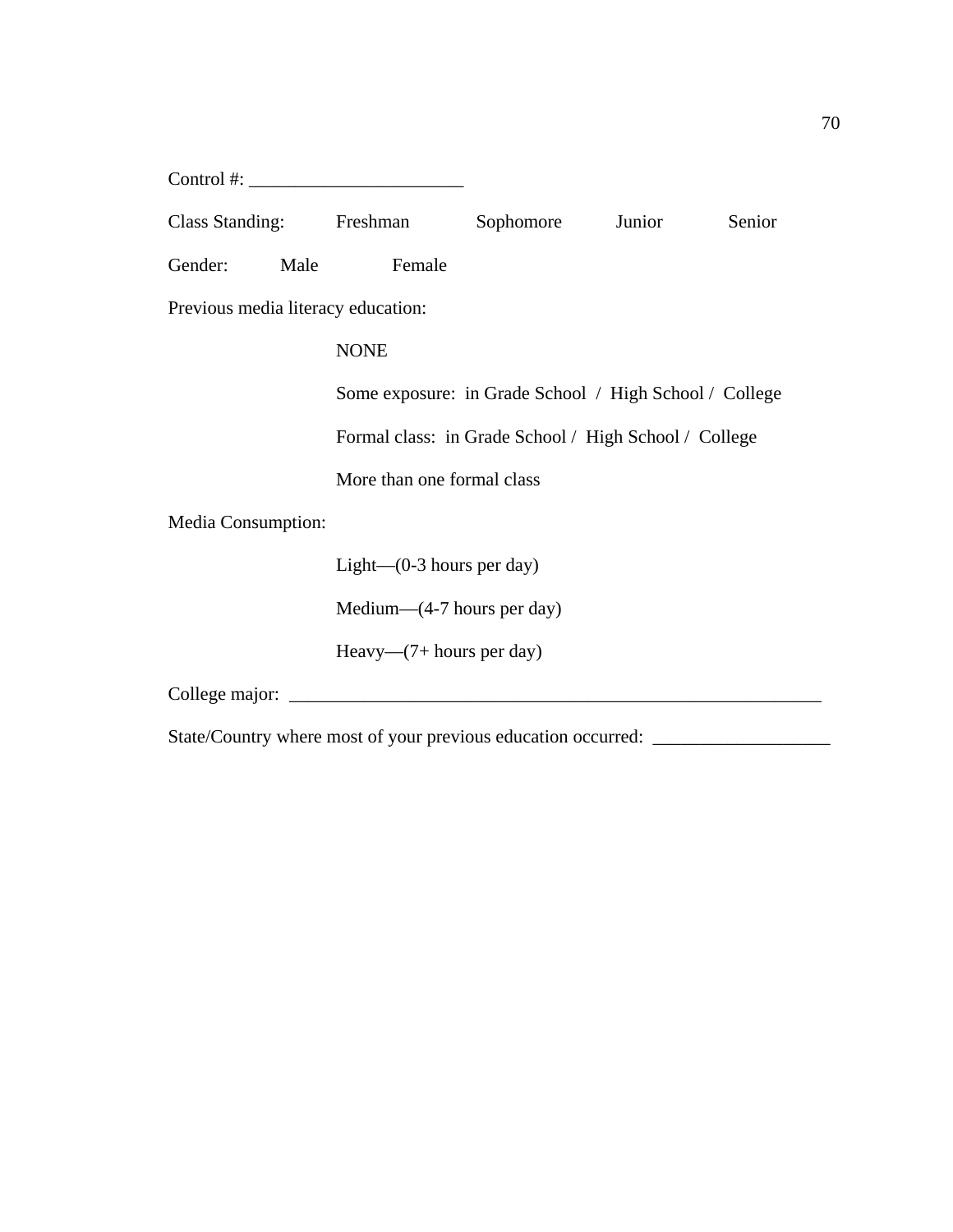Control #: _______________________

Class Standing:	Freshman	Sophomore	Junior	Senior

Gender:	Male	Female

Previous media literacy education:

NONE

Some exposure:  in Grade School  /  High School /  College

Formal class:  in Grade School /  High School /  College

More than one formal class

Media Consumption:

Light—(0-3 hours per day)

Medium—(4-7 hours per day)

Heavy—(7+ hours per day)

College major:  ___________________________________________________________

State/Country where most of your previous education occurred:  ___________________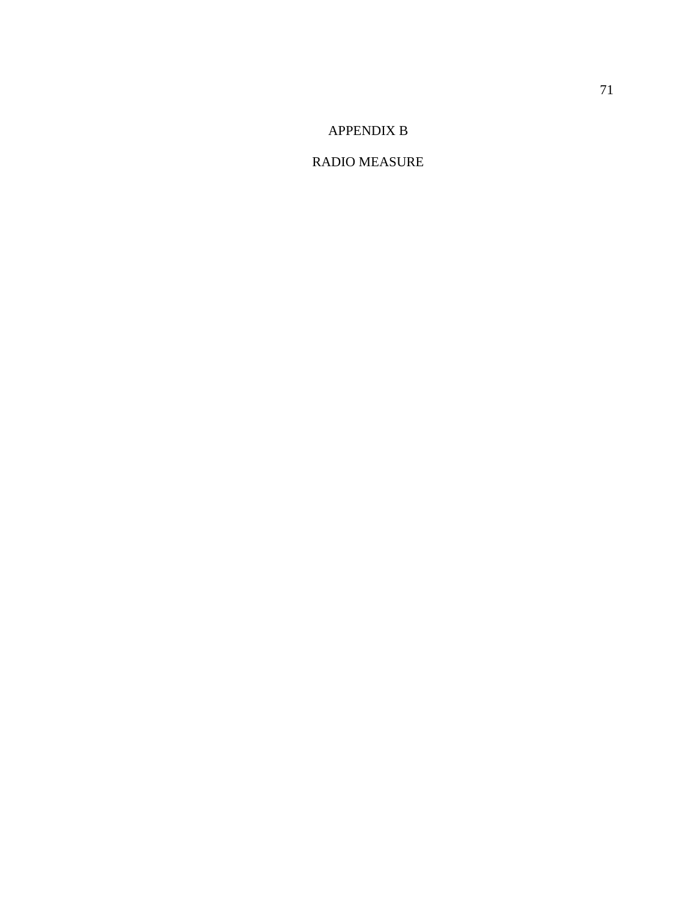# APPENDIX B

# RADIO MEASURE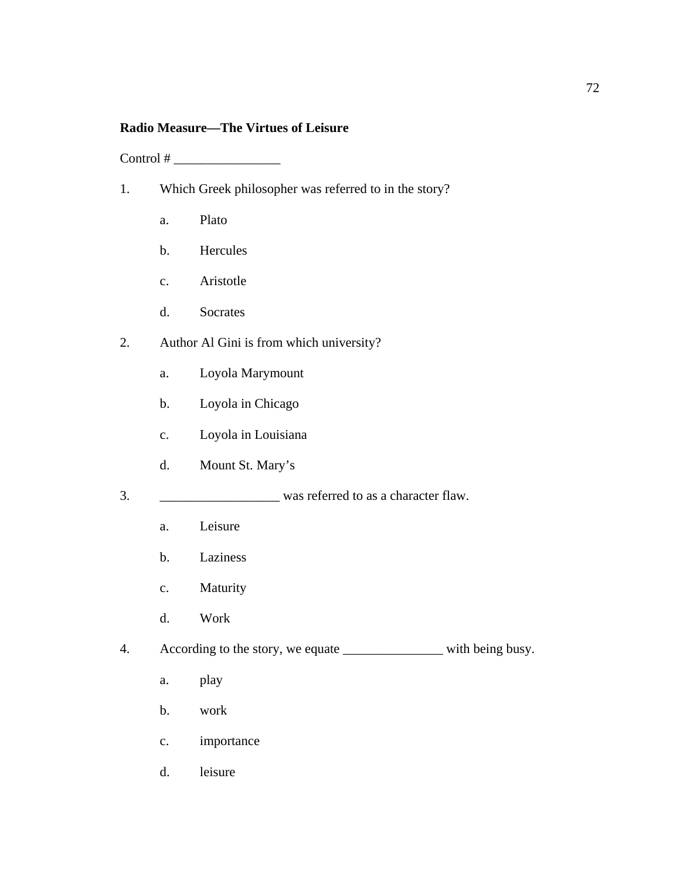**Radio Measure—The Virtues of Leisure**

Control # ________________

1. Which Greek philosopher was referred to in the story?

    a. Plato

    b. Hercules

    c. Aristotle

    d. Socrates

2. Author Al Gini is from which university?

    a. Loyola Marymount

    b. Loyola in Chicago

    c. Loyola in Louisiana

    d. Mount St. Mary's

3. __________________ was referred to as a character flaw.

    a. Leisure

    b. Laziness

    c. Maturity

    d. Work

4. According to the story, we equate _______________ with being busy.

    a. play

    b. work

    c. importance

    d. leisure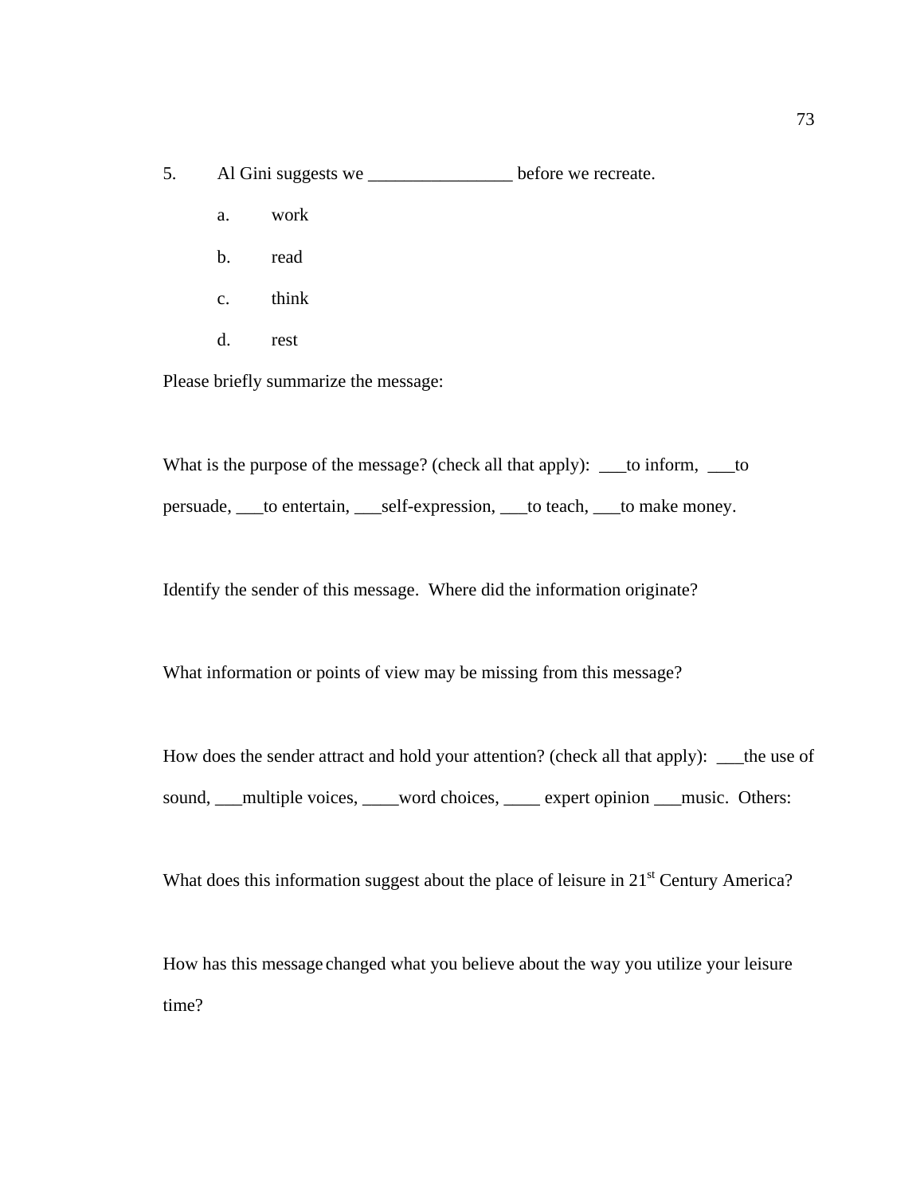5. Al Gini suggests we ________________ before we recreate.

   a. work

   b. read

   c. think

   d. rest

Please briefly summarize the message:

What is the purpose of the message? (check all that apply): ___to inform, ___to persuade, ___to entertain, ___self-expression, ___to teach, ___to make money.

Identify the sender of this message. Where did the information originate?

What information or points of view may be missing from this message?

How does the sender attract and hold your attention? (check all that apply): ___the use of sound, ___multiple voices, ____word choices, ____ expert opinion ___music. Others:

What does this information suggest about the place of leisure in 21st Century America?

How has this message changed what you believe about the way you utilize your leisure time?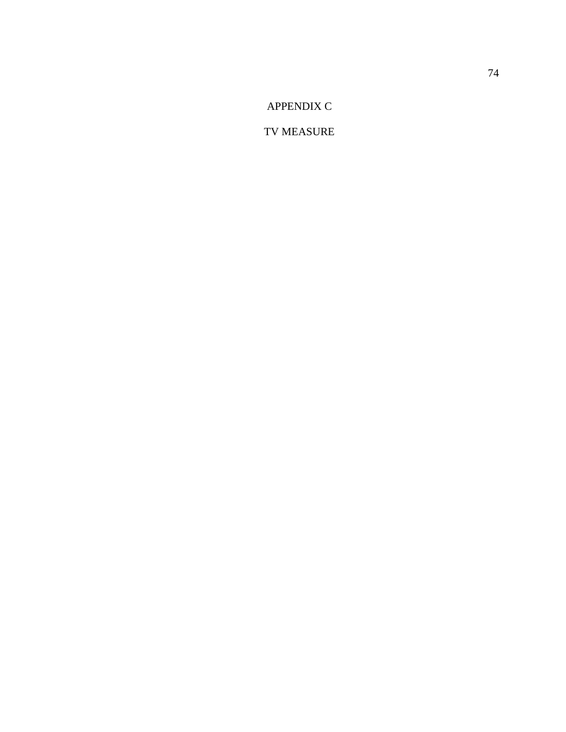# APPENDIX C

## TV MEASURE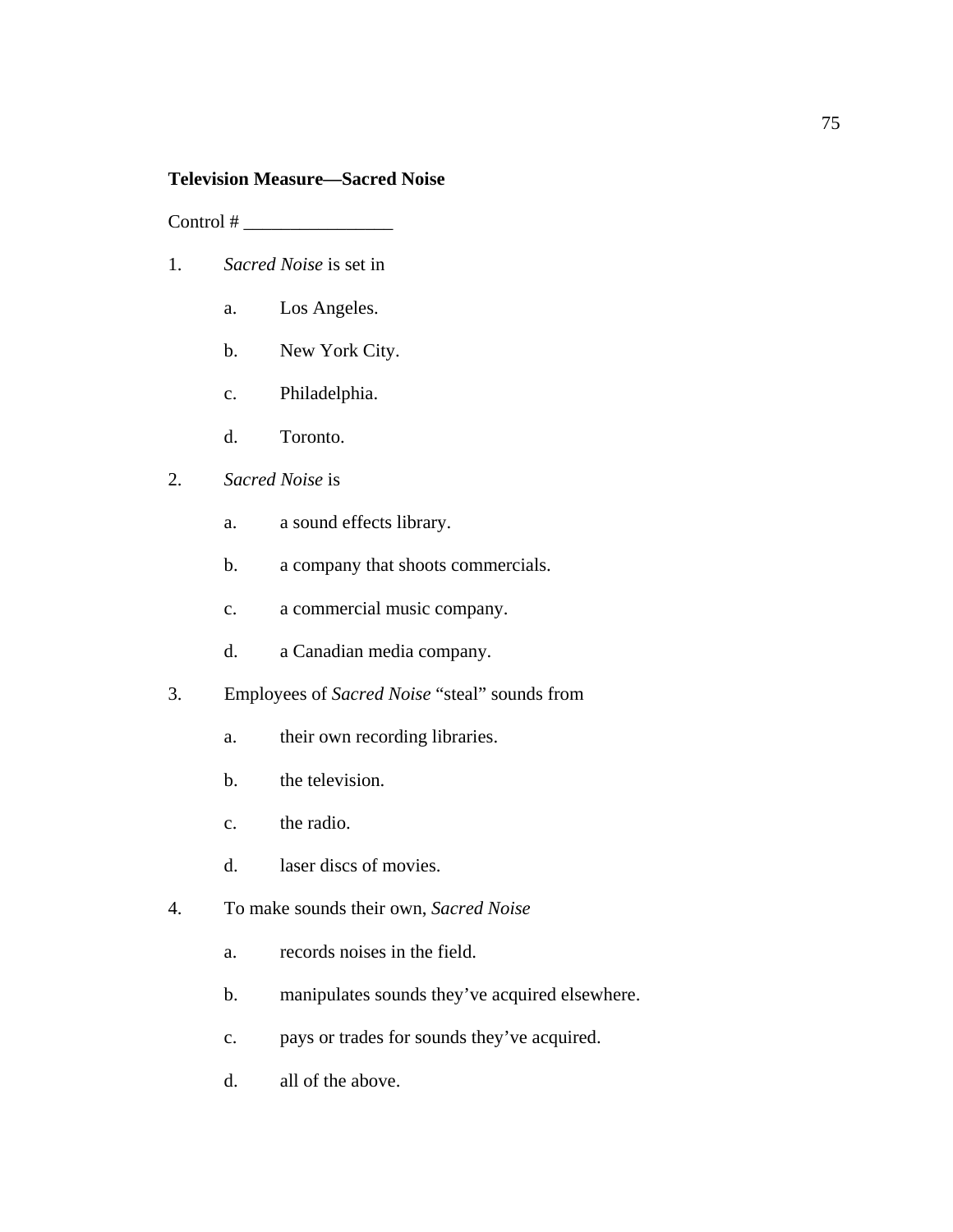**Television Measure—Sacred Noise**

Control # ________________

1. *Sacred Noise* is set in

   a. Los Angeles.

   b. New York City.

   c. Philadelphia.

   d. Toronto.

2. *Sacred Noise* is

   a. a sound effects library.

   b. a company that shoots commercials.

   c. a commercial music company.

   d. a Canadian media company.

3. Employees of *Sacred Noise* "steal" sounds from

   a. their own recording libraries.

   b. the television.

   c. the radio.

   d. laser discs of movies.

4. To make sounds their own, *Sacred Noise*

   a. records noises in the field.

   b. manipulates sounds they've acquired elsewhere.

   c. pays or trades for sounds they've acquired.

   d. all of the above.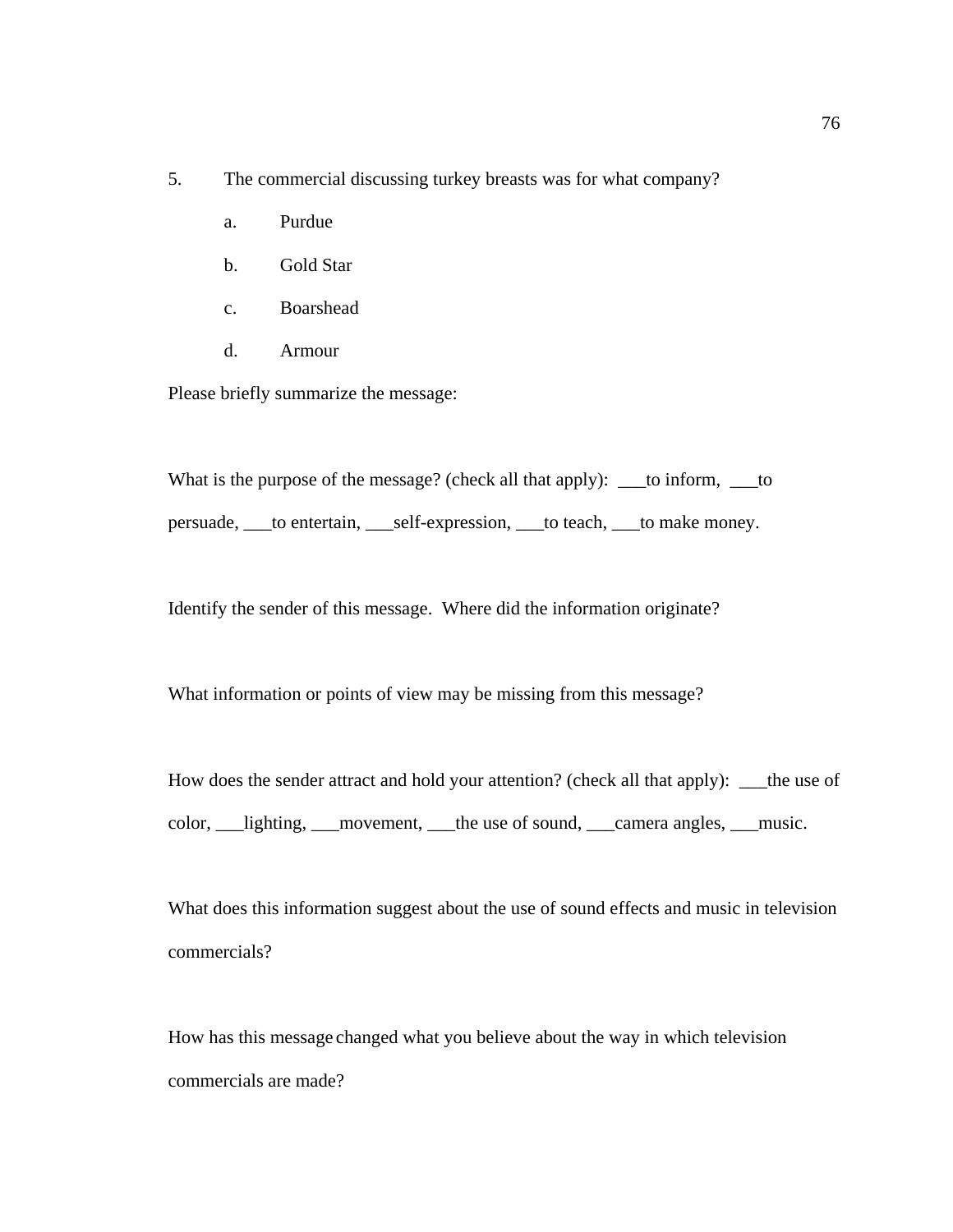5. The commercial discussing turkey breasts was for what company?

   a. Purdue

   b. Gold Star

   c. Boarshead

   d. Armour

Please briefly summarize the message:

What is the purpose of the message? (check all that apply): ___to inform, ___to persuade, ___to entertain, ___self-expression, ___to teach, ___to make money.

Identify the sender of this message. Where did the information originate?

What information or points of view may be missing from this message?

How does the sender attract and hold your attention? (check all that apply): ___the use of color, ___lighting, ___movement, ___the use of sound, ___camera angles, ___music.

What does this information suggest about the use of sound effects and music in television commercials?

How has this message changed what you believe about the way in which television commercials are made?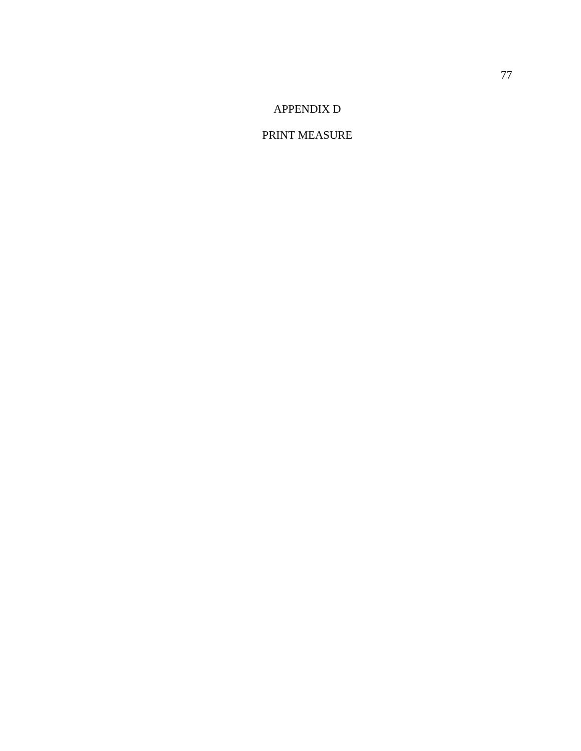# APPENDIX D

## PRINT MEASURE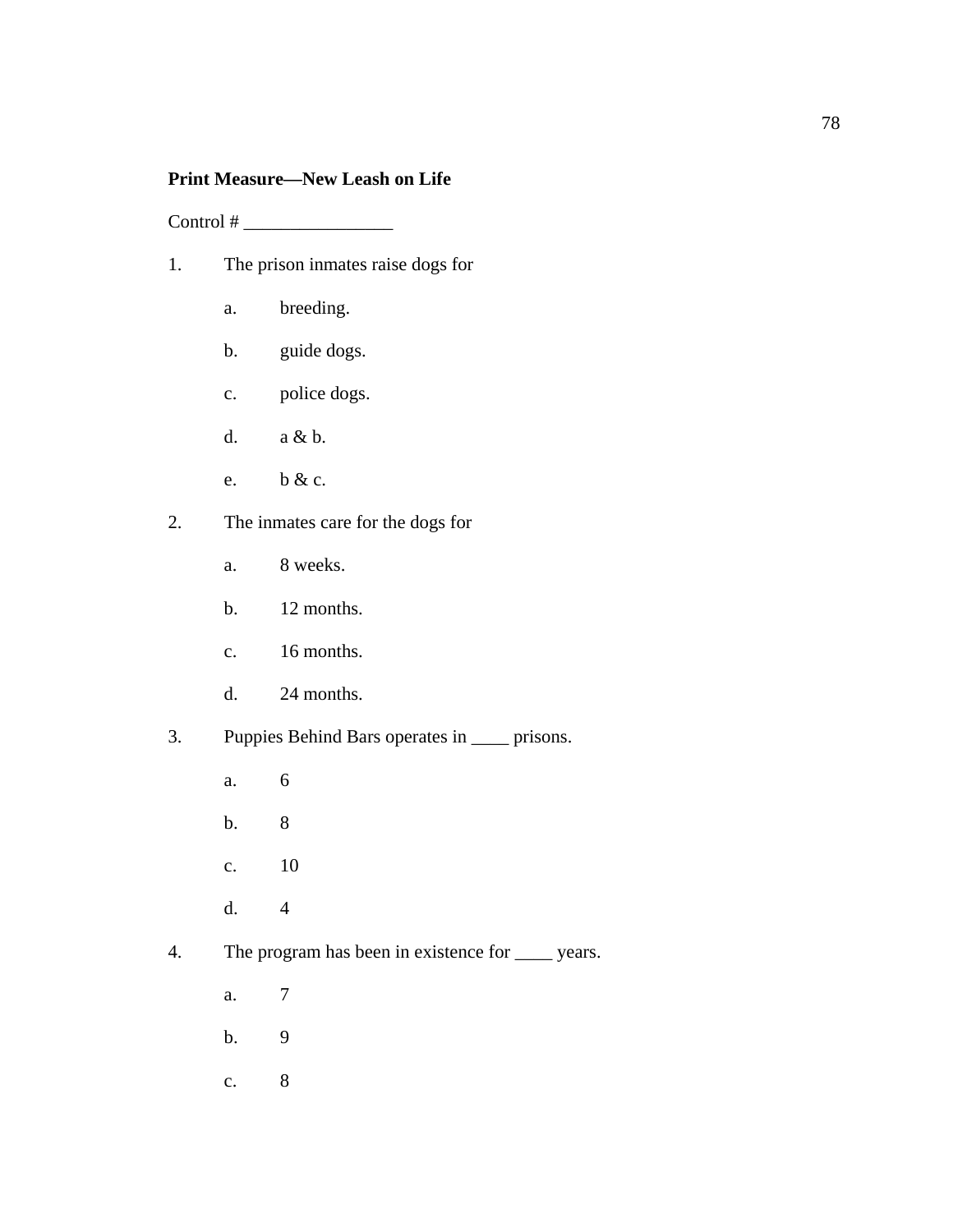**Print Measure—New Leash on Life**

Control # ________________

1. The prison inmates raise dogs for
   a. breeding.
   b. guide dogs.
   c. police dogs.
   d. a & b.
   e. b & c.

2. The inmates care for the dogs for
   a. 8 weeks.
   b. 12 months.
   c. 16 months.
   d. 24 months.

3. Puppies Behind Bars operates in ____ prisons.
   a. 6
   b. 8
   c. 10
   d. 4

4. The program has been in existence for ____ years.
   a. 7
   b. 9
   c. 8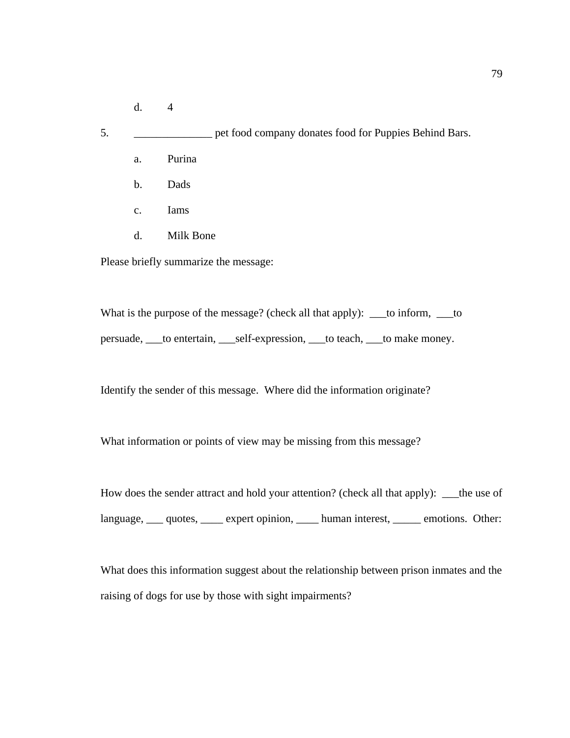d. 4

5. ______________ pet food company donates food for Puppies Behind Bars.

   a. Purina

   b. Dads

   c. Iams

   d. Milk Bone

Please briefly summarize the message:

What is the purpose of the message? (check all that apply): ___to inform, ___to persuade, ___to entertain, ___self-expression, ___to teach, ___to make money.

Identify the sender of this message. Where did the information originate?

What information or points of view may be missing from this message?

How does the sender attract and hold your attention? (check all that apply): ___the use of language, ___ quotes, ____ expert opinion, ____ human interest, _____ emotions. Other:

What does this information suggest about the relationship between prison inmates and the raising of dogs for use by those with sight impairments?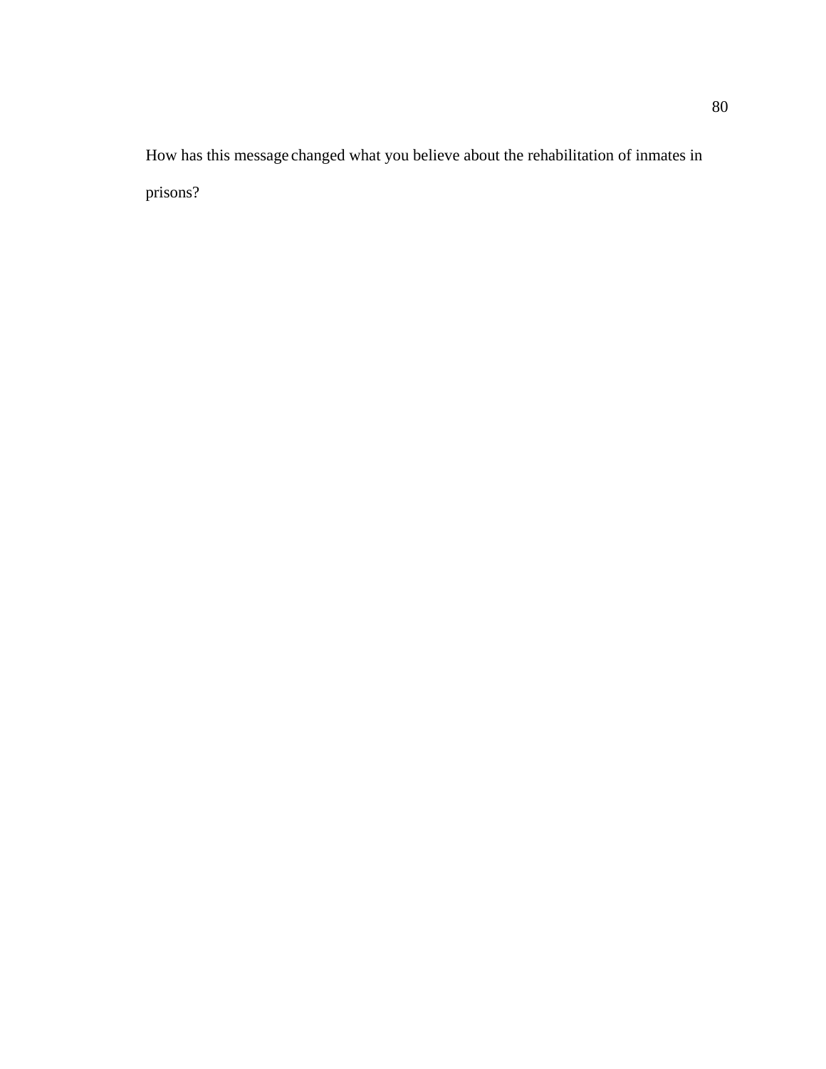How has this message changed what you believe about the rehabilitation of inmates in prisons?